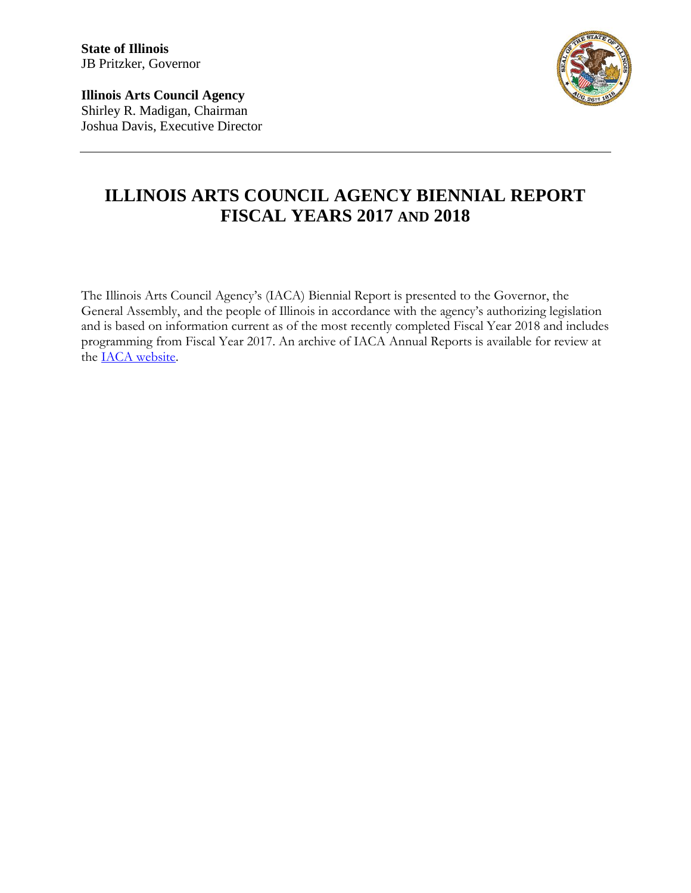**State of Illinois**
JB Pritzker, Governor

**Illinois Arts Council Agency**
Shirley R. Madigan, Chairman
Joshua Davis, Executive Director

---

# ILLINOIS ARTS COUNCIL AGENCY BIENNIAL REPORT FISCAL YEARS 2017 AND 2018

The Illinois Arts Council Agency's (IACA) Biennial Report is presented to the Governor, the General Assembly, and the people of Illinois in accordance with the agency's authorizing legislation and is based on information current as of the most recently completed Fiscal Year 2018 and includes programming from Fiscal Year 2017. An archive of IACA Annual Reports is available for review at the IACA website.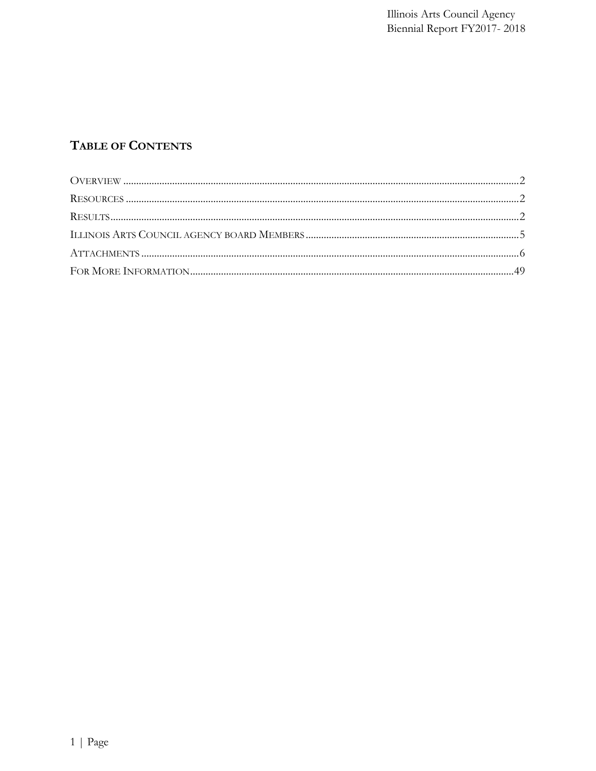## TABLE OF CONTENTS

- OVERVIEW ..... 2
- RESOURCES ..... 2
- RESULTS ..... 2
- ILLINOIS ARTS COUNCIL AGENCY BOARD MEMBERS ..... 5
- ATTACHMENTS ..... 6
- FOR MORE INFORMATION ..... 49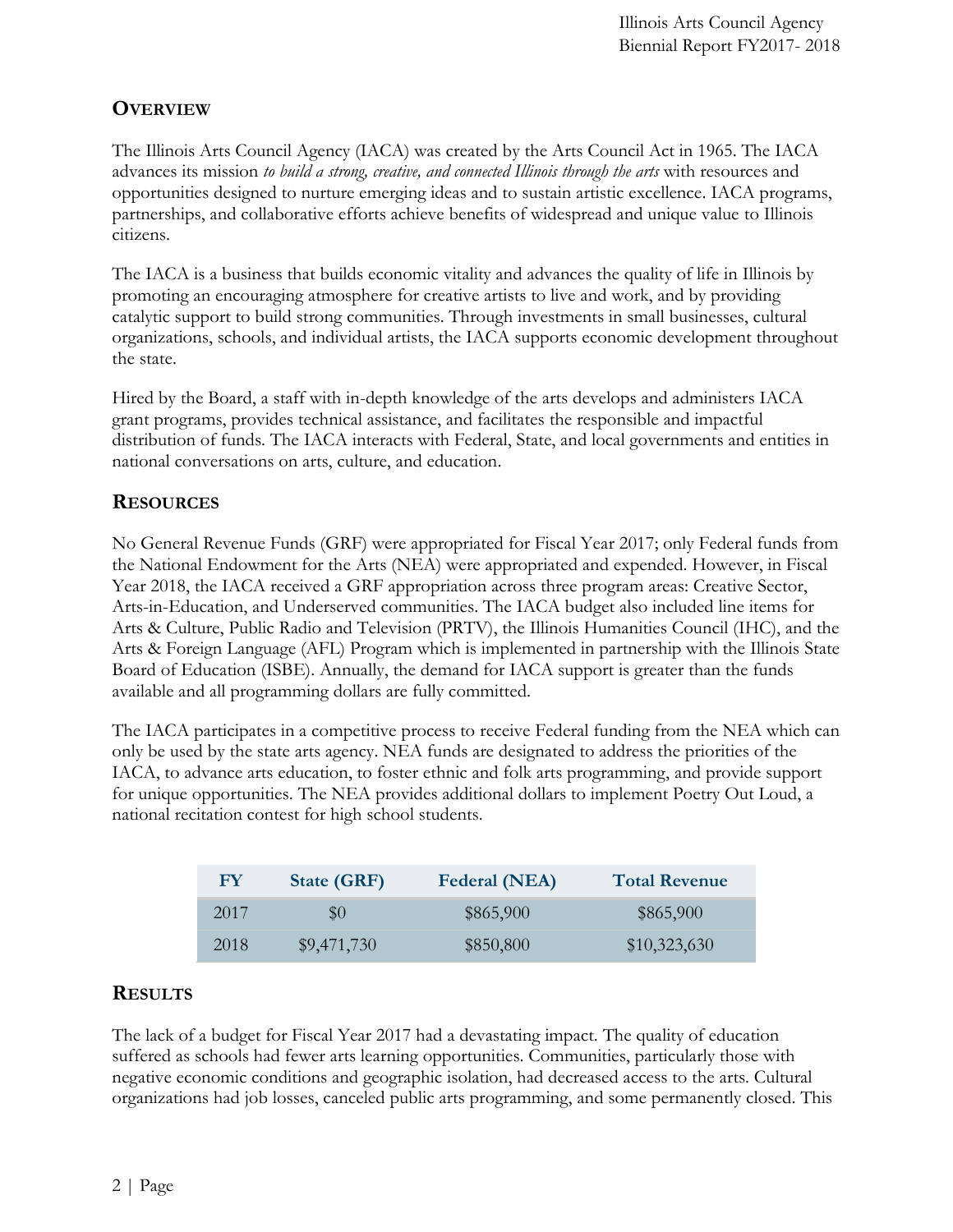## OVERVIEW

The Illinois Arts Council Agency (IACA) was created by the Arts Council Act in 1965. The IACA advances its mission *to build a strong, creative, and connected Illinois through the arts* with resources and opportunities designed to nurture emerging ideas and to sustain artistic excellence. IACA programs, partnerships, and collaborative efforts achieve benefits of widespread and unique value to Illinois citizens.

The IACA is a business that builds economic vitality and advances the quality of life in Illinois by promoting an encouraging atmosphere for creative artists to live and work, and by providing catalytic support to build strong communities. Through investments in small businesses, cultural organizations, schools, and individual artists, the IACA supports economic development throughout the state.

Hired by the Board, a staff with in-depth knowledge of the arts develops and administers IACA grant programs, provides technical assistance, and facilitates the responsible and impactful distribution of funds. The IACA interacts with Federal, State, and local governments and entities in national conversations on arts, culture, and education.

## RESOURCES

No General Revenue Funds (GRF) were appropriated for Fiscal Year 2017; only Federal funds from the National Endowment for the Arts (NEA) were appropriated and expended. However, in Fiscal Year 2018, the IACA received a GRF appropriation across three program areas: Creative Sector, Arts-in-Education, and Underserved communities. The IACA budget also included line items for Arts & Culture, Public Radio and Television (PRTV), the Illinois Humanities Council (IHC), and the Arts & Foreign Language (AFL) Program which is implemented in partnership with the Illinois State Board of Education (ISBE). Annually, the demand for IACA support is greater than the funds available and all programming dollars are fully committed.

The IACA participates in a competitive process to receive Federal funding from the NEA which can only be used by the state arts agency. NEA funds are designated to address the priorities of the IACA, to advance arts education, to foster ethnic and folk arts programming, and provide support for unique opportunities. The NEA provides additional dollars to implement Poetry Out Loud, a national recitation contest for high school students.

| FY | State (GRF) | Federal (NEA) | Total Revenue |
|---|---|---|---|
| 2017 | $0 | $865,900 | $865,900 |
| 2018 | $9,471,730 | $850,800 | $10,323,630 |

## RESULTS

The lack of a budget for Fiscal Year 2017 had a devastating impact. The quality of education suffered as schools had fewer arts learning opportunities. Communities, particularly those with negative economic conditions and geographic isolation, had decreased access to the arts. Cultural organizations had job losses, canceled public arts programming, and some permanently closed. This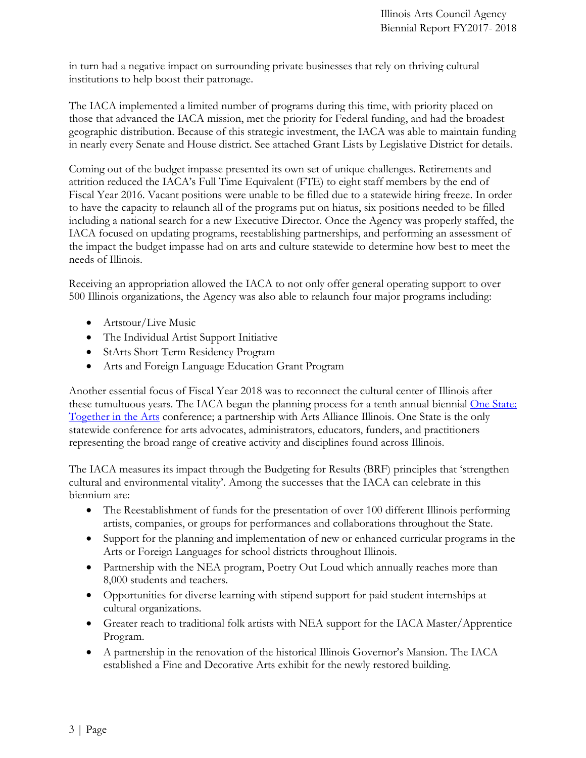in turn had a negative impact on surrounding private businesses that rely on thriving cultural institutions to help boost their patronage.

The IACA implemented a limited number of programs during this time, with priority placed on those that advanced the IACA mission, met the priority for Federal funding, and had the broadest geographic distribution. Because of this strategic investment, the IACA was able to maintain funding in nearly every Senate and House district. See attached Grant Lists by Legislative District for details.

Coming out of the budget impasse presented its own set of unique challenges. Retirements and attrition reduced the IACA's Full Time Equivalent (FTE) to eight staff members by the end of Fiscal Year 2016. Vacant positions were unable to be filled due to a statewide hiring freeze. In order to have the capacity to relaunch all of the programs put on hiatus, six positions needed to be filled including a national search for a new Executive Director. Once the Agency was properly staffed, the IACA focused on updating programs, reestablishing partnerships, and performing an assessment of the impact the budget impasse had on arts and culture statewide to determine how best to meet the needs of Illinois.

Receiving an appropriation allowed the IACA to not only offer general operating support to over 500 Illinois organizations, the Agency was also able to relaunch four major programs including:

- Artstour/Live Music
- The Individual Artist Support Initiative
- StArts Short Term Residency Program
- Arts and Foreign Language Education Grant Program

Another essential focus of Fiscal Year 2018 was to reconnect the cultural center of Illinois after these tumultuous years. The IACA began the planning process for a tenth annual biennial [One State: Together in the Arts] conference; a partnership with Arts Alliance Illinois. One State is the only statewide conference for arts advocates, administrators, educators, funders, and practitioners representing the broad range of creative activity and disciplines found across Illinois.

The IACA measures its impact through the Budgeting for Results (BRF) principles that 'strengthen cultural and environmental vitality'. Among the successes that the IACA can celebrate in this biennium are:

- The Reestablishment of funds for the presentation of over 100 different Illinois performing artists, companies, or groups for performances and collaborations throughout the State.
- Support for the planning and implementation of new or enhanced curricular programs in the Arts or Foreign Languages for school districts throughout Illinois.
- Partnership with the NEA program, Poetry Out Loud which annually reaches more than 8,000 students and teachers.
- Opportunities for diverse learning with stipend support for paid student internships at cultural organizations.
- Greater reach to traditional folk artists with NEA support for the IACA Master/Apprentice Program.
- A partnership in the renovation of the historical Illinois Governor's Mansion. The IACA established a Fine and Decorative Arts exhibit for the newly restored building.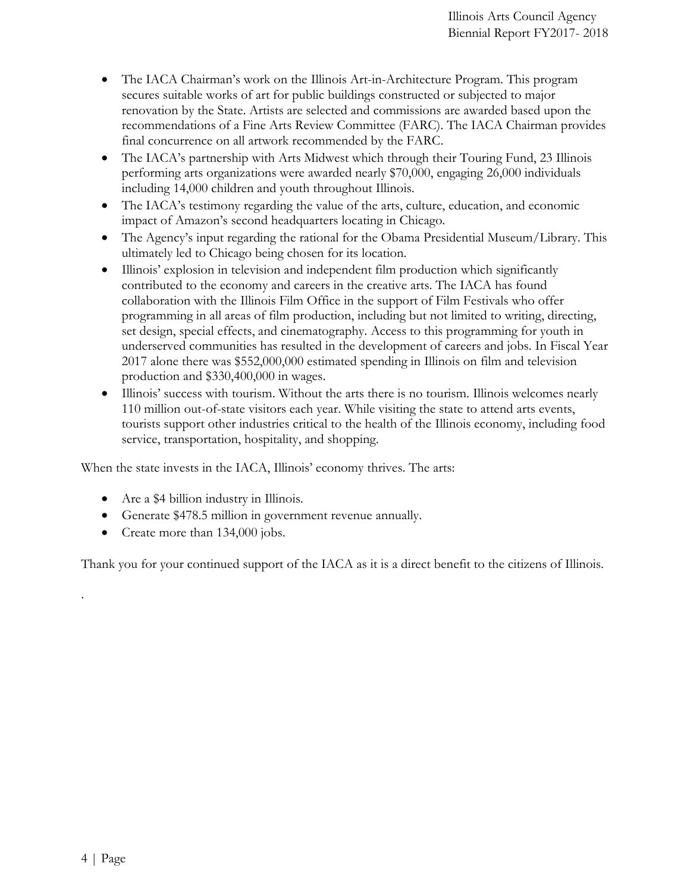- The IACA Chairman's work on the Illinois Art-in-Architecture Program. This program secures suitable works of art for public buildings constructed or subjected to major renovation by the State. Artists are selected and commissions are awarded based upon the recommendations of a Fine Arts Review Committee (FARC). The IACA Chairman provides final concurrence on all artwork recommended by the FARC.
- The IACA's partnership with Arts Midwest which through their Touring Fund, 23 Illinois performing arts organizations were awarded nearly $70,000, engaging 26,000 individuals including 14,000 children and youth throughout Illinois.
- The IACA's testimony regarding the value of the arts, culture, education, and economic impact of Amazon's second headquarters locating in Chicago.
- The Agency's input regarding the rational for the Obama Presidential Museum/Library. This ultimately led to Chicago being chosen for its location.
- Illinois' explosion in television and independent film production which significantly contributed to the economy and careers in the creative arts. The IACA has found collaboration with the Illinois Film Office in the support of Film Festivals who offer programming in all areas of film production, including but not limited to writing, directing, set design, special effects, and cinematography. Access to this programming for youth in underserved communities has resulted in the development of careers and jobs. In Fiscal Year 2017 alone there was $552,000,000 estimated spending in Illinois on film and television production and $330,400,000 in wages.
- Illinois' success with tourism. Without the arts there is no tourism. Illinois welcomes nearly 110 million out-of-state visitors each year. While visiting the state to attend arts events, tourists support other industries critical to the health of the Illinois economy, including food service, transportation, hospitality, and shopping.

When the state invests in the IACA, Illinois' economy thrives. The arts:

- Are a $4 billion industry in Illinois.
- Generate $478.5 million in government revenue annually.
- Create more than 134,000 jobs.

Thank you for your continued support of the IACA as it is a direct benefit to the citizens of Illinois.

.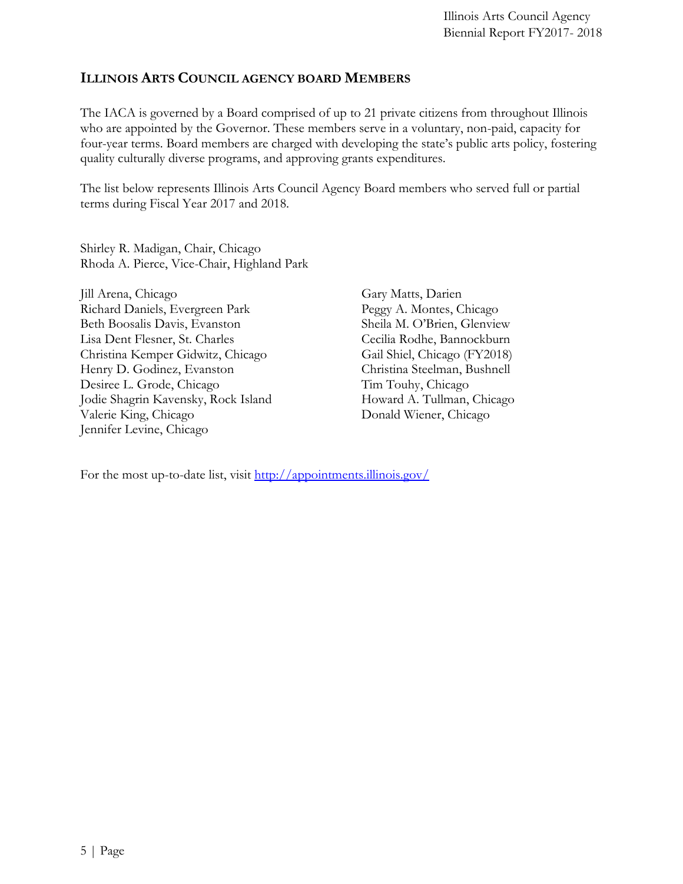## ILLINOIS ARTS COUNCIL AGENCY BOARD MEMBERS

The IACA is governed by a Board comprised of up to 21 private citizens from throughout Illinois who are appointed by the Governor. These members serve in a voluntary, non-paid, capacity for four-year terms. Board members are charged with developing the state's public arts policy, fostering quality culturally diverse programs, and approving grants expenditures.

The list below represents Illinois Arts Council Agency Board members who served full or partial terms during Fiscal Year 2017 and 2018.

Shirley R. Madigan, Chair, Chicago
Rhoda A. Pierce, Vice-Chair, Highland Park

Jill Arena, Chicago
Richard Daniels, Evergreen Park
Beth Boosalis Davis, Evanston
Lisa Dent Flesner, St. Charles
Christina Kemper Gidwitz, Chicago
Henry D. Godinez, Evanston
Desiree L. Grode, Chicago
Jodie Shagrin Kavensky, Rock Island
Valerie King, Chicago
Jennifer Levine, Chicago
Gary Matts, Darien
Peggy A. Montes, Chicago
Sheila M. O'Brien, Glenview
Cecilia Rodhe, Bannockburn
Gail Shiel, Chicago (FY2018)
Christina Steelman, Bushnell
Tim Touhy, Chicago
Howard A. Tullman, Chicago
Donald Wiener, Chicago

For the most up-to-date list, visit http://appointments.illinois.gov/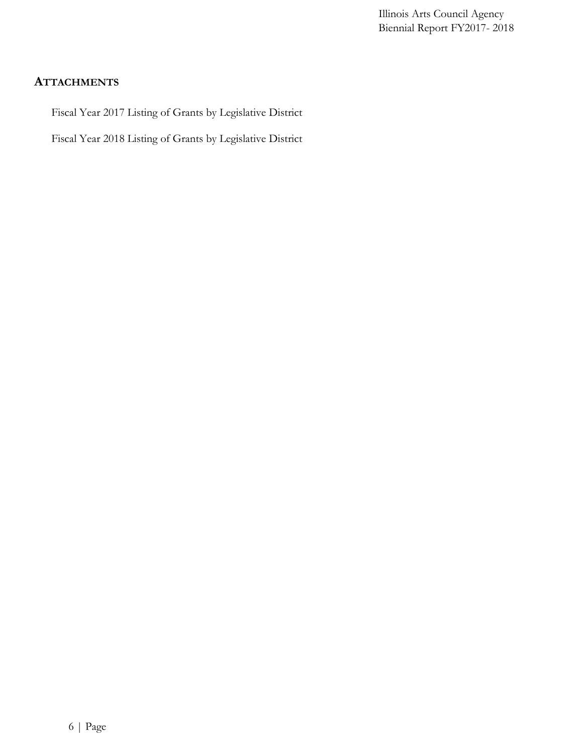## ATTACHMENTS

Fiscal Year 2017 Listing of Grants by Legislative District

Fiscal Year 2018 Listing of Grants by Legislative District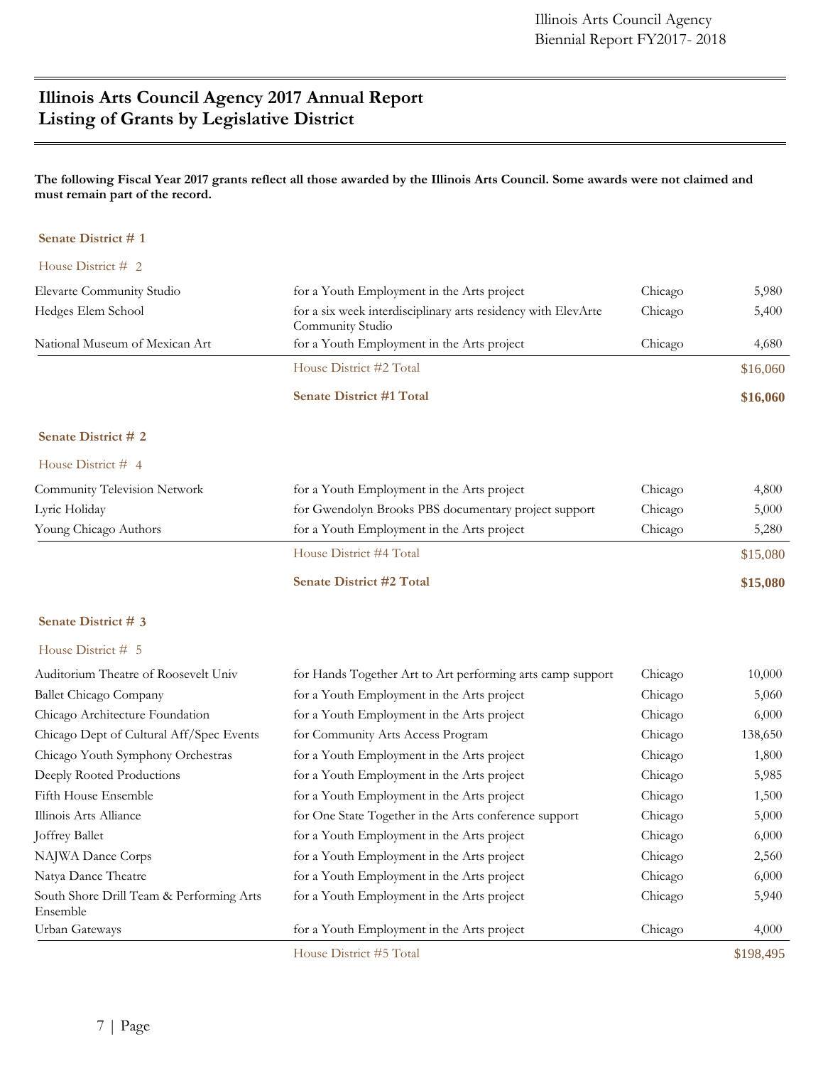# Illinois Arts Council Agency 2017 Annual Report
# Listing of Grants by Legislative District

**The following Fiscal Year 2017 grants reflect all those awarded by the Illinois Arts Council. Some awards were not claimed and must remain part of the record.**

### Senate District # 1

House District # 2

| Organization | Purpose | City | Amount |
|---|---|---|---|
| Elevarte Community Studio | for a Youth Employment in the Arts project | Chicago | 5,980 |
| Hedges Elem School | for a six week interdisciplinary arts residency with ElevArte Community Studio | Chicago | 5,400 |
| National Museum of Mexican Art | for a Youth Employment in the Arts project | Chicago | 4,680 |
| | House District #2 Total | | $16,060 |
| | **Senate District #1 Total** | | **$16,060** |

### Senate District # 2

House District # 4

| Organization | Purpose | City | Amount |
|---|---|---|---|
| Community Television Network | for a Youth Employment in the Arts project | Chicago | 4,800 |
| Lyric Holiday | for Gwendolyn Brooks PBS documentary project support | Chicago | 5,000 |
| Young Chicago Authors | for a Youth Employment in the Arts project | Chicago | 5,280 |
| | House District #4 Total | | $15,080 |
| | **Senate District #2 Total** | | **$15,080** |

### Senate District # 3

House District # 5

| Organization | Purpose | City | Amount |
|---|---|---|---|
| Auditorium Theatre of Roosevelt Univ | for Hands Together Art to Art performing arts camp support | Chicago | 10,000 |
| Ballet Chicago Company | for a Youth Employment in the Arts project | Chicago | 5,060 |
| Chicago Architecture Foundation | for a Youth Employment in the Arts project | Chicago | 6,000 |
| Chicago Dept of Cultural Aff/Spec Events | for Community Arts Access Program | Chicago | 138,650 |
| Chicago Youth Symphony Orchestras | for a Youth Employment in the Arts project | Chicago | 1,800 |
| Deeply Rooted Productions | for a Youth Employment in the Arts project | Chicago | 5,985 |
| Fifth House Ensemble | for a Youth Employment in the Arts project | Chicago | 1,500 |
| Illinois Arts Alliance | for One State Together in the Arts conference support | Chicago | 5,000 |
| Joffrey Ballet | for a Youth Employment in the Arts project | Chicago | 6,000 |
| NAJWA Dance Corps | for a Youth Employment in the Arts project | Chicago | 2,560 |
| Natya Dance Theatre | for a Youth Employment in the Arts project | Chicago | 6,000 |
| South Shore Drill Team & Performing Arts Ensemble | for a Youth Employment in the Arts project | Chicago | 5,940 |
| Urban Gateways | for a Youth Employment in the Arts project | Chicago | 4,000 |
| | House District #5 Total | | $198,495 |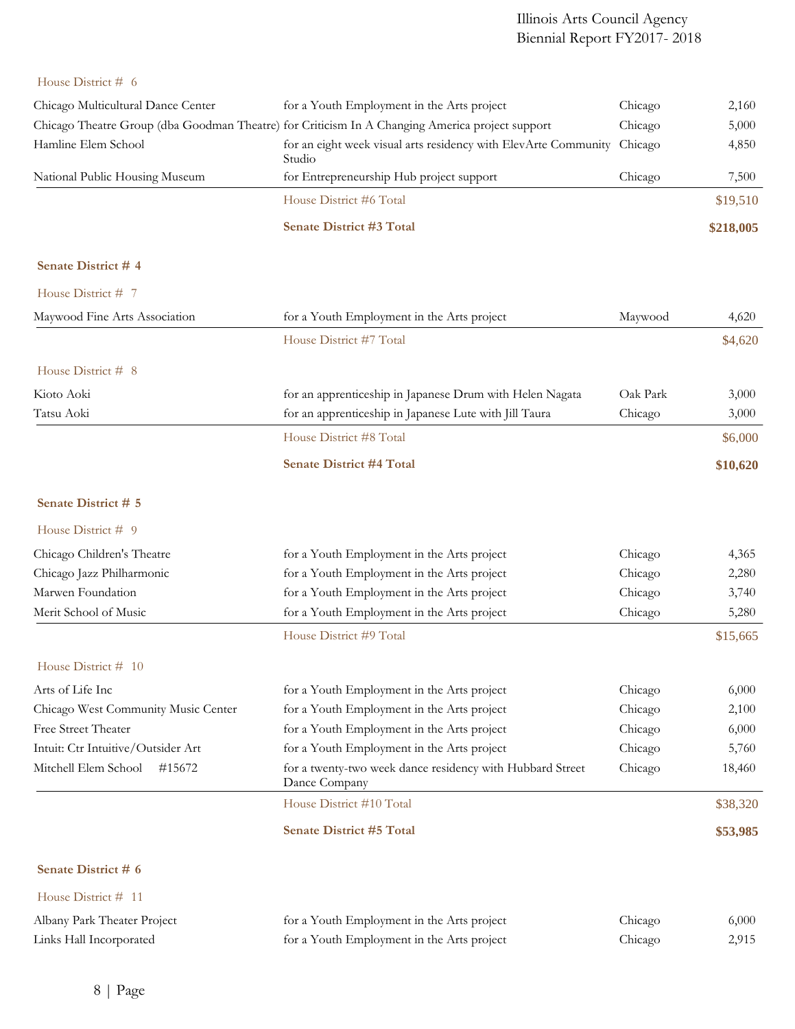House District # 6

| | | | |
|---|---|---|---|
| Chicago Multicultural Dance Center | for a Youth Employment in the Arts project | Chicago | 2,160 |
| Chicago Theatre Group (dba Goodman Theatre) | for Criticism In A Changing America project support | Chicago | 5,000 |
| Hamline Elem School | for an eight week visual arts residency with ElevArte Community Studio | Chicago | 4,850 |
| National Public Housing Museum | for Entrepreneurship Hub project support | Chicago | 7,500 |
| | House District #6 Total | | $19,510 |
| | **Senate District #3 Total** | | **$218,005** |

**Senate District # 4**

House District # 7

| | | | |
|---|---|---|---|
| Maywood Fine Arts Association | for a Youth Employment in the Arts project | Maywood | 4,620 |
| | House District #7 Total | | $4,620 |

House District # 8

| | | | |
|---|---|---|---|
| Kioto Aoki | for an apprenticeship in Japanese Drum with Helen Nagata | Oak Park | 3,000 |
| Tatsu Aoki | for an apprenticeship in Japanese Lute with Jill Taura | Chicago | 3,000 |
| | House District #8 Total | | $6,000 |
| | **Senate District #4 Total** | | **$10,620** |

**Senate District # 5**

House District # 9

| | | | |
|---|---|---|---|
| Chicago Children's Theatre | for a Youth Employment in the Arts project | Chicago | 4,365 |
| Chicago Jazz Philharmonic | for a Youth Employment in the Arts project | Chicago | 2,280 |
| Marwen Foundation | for a Youth Employment in the Arts project | Chicago | 3,740 |
| Merit School of Music | for a Youth Employment in the Arts project | Chicago | 5,280 |
| | House District #9 Total | | $15,665 |

House District # 10

| | | | |
|---|---|---|---|
| Arts of Life Inc | for a Youth Employment in the Arts project | Chicago | 6,000 |
| Chicago West Community Music Center | for a Youth Employment in the Arts project | Chicago | 2,100 |
| Free Street Theater | for a Youth Employment in the Arts project | Chicago | 6,000 |
| Intuit: Ctr Intuitive/Outsider Art | for a Youth Employment in the Arts project | Chicago | 5,760 |
| Mitchell Elem School #15672 | for a twenty-two week dance residency with Hubbard Street Dance Company | Chicago | 18,460 |
| | House District #10 Total | | $38,320 |
| | **Senate District #5 Total** | | **$53,985** |

**Senate District # 6**

House District # 11

| | | | |
|---|---|---|---|
| Albany Park Theater Project | for a Youth Employment in the Arts project | Chicago | 6,000 |
| Links Hall Incorporated | for a Youth Employment in the Arts project | Chicago | 2,915 |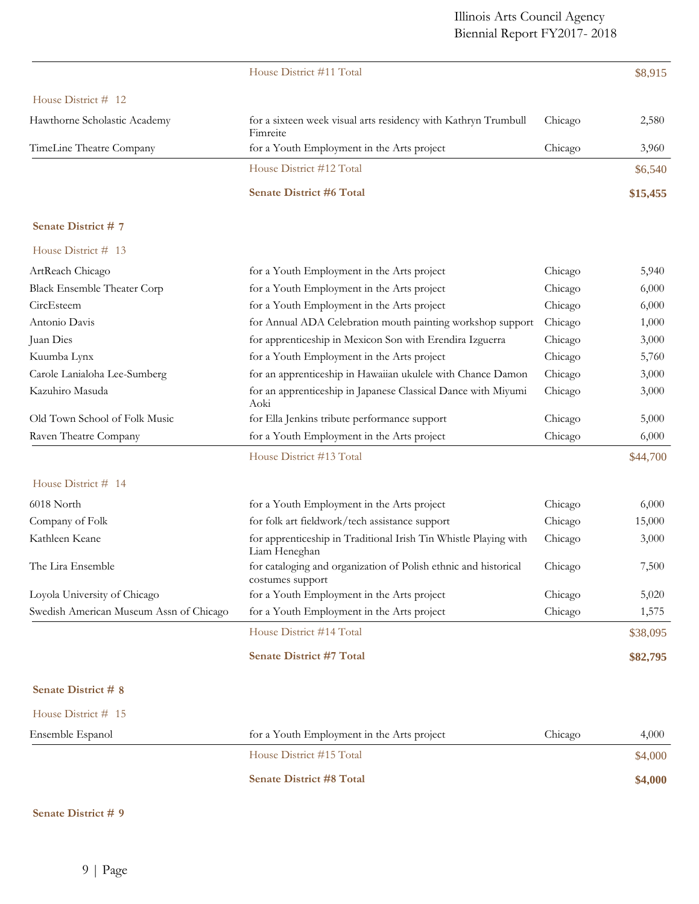| | | | |
|---|---|---|---|
| | House District #11 Total | | $8,915 |

House District # 12

| | | | |
|---|---|---|---|
| Hawthorne Scholastic Academy | for a sixteen week visual arts residency with Kathryn Trumbull Fimreite | Chicago | 2,580 |
| TimeLine Theatre Company | for a Youth Employment in the Arts project | Chicago | 3,960 |
| | House District #12 Total | | $6,540 |
| | **Senate District #6 Total** | | **$15,455** |

**Senate District # 7**

House District # 13

| | | | |
|---|---|---|---|
| ArtReach Chicago | for a Youth Employment in the Arts project | Chicago | 5,940 |
| Black Ensemble Theater Corp | for a Youth Employment in the Arts project | Chicago | 6,000 |
| CircEsteem | for a Youth Employment in the Arts project | Chicago | 6,000 |
| Antonio Davis | for Annual ADA Celebration mouth painting workshop support | Chicago | 1,000 |
| Juan Dies | for apprenticeship in Mexicon Son with Erendira Izguerra | Chicago | 3,000 |
| Kuumba Lynx | for a Youth Employment in the Arts project | Chicago | 5,760 |
| Carole Lanialoha Lee-Sumberg | for an apprenticeship in Hawaiian ukulele with Chance Damon | Chicago | 3,000 |
| Kazuhiro Masuda | for an apprenticeship in Japanese Classical Dance with Miyumi Aoki | Chicago | 3,000 |
| Old Town School of Folk Music | for Ella Jenkins tribute performance support | Chicago | 5,000 |
| Raven Theatre Company | for a Youth Employment in the Arts project | Chicago | 6,000 |
| | House District #13 Total | | $44,700 |

House District # 14

| | | | |
|---|---|---|---|
| 6018 North | for a Youth Employment in the Arts project | Chicago | 6,000 |
| Company of Folk | for folk art fieldwork/tech assistance support | Chicago | 15,000 |
| Kathleen Keane | for apprenticeship in Traditional Irish Tin Whistle Playing with Liam Heneghan | Chicago | 3,000 |
| The Lira Ensemble | for cataloging and organization of Polish ethnic and historical costumes support | Chicago | 7,500 |
| Loyola University of Chicago | for a Youth Employment in the Arts project | Chicago | 5,020 |
| Swedish American Museum Assn of Chicago | for a Youth Employment in the Arts project | Chicago | 1,575 |
| | House District #14 Total | | $38,095 |
| | **Senate District #7 Total** | | **$82,795** |

**Senate District # 8**

House District # 15

| | | | |
|---|---|---|---|
| Ensemble Espanol | for a Youth Employment in the Arts project | Chicago | 4,000 |
| | House District #15 Total | | $4,000 |
| | **Senate District #8 Total** | | **$4,000** |

**Senate District # 9**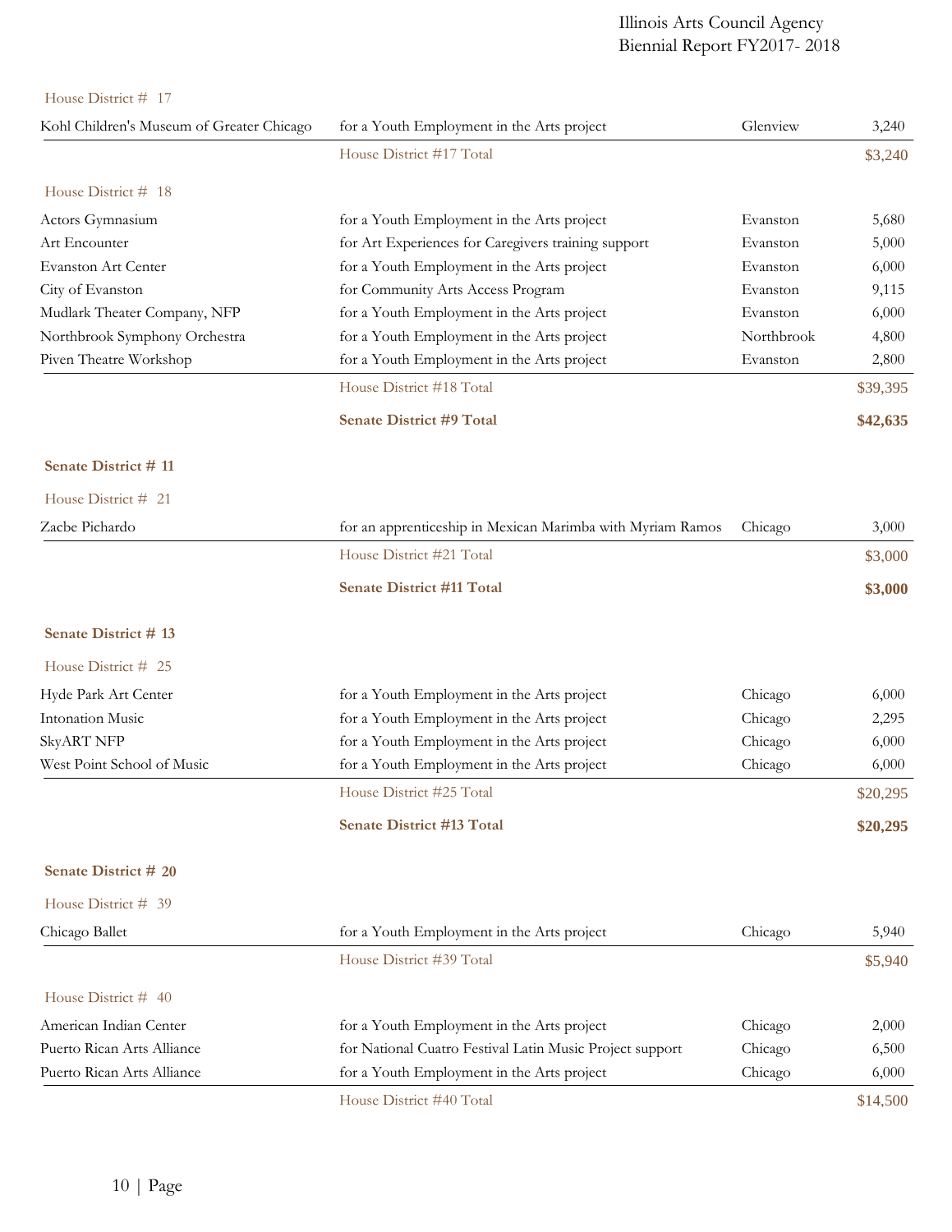House District # 17

| | | | |
|---|---|---|---|
| Kohl Children's Museum of Greater Chicago | for a Youth Employment in the Arts project | Glenview | 3,240 |
| | House District #17 Total | | $3,240 |

House District # 18

| | | | |
|---|---|---|---|
| Actors Gymnasium | for a Youth Employment in the Arts project | Evanston | 5,680 |
| Art Encounter | for Art Experiences for Caregivers training support | Evanston | 5,000 |
| Evanston Art Center | for a Youth Employment in the Arts project | Evanston | 6,000 |
| City of Evanston | for Community Arts Access Program | Evanston | 9,115 |
| Mudlark Theater Company, NFP | for a Youth Employment in the Arts project | Evanston | 6,000 |
| Northbrook Symphony Orchestra | for a Youth Employment in the Arts project | Northbrook | 4,800 |
| Piven Theatre Workshop | for a Youth Employment in the Arts project | Evanston | 2,800 |
| | House District #18 Total | | $39,395 |
| | **Senate District #9 Total** | | **$42,635** |

**Senate District # 11**

House District # 21

| | | | |
|---|---|---|---|
| Zacbe Pichardo | for an apprenticeship in Mexican Marimba with Myriam Ramos | Chicago | 3,000 |
| | House District #21 Total | | $3,000 |
| | **Senate District #11 Total** | | **$3,000** |

**Senate District # 13**

House District # 25

| | | | |
|---|---|---|---|
| Hyde Park Art Center | for a Youth Employment in the Arts project | Chicago | 6,000 |
| Intonation Music | for a Youth Employment in the Arts project | Chicago | 2,295 |
| SkyART NFP | for a Youth Employment in the Arts project | Chicago | 6,000 |
| West Point School of Music | for a Youth Employment in the Arts project | Chicago | 6,000 |
| | House District #25 Total | | $20,295 |
| | **Senate District #13 Total** | | **$20,295** |

**Senate District # 20**

House District # 39

| | | | |
|---|---|---|---|
| Chicago Ballet | for a Youth Employment in the Arts project | Chicago | 5,940 |
| | House District #39 Total | | $5,940 |

House District # 40

| | | | |
|---|---|---|---|
| American Indian Center | for a Youth Employment in the Arts project | Chicago | 2,000 |
| Puerto Rican Arts Alliance | for National Cuatro Festival Latin Music Project support | Chicago | 6,500 |
| Puerto Rican Arts Alliance | for a Youth Employment in the Arts project | Chicago | 6,000 |
| | House District #40 Total | | $14,500 |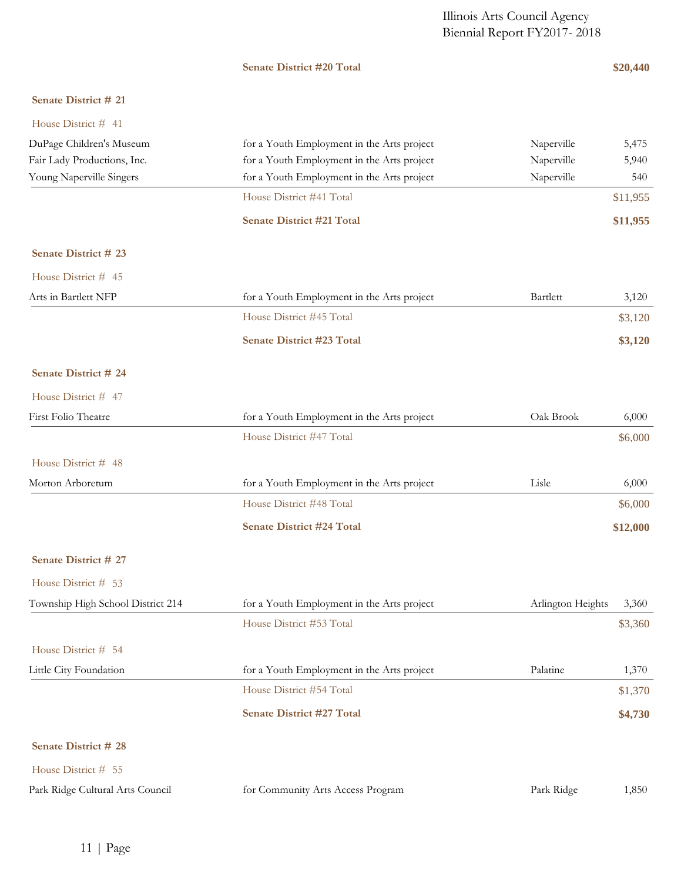| | | | |
|---|---|---|---|
| | **Senate District #20 Total** | | **$20,440** |

**Senate District # 21**

House District # 41

| Organization | Purpose | City | Amount |
|---|---|---|---|
| DuPage Children's Museum | for a Youth Employment in the Arts project | Naperville | 5,475 |
| Fair Lady Productions, Inc. | for a Youth Employment in the Arts project | Naperville | 5,940 |
| Young Naperville Singers | for a Youth Employment in the Arts project | Naperville | 540 |
| | House District #41 Total | | $11,955 |
| | **Senate District #21 Total** | | **$11,955** |

**Senate District # 23**

House District # 45

| Organization | Purpose | City | Amount |
|---|---|---|---|
| Arts in Bartlett NFP | for a Youth Employment in the Arts project | Bartlett | 3,120 |
| | House District #45 Total | | $3,120 |
| | **Senate District #23 Total** | | **$3,120** |

**Senate District # 24**

House District # 47

| Organization | Purpose | City | Amount |
|---|---|---|---|
| First Folio Theatre | for a Youth Employment in the Arts project | Oak Brook | 6,000 |
| | House District #47 Total | | $6,000 |

House District # 48

| Organization | Purpose | City | Amount |
|---|---|---|---|
| Morton Arboretum | for a Youth Employment in the Arts project | Lisle | 6,000 |
| | House District #48 Total | | $6,000 |
| | **Senate District #24 Total** | | **$12,000** |

**Senate District # 27**

House District # 53

| Organization | Purpose | City | Amount |
|---|---|---|---|
| Township High School District 214 | for a Youth Employment in the Arts project | Arlington Heights | 3,360 |
| | House District #53 Total | | $3,360 |

House District # 54

| Organization | Purpose | City | Amount |
|---|---|---|---|
| Little City Foundation | for a Youth Employment in the Arts project | Palatine | 1,370 |
| | House District #54 Total | | $1,370 |
| | **Senate District #27 Total** | | **$4,730** |

**Senate District # 28**

House District # 55

| Organization | Purpose | City | Amount |
|---|---|---|---|
| Park Ridge Cultural Arts Council | for Community Arts Access Program | Park Ridge | 1,850 |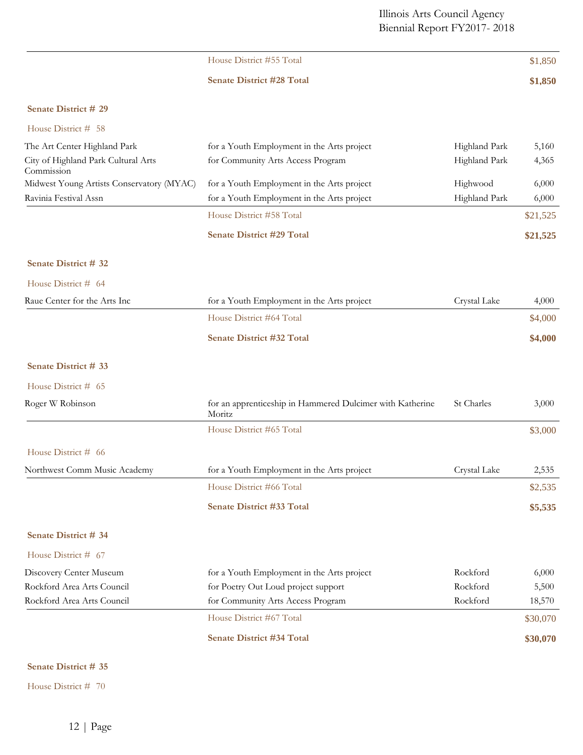| | | | |
|---|---|---|---|
| | House District #55 Total | | $1,850 |
| | **Senate District #28 Total** | | **$1,850** |

**Senate District # 29**

House District # 58

| | | | |
|---|---|---|---|
| The Art Center Highland Park | for a Youth Employment in the Arts project | Highland Park | 5,160 |
| City of Highland Park Cultural Arts Commission | for Community Arts Access Program | Highland Park | 4,365 |
| Midwest Young Artists Conservatory (MYAC) | for a Youth Employment in the Arts project | Highwood | 6,000 |
| Ravinia Festival Assn | for a Youth Employment in the Arts project | Highland Park | 6,000 |
| | House District #58 Total | | $21,525 |
| | **Senate District #29 Total** | | **$21,525** |

**Senate District # 32**

House District # 64

| | | | |
|---|---|---|---|
| Raue Center for the Arts Inc | for a Youth Employment in the Arts project | Crystal Lake | 4,000 |
| | House District #64 Total | | $4,000 |
| | **Senate District #32 Total** | | **$4,000** |

**Senate District # 33**

House District # 65

| | | | |
|---|---|---|---|
| Roger W Robinson | for an apprenticeship in Hammered Dulcimer with Katherine Moritz | St Charles | 3,000 |
| | House District #65 Total | | $3,000 |

House District # 66

| | | | |
|---|---|---|---|
| Northwest Comm Music Academy | for a Youth Employment in the Arts project | Crystal Lake | 2,535 |
| | House District #66 Total | | $2,535 |
| | **Senate District #33 Total** | | **$5,535** |

**Senate District # 34**

House District # 67

| | | | |
|---|---|---|---|
| Discovery Center Museum | for a Youth Employment in the Arts project | Rockford | 6,000 |
| Rockford Area Arts Council | for Poetry Out Loud project support | Rockford | 5,500 |
| Rockford Area Arts Council | for Community Arts Access Program | Rockford | 18,570 |
| | House District #67 Total | | $30,070 |
| | **Senate District #34 Total** | | **$30,070** |

**Senate District # 35**

House District # 70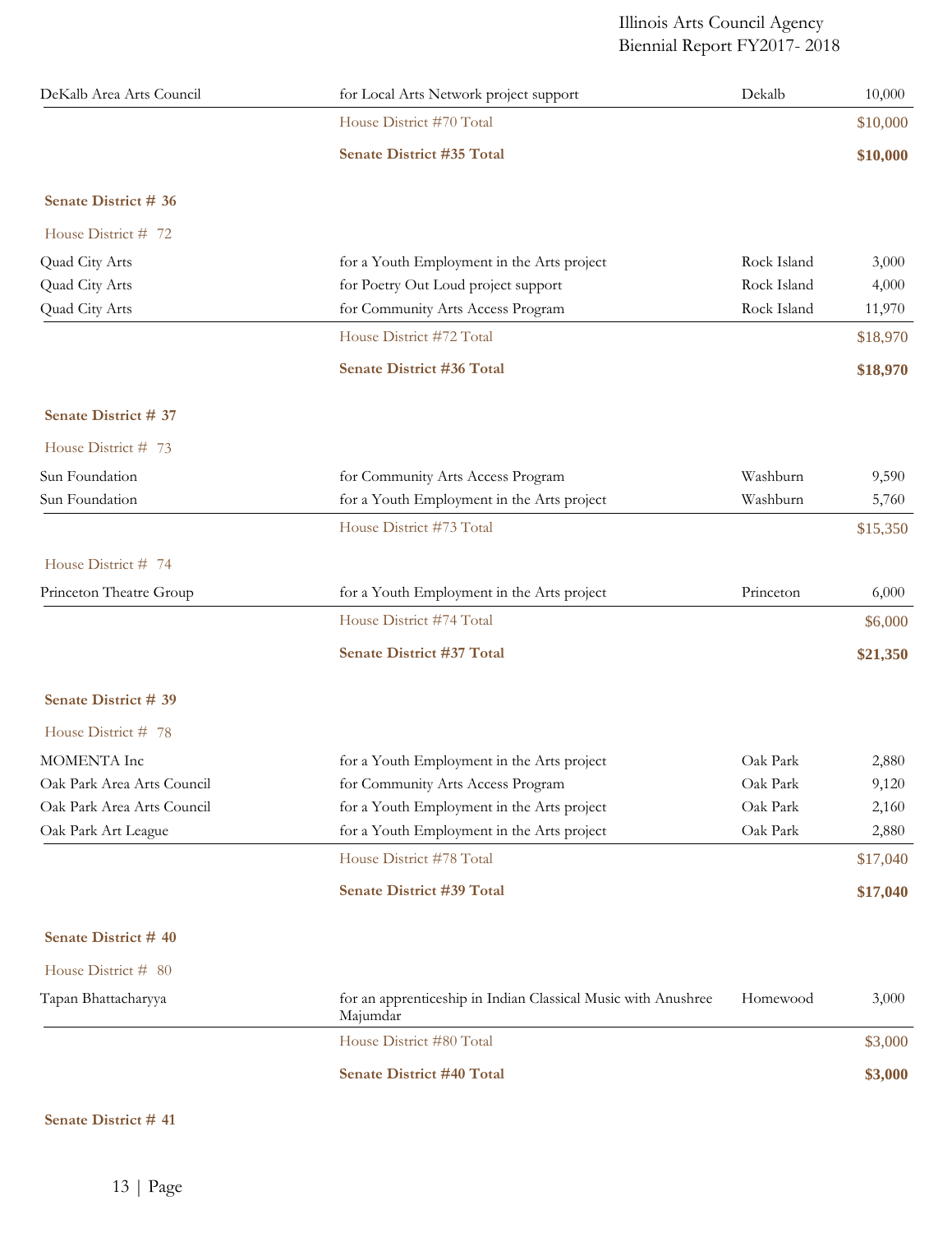| | | | |
|---|---|---|---|
| DeKalb Area Arts Council | for Local Arts Network project support | Dekalb | 10,000 |
| | House District #70 Total | | $10,000 |
| | **Senate District #35 Total** | | **$10,000** |

**Senate District # 36**

House District # 72

| | | | |
|---|---|---|---|
| Quad City Arts | for a Youth Employment in the Arts project | Rock Island | 3,000 |
| Quad City Arts | for Poetry Out Loud project support | Rock Island | 4,000 |
| Quad City Arts | for Community Arts Access Program | Rock Island | 11,970 |
| | House District #72 Total | | $18,970 |
| | **Senate District #36 Total** | | **$18,970** |

**Senate District # 37**

House District # 73

| | | | |
|---|---|---|---|
| Sun Foundation | for Community Arts Access Program | Washburn | 9,590 |
| Sun Foundation | for a Youth Employment in the Arts project | Washburn | 5,760 |
| | House District #73 Total | | $15,350 |

House District # 74

| | | | |
|---|---|---|---|
| Princeton Theatre Group | for a Youth Employment in the Arts project | Princeton | 6,000 |
| | House District #74 Total | | $6,000 |
| | **Senate District #37 Total** | | **$21,350** |

**Senate District # 39**

House District # 78

| | | | |
|---|---|---|---|
| MOMENTA Inc | for a Youth Employment in the Arts project | Oak Park | 2,880 |
| Oak Park Area Arts Council | for Community Arts Access Program | Oak Park | 9,120 |
| Oak Park Area Arts Council | for a Youth Employment in the Arts project | Oak Park | 2,160 |
| Oak Park Art League | for a Youth Employment in the Arts project | Oak Park | 2,880 |
| | House District #78 Total | | $17,040 |
| | **Senate District #39 Total** | | **$17,040** |

**Senate District # 40**

House District # 80

| | | | |
|---|---|---|---|
| Tapan Bhattacharyya | for an apprenticeship in Indian Classical Music with Anushree Majumdar | Homewood | 3,000 |
| | House District #80 Total | | $3,000 |
| | **Senate District #40 Total** | | **$3,000** |

**Senate District # 41**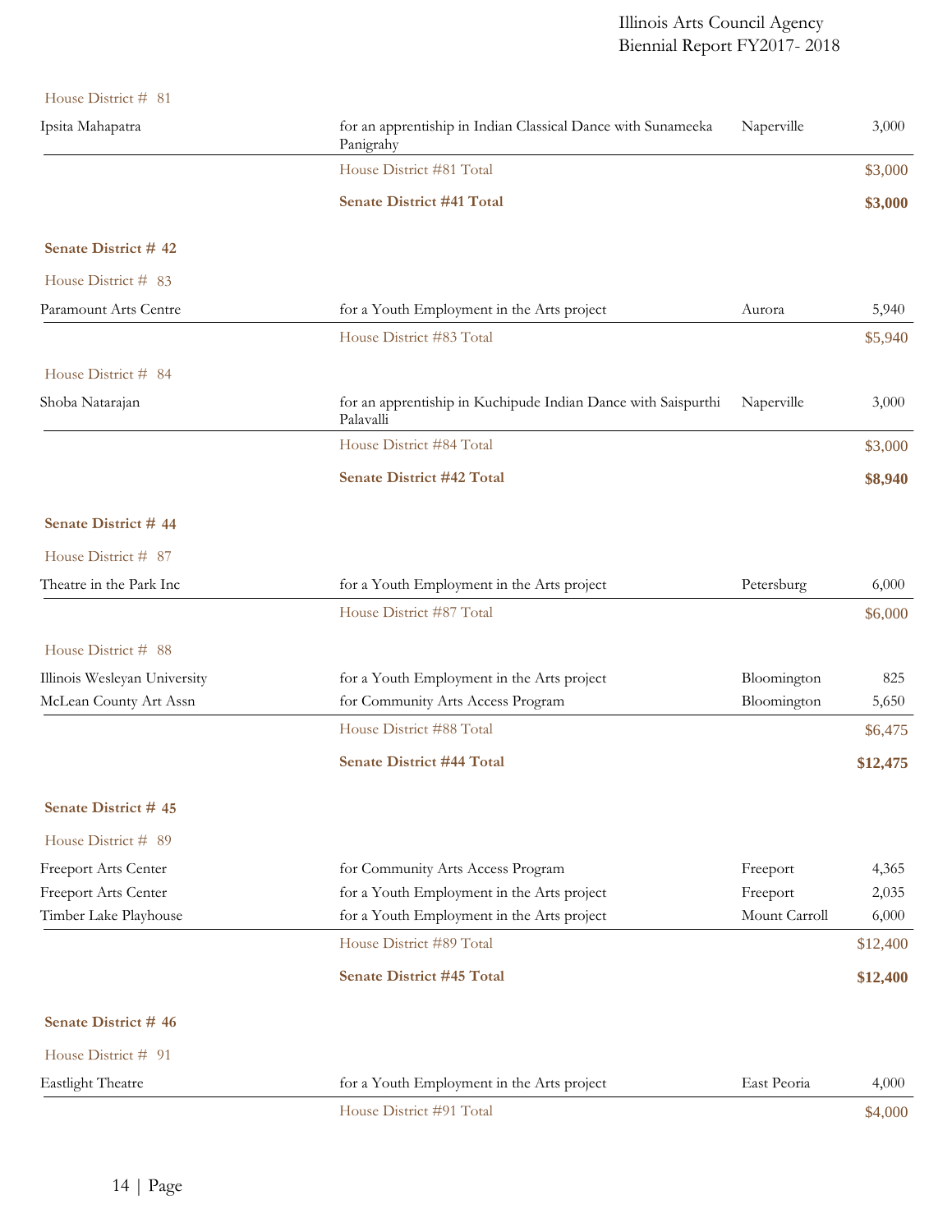House District # 81

| | | | |
|---|---|---|---|
| Ipsita Mahapatra | for an apprentiship in Indian Classical Dance with Sunameeka Panigrahy | Naperville | 3,000 |
| | House District #81 Total | | $3,000 |
| | **Senate District #41 Total** | | **$3,000** |

**Senate District # 42**

House District # 83

| | | | |
|---|---|---|---|
| Paramount Arts Centre | for a Youth Employment in the Arts project | Aurora | 5,940 |
| | House District #83 Total | | $5,940 |

House District # 84

| | | | |
|---|---|---|---|
| Shoba Natarajan | for an apprentiship in Kuchipude Indian Dance with Saispurthi Palavalli | Naperville | 3,000 |
| | House District #84 Total | | $3,000 |
| | **Senate District #42 Total** | | **$8,940** |

**Senate District # 44**

House District # 87

| | | | |
|---|---|---|---|
| Theatre in the Park Inc | for a Youth Employment in the Arts project | Petersburg | 6,000 |
| | House District #87 Total | | $6,000 |

House District # 88

| | | | |
|---|---|---|---|
| Illinois Wesleyan University | for a Youth Employment in the Arts project | Bloomington | 825 |
| McLean County Art Assn | for Community Arts Access Program | Bloomington | 5,650 |
| | House District #88 Total | | $6,475 |
| | **Senate District #44 Total** | | **$12,475** |

**Senate District # 45**

House District # 89

| | | | |
|---|---|---|---|
| Freeport Arts Center | for Community Arts Access Program | Freeport | 4,365 |
| Freeport Arts Center | for a Youth Employment in the Arts project | Freeport | 2,035 |
| Timber Lake Playhouse | for a Youth Employment in the Arts project | Mount Carroll | 6,000 |
| | House District #89 Total | | $12,400 |
| | **Senate District #45 Total** | | **$12,400** |

**Senate District # 46**

House District # 91

| | | | |
|---|---|---|---|
| Eastlight Theatre | for a Youth Employment in the Arts project | East Peoria | 4,000 |
| | House District #91 Total | | $4,000 |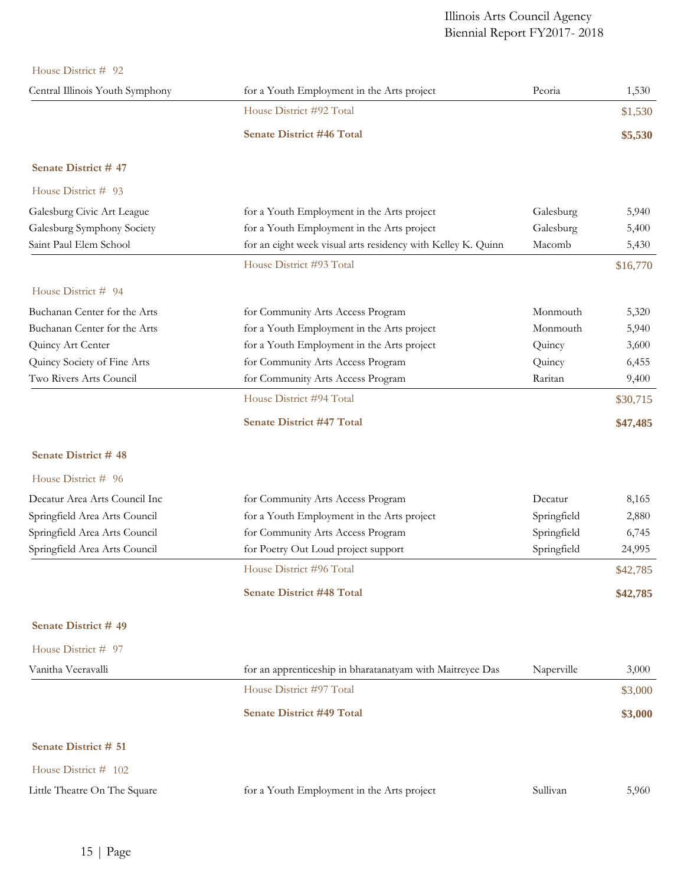House District # 92

| | | | |
|---|---|---|---|
| Central Illinois Youth Symphony | for a Youth Employment in the Arts project | Peoria | 1,530 |
| | House District #92 Total | | $1,530 |
| | **Senate District #46 Total** | | **$5,530** |

**Senate District # 47**

House District # 93

| | | | |
|---|---|---|---|
| Galesburg Civic Art League | for a Youth Employment in the Arts project | Galesburg | 5,940 |
| Galesburg Symphony Society | for a Youth Employment in the Arts project | Galesburg | 5,400 |
| Saint Paul Elem School | for an eight week visual arts residency with Kelley K. Quinn | Macomb | 5,430 |
| | House District #93 Total | | $16,770 |

House District # 94

| | | | |
|---|---|---|---|
| Buchanan Center for the Arts | for Community Arts Access Program | Monmouth | 5,320 |
| Buchanan Center for the Arts | for a Youth Employment in the Arts project | Monmouth | 5,940 |
| Quincy Art Center | for a Youth Employment in the Arts project | Quincy | 3,600 |
| Quincy Society of Fine Arts | for Community Arts Access Program | Quincy | 6,455 |
| Two Rivers Arts Council | for Community Arts Access Program | Raritan | 9,400 |
| | House District #94 Total | | $30,715 |
| | **Senate District #47 Total** | | **$47,485** |

**Senate District # 48**

House District # 96

| | | | |
|---|---|---|---|
| Decatur Area Arts Council Inc | for Community Arts Access Program | Decatur | 8,165 |
| Springfield Area Arts Council | for a Youth Employment in the Arts project | Springfield | 2,880 |
| Springfield Area Arts Council | for Community Arts Access Program | Springfield | 6,745 |
| Springfield Area Arts Council | for Poetry Out Loud project support | Springfield | 24,995 |
| | House District #96 Total | | $42,785 |
| | **Senate District #48 Total** | | **$42,785** |

**Senate District # 49**

House District # 97

| | | | |
|---|---|---|---|
| Vanitha Veeravalli | for an apprenticeship in bharatanatyam with Maitreyee Das | Naperville | 3,000 |
| | House District #97 Total | | $3,000 |
| | **Senate District #49 Total** | | **$3,000** |

**Senate District # 51**

House District # 102

| | | | |
|---|---|---|---|
| Little Theatre On The Square | for a Youth Employment in the Arts project | Sullivan | 5,960 |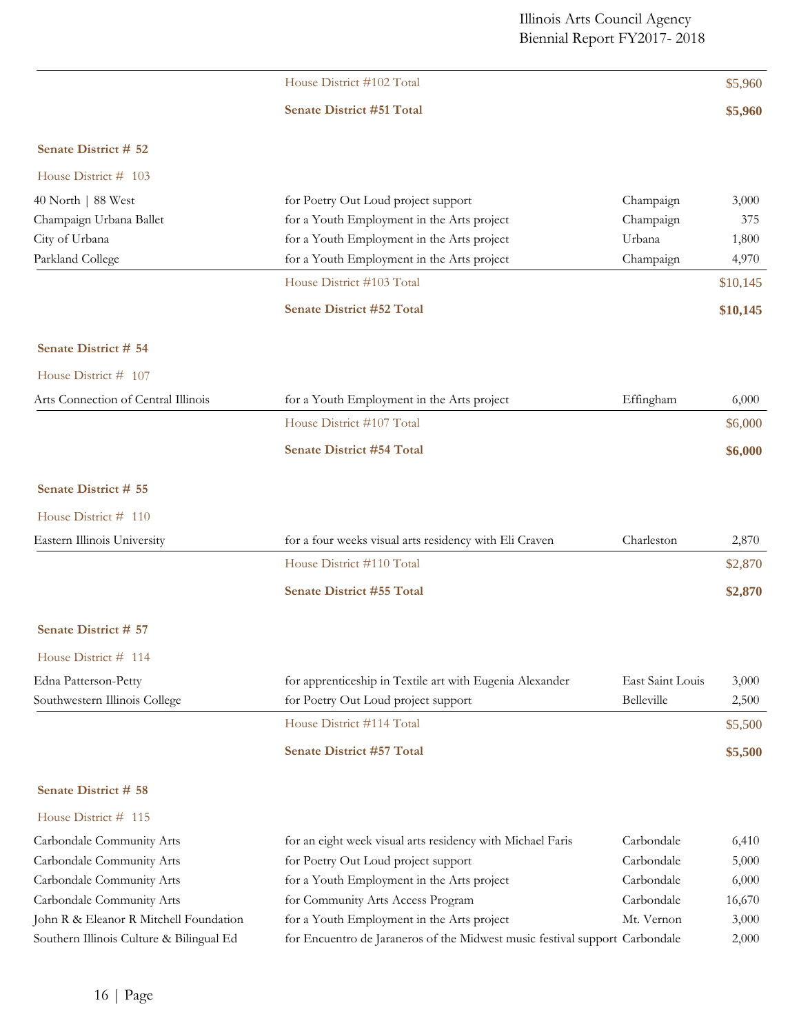| | | | |
|---|---|---|---|
| | House District #102 Total | | $5,960 |
| | **Senate District #51 Total** | | **$5,960** |

**Senate District # 52**

House District # 103

| | | | |
|---|---|---|---|
| 40 North \| 88 West | for Poetry Out Loud project support | Champaign | 3,000 |
| Champaign Urbana Ballet | for a Youth Employment in the Arts project | Champaign | 375 |
| City of Urbana | for a Youth Employment in the Arts project | Urbana | 1,800 |
| Parkland College | for a Youth Employment in the Arts project | Champaign | 4,970 |
| | House District #103 Total | | $10,145 |
| | **Senate District #52 Total** | | **$10,145** |

**Senate District # 54**

House District # 107

| | | | |
|---|---|---|---|
| Arts Connection of Central Illinois | for a Youth Employment in the Arts project | Effingham | 6,000 |
| | House District #107 Total | | $6,000 |
| | **Senate District #54 Total** | | **$6,000** |

**Senate District # 55**

House District # 110

| | | | |
|---|---|---|---|
| Eastern Illinois University | for a four weeks visual arts residency with Eli Craven | Charleston | 2,870 |
| | House District #110 Total | | $2,870 |
| | **Senate District #55 Total** | | **$2,870** |

**Senate District # 57**

House District # 114

| | | | |
|---|---|---|---|
| Edna Patterson-Petty | for apprenticeship in Textile art with Eugenia Alexander | East Saint Louis | 3,000 |
| Southwestern Illinois College | for Poetry Out Loud project support | Belleville | 2,500 |
| | House District #114 Total | | $5,500 |
| | **Senate District #57 Total** | | **$5,500** |

**Senate District # 58**

House District # 115

| | | | |
|---|---|---|---|
| Carbondale Community Arts | for an eight week visual arts residency with Michael Faris | Carbondale | 6,410 |
| Carbondale Community Arts | for Poetry Out Loud project support | Carbondale | 5,000 |
| Carbondale Community Arts | for a Youth Employment in the Arts project | Carbondale | 6,000 |
| Carbondale Community Arts | for Community Arts Access Program | Carbondale | 16,670 |
| John R & Eleanor R Mitchell Foundation | for a Youth Employment in the Arts project | Mt. Vernon | 3,000 |
| Southern Illinois Culture & Bilingual Ed | for Encuentro de Jaraneros of the Midwest music festival support | Carbondale | 2,000 |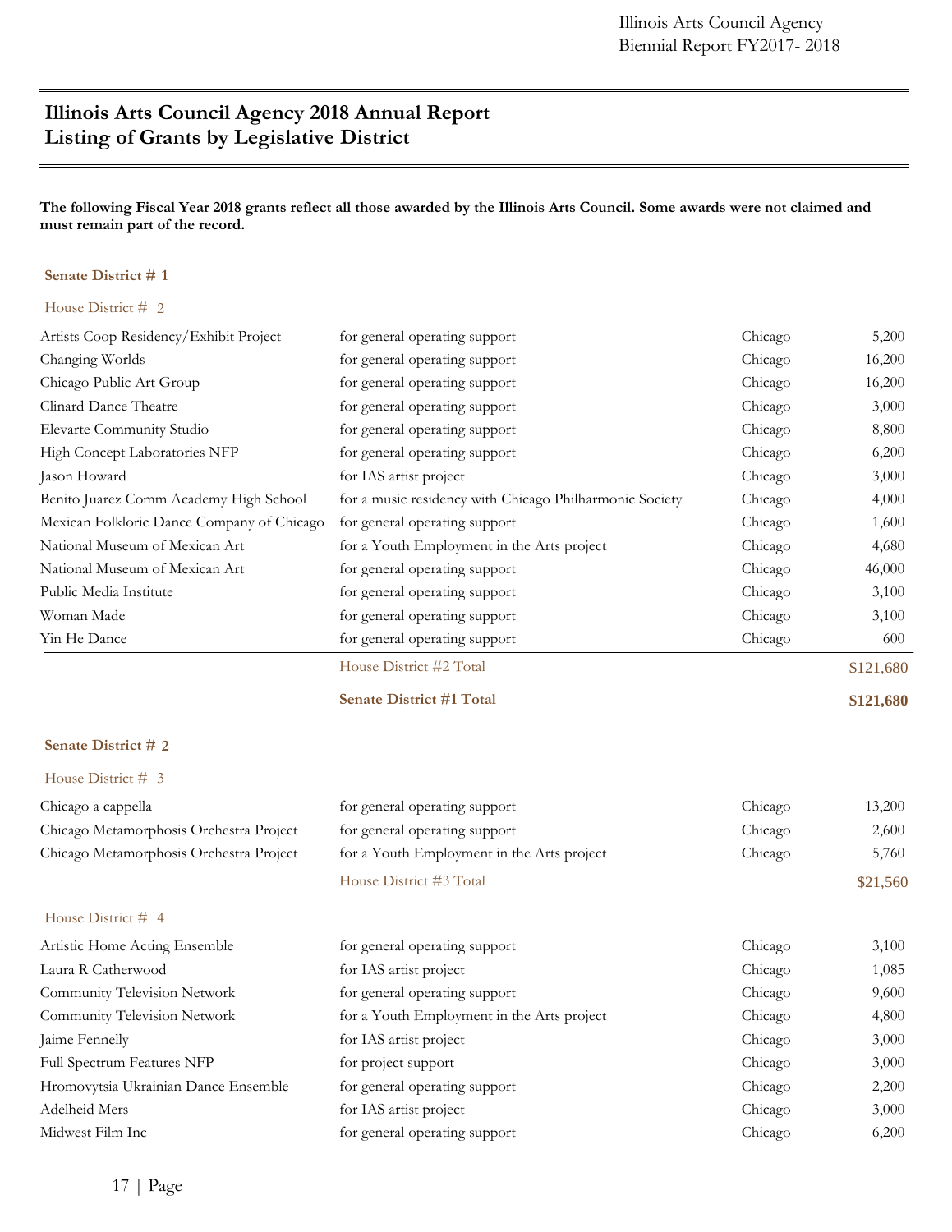# Illinois Arts Council Agency 2018 Annual Report
# Listing of Grants by Legislative District

**The following Fiscal Year 2018 grants reflect all those awarded by the Illinois Arts Council. Some awards were not claimed and must remain part of the record.**

### Senate District # 1

#### House District # 2

| | | | |
|---|---|---|---|
| Artists Coop Residency/Exhibit Project | for general operating support | Chicago | 5,200 |
| Changing Worlds | for general operating support | Chicago | 16,200 |
| Chicago Public Art Group | for general operating support | Chicago | 16,200 |
| Clinard Dance Theatre | for general operating support | Chicago | 3,000 |
| Elevarte Community Studio | for general operating support | Chicago | 8,800 |
| High Concept Laboratories NFP | for general operating support | Chicago | 6,200 |
| Jason Howard | for IAS artist project | Chicago | 3,000 |
| Benito Juarez Comm Academy High School | for a music residency with Chicago Philharmonic Society | Chicago | 4,000 |
| Mexican Folkloric Dance Company of Chicago | for general operating support | Chicago | 1,600 |
| National Museum of Mexican Art | for a Youth Employment in the Arts project | Chicago | 4,680 |
| National Museum of Mexican Art | for general operating support | Chicago | 46,000 |
| Public Media Institute | for general operating support | Chicago | 3,100 |
| Woman Made | for general operating support | Chicago | 3,100 |
| Yin He Dance | for general operating support | Chicago | 600 |
| | House District #2 Total | | $121,680 |
| | **Senate District #1 Total** | | **$121,680** |

### Senate District # 2

#### House District # 3

| | | | |
|---|---|---|---|
| Chicago a cappella | for general operating support | Chicago | 13,200 |
| Chicago Metamorphosis Orchestra Project | for general operating support | Chicago | 2,600 |
| Chicago Metamorphosis Orchestra Project | for a Youth Employment in the Arts project | Chicago | 5,760 |
| | House District #3 Total | | $21,560 |

#### House District # 4

| | | | |
|---|---|---|---|
| Artistic Home Acting Ensemble | for general operating support | Chicago | 3,100 |
| Laura R Catherwood | for IAS artist project | Chicago | 1,085 |
| Community Television Network | for general operating support | Chicago | 9,600 |
| Community Television Network | for a Youth Employment in the Arts project | Chicago | 4,800 |
| Jaime Fennelly | for IAS artist project | Chicago | 3,000 |
| Full Spectrum Features NFP | for project support | Chicago | 3,000 |
| Hromovytsia Ukrainian Dance Ensemble | for general operating support | Chicago | 2,200 |
| Adelheid Mers | for IAS artist project | Chicago | 3,000 |
| Midwest Film Inc | for general operating support | Chicago | 6,200 |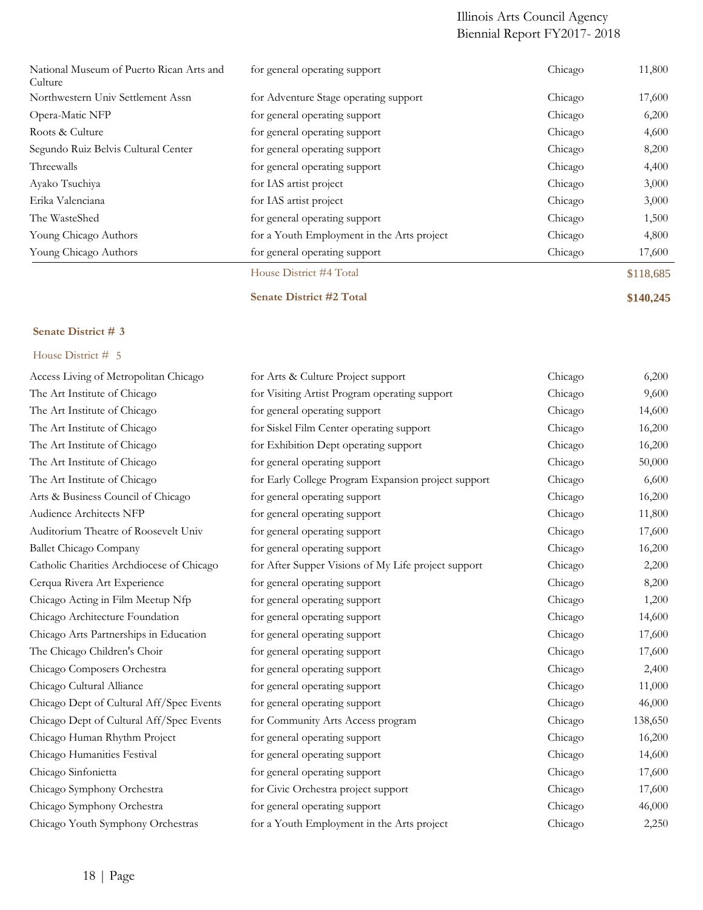| | | | |
|---|---|---|---|
| National Museum of Puerto Rican Arts and Culture | for general operating support | Chicago | 11,800 |
| Northwestern Univ Settlement Assn | for Adventure Stage operating support | Chicago | 17,600 |
| Opera-Matic NFP | for general operating support | Chicago | 6,200 |
| Roots & Culture | for general operating support | Chicago | 4,600 |
| Segundo Ruiz Belvis Cultural Center | for general operating support | Chicago | 8,200 |
| Threewalls | for general operating support | Chicago | 4,400 |
| Ayako Tsuchiya | for IAS artist project | Chicago | 3,000 |
| Erika Valenciana | for IAS artist project | Chicago | 3,000 |
| The WasteShed | for general operating support | Chicago | 1,500 |
| Young Chicago Authors | for a Youth Employment in the Arts project | Chicago | 4,800 |
| Young Chicago Authors | for general operating support | Chicago | 17,600 |
| | House District #4 Total | | $118,685 |
| | **Senate District #2 Total** | | **$140,245** |

**Senate District # 3**

House District # 5

| | | | |
|---|---|---|---|
| Access Living of Metropolitan Chicago | for Arts & Culture Project support | Chicago | 6,200 |
| The Art Institute of Chicago | for Visiting Artist Program operating support | Chicago | 9,600 |
| The Art Institute of Chicago | for general operating support | Chicago | 14,600 |
| The Art Institute of Chicago | for Siskel Film Center operating support | Chicago | 16,200 |
| The Art Institute of Chicago | for Exhibition Dept operating support | Chicago | 16,200 |
| The Art Institute of Chicago | for general operating support | Chicago | 50,000 |
| The Art Institute of Chicago | for Early College Program Expansion project support | Chicago | 6,600 |
| Arts & Business Council of Chicago | for general operating support | Chicago | 16,200 |
| Audience Architects NFP | for general operating support | Chicago | 11,800 |
| Auditorium Theatre of Roosevelt Univ | for general operating support | Chicago | 17,600 |
| Ballet Chicago Company | for general operating support | Chicago | 16,200 |
| Catholic Charities Archdiocese of Chicago | for After Supper Visions of My Life project support | Chicago | 2,200 |
| Cerqua Rivera Art Experience | for general operating support | Chicago | 8,200 |
| Chicago Acting in Film Meetup Nfp | for general operating support | Chicago | 1,200 |
| Chicago Architecture Foundation | for general operating support | Chicago | 14,600 |
| Chicago Arts Partnerships in Education | for general operating support | Chicago | 17,600 |
| The Chicago Children's Choir | for general operating support | Chicago | 17,600 |
| Chicago Composers Orchestra | for general operating support | Chicago | 2,400 |
| Chicago Cultural Alliance | for general operating support | Chicago | 11,000 |
| Chicago Dept of Cultural Aff/Spec Events | for general operating support | Chicago | 46,000 |
| Chicago Dept of Cultural Aff/Spec Events | for Community Arts Access program | Chicago | 138,650 |
| Chicago Human Rhythm Project | for general operating support | Chicago | 16,200 |
| Chicago Humanities Festival | for general operating support | Chicago | 14,600 |
| Chicago Sinfonietta | for general operating support | Chicago | 17,600 |
| Chicago Symphony Orchestra | for Civic Orchestra project support | Chicago | 17,600 |
| Chicago Symphony Orchestra | for general operating support | Chicago | 46,000 |
| Chicago Youth Symphony Orchestras | for a Youth Employment in the Arts project | Chicago | 2,250 |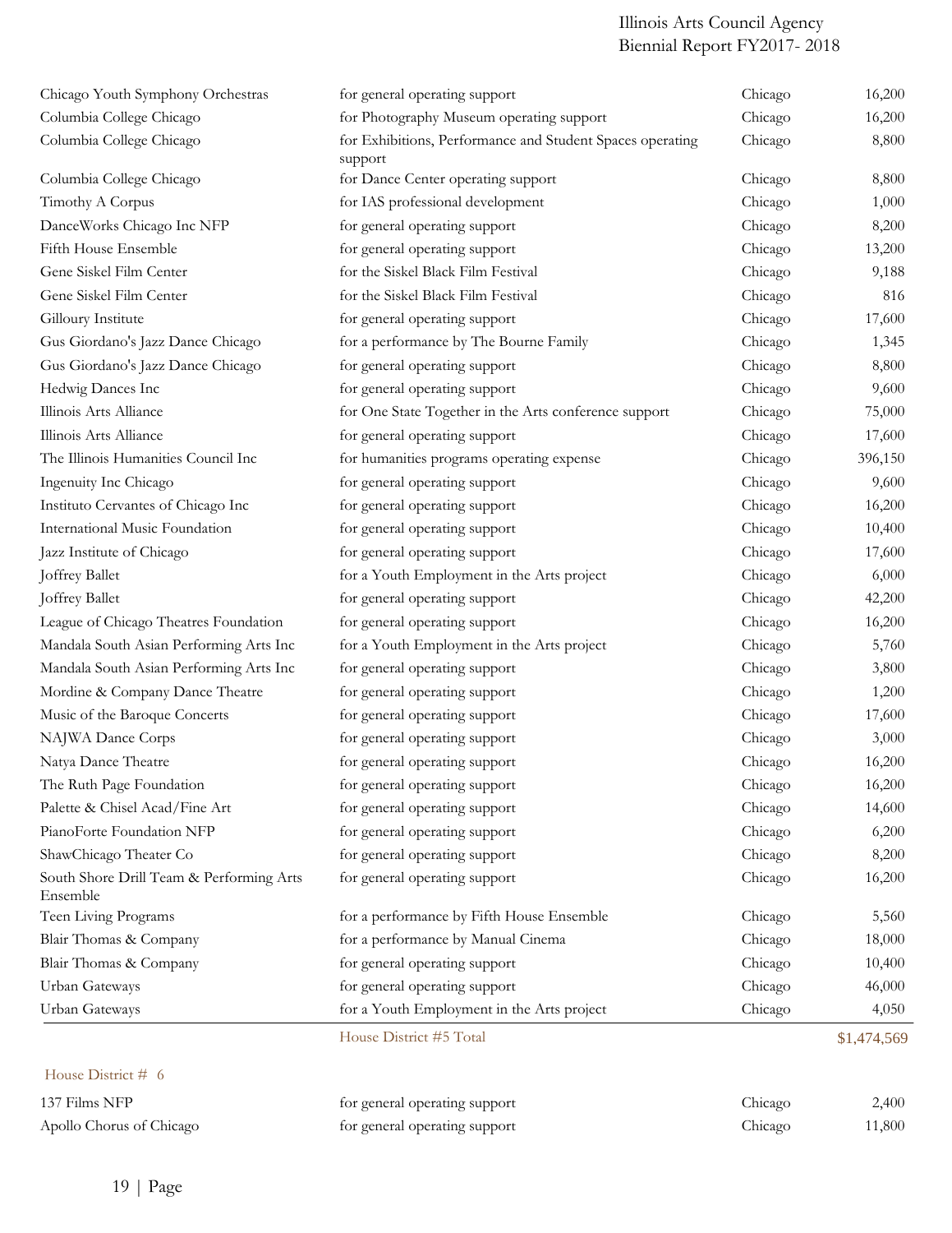| | | | |
|---|---|---|---|
| Chicago Youth Symphony Orchestras | for general operating support | Chicago | 16,200 |
| Columbia College Chicago | for Photography Museum operating support | Chicago | 16,200 |
| Columbia College Chicago | for Exhibitions, Performance and Student Spaces operating support | Chicago | 8,800 |
| Columbia College Chicago | for Dance Center operating support | Chicago | 8,800 |
| Timothy A Corpus | for IAS professional development | Chicago | 1,000 |
| DanceWorks Chicago Inc NFP | for general operating support | Chicago | 8,200 |
| Fifth House Ensemble | for general operating support | Chicago | 13,200 |
| Gene Siskel Film Center | for the Siskel Black Film Festival | Chicago | 9,188 |
| Gene Siskel Film Center | for the Siskel Black Film Festival | Chicago | 816 |
| Gilloury Institute | for general operating support | Chicago | 17,600 |
| Gus Giordano's Jazz Dance Chicago | for a performance by The Bourne Family | Chicago | 1,345 |
| Gus Giordano's Jazz Dance Chicago | for general operating support | Chicago | 8,800 |
| Hedwig Dances Inc | for general operating support | Chicago | 9,600 |
| Illinois Arts Alliance | for One State Together in the Arts conference support | Chicago | 75,000 |
| Illinois Arts Alliance | for general operating support | Chicago | 17,600 |
| The Illinois Humanities Council Inc | for humanities programs operating expense | Chicago | 396,150 |
| Ingenuity Inc Chicago | for general operating support | Chicago | 9,600 |
| Instituto Cervantes of Chicago Inc | for general operating support | Chicago | 16,200 |
| International Music Foundation | for general operating support | Chicago | 10,400 |
| Jazz Institute of Chicago | for general operating support | Chicago | 17,600 |
| Joffrey Ballet | for a Youth Employment in the Arts project | Chicago | 6,000 |
| Joffrey Ballet | for general operating support | Chicago | 42,200 |
| League of Chicago Theatres Foundation | for general operating support | Chicago | 16,200 |
| Mandala South Asian Performing Arts Inc | for a Youth Employment in the Arts project | Chicago | 5,760 |
| Mandala South Asian Performing Arts Inc | for general operating support | Chicago | 3,800 |
| Mordine & Company Dance Theatre | for general operating support | Chicago | 1,200 |
| Music of the Baroque Concerts | for general operating support | Chicago | 17,600 |
| NAJWA Dance Corps | for general operating support | Chicago | 3,000 |
| Natya Dance Theatre | for general operating support | Chicago | 16,200 |
| The Ruth Page Foundation | for general operating support | Chicago | 16,200 |
| Palette & Chisel Acad/Fine Art | for general operating support | Chicago | 14,600 |
| PianoForte Foundation NFP | for general operating support | Chicago | 6,200 |
| ShawChicago Theater Co | for general operating support | Chicago | 8,200 |
| South Shore Drill Team & Performing Arts Ensemble | for general operating support | Chicago | 16,200 |
| Teen Living Programs | for a performance by Fifth House Ensemble | Chicago | 5,560 |
| Blair Thomas & Company | for a performance by Manual Cinema | Chicago | 18,000 |
| Blair Thomas & Company | for general operating support | Chicago | 10,400 |
| Urban Gateways | for general operating support | Chicago | 46,000 |
| Urban Gateways | for a Youth Employment in the Arts project | Chicago | 4,050 |
| | House District #5 Total | | $1,474,569 |

House District # 6

| | | | |
|---|---|---|---|
| 137 Films NFP | for general operating support | Chicago | 2,400 |
| Apollo Chorus of Chicago | for general operating support | Chicago | 11,800 |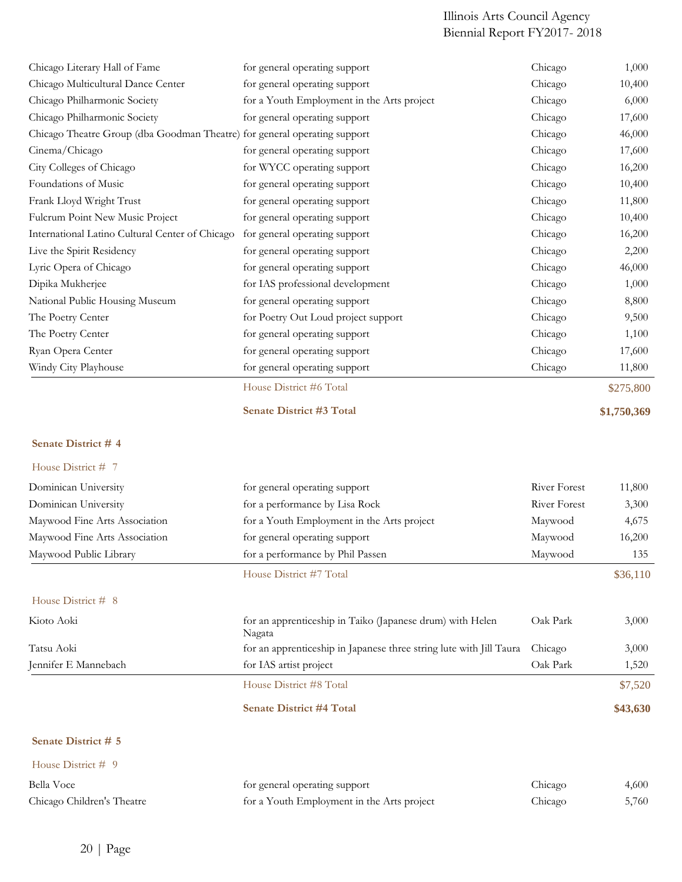| | | | |
|---|---|---|---|
| Chicago Literary Hall of Fame | for general operating support | Chicago | 1,000 |
| Chicago Multicultural Dance Center | for general operating support | Chicago | 10,400 |
| Chicago Philharmonic Society | for a Youth Employment in the Arts project | Chicago | 6,000 |
| Chicago Philharmonic Society | for general operating support | Chicago | 17,600 |
| Chicago Theatre Group (dba Goodman Theatre) | for general operating support | Chicago | 46,000 |
| Cinema/Chicago | for general operating support | Chicago | 17,600 |
| City Colleges of Chicago | for WYCC operating support | Chicago | 16,200 |
| Foundations of Music | for general operating support | Chicago | 10,400 |
| Frank Lloyd Wright Trust | for general operating support | Chicago | 11,800 |
| Fulcrum Point New Music Project | for general operating support | Chicago | 10,400 |
| International Latino Cultural Center of Chicago | for general operating support | Chicago | 16,200 |
| Live the Spirit Residency | for general operating support | Chicago | 2,200 |
| Lyric Opera of Chicago | for general operating support | Chicago | 46,000 |
| Dipika Mukherjee | for IAS professional development | Chicago | 1,000 |
| National Public Housing Museum | for general operating support | Chicago | 8,800 |
| The Poetry Center | for Poetry Out Loud project support | Chicago | 9,500 |
| The Poetry Center | for general operating support | Chicago | 1,100 |
| Ryan Opera Center | for general operating support | Chicago | 17,600 |
| Windy City Playhouse | for general operating support | Chicago | 11,800 |
| | House District #6 Total | | $275,800 |
| | **Senate District #3 Total** | | **$1,750,369** |

**Senate District # 4**

House District # 7

| | | | |
|---|---|---|---|
| Dominican University | for general operating support | River Forest | 11,800 |
| Dominican University | for a performance by Lisa Rock | River Forest | 3,300 |
| Maywood Fine Arts Association | for a Youth Employment in the Arts project | Maywood | 4,675 |
| Maywood Fine Arts Association | for general operating support | Maywood | 16,200 |
| Maywood Public Library | for a performance by Phil Passen | Maywood | 135 |
| | House District #7 Total | | $36,110 |

House District # 8

| | | | |
|---|---|---|---|
| Kioto Aoki | for an apprenticeship in Taiko (Japanese drum) with Helen Nagata | Oak Park | 3,000 |
| Tatsu Aoki | for an apprenticeship in Japanese three string lute with Jill Taura | Chicago | 3,000 |
| Jennifer E Mannebach | for IAS artist project | Oak Park | 1,520 |
| | House District #8 Total | | $7,520 |
| | **Senate District #4 Total** | | **$43,630** |

**Senate District # 5**

House District # 9

| | | | |
|---|---|---|---|
| Bella Voce | for general operating support | Chicago | 4,600 |
| Chicago Children's Theatre | for a Youth Employment in the Arts project | Chicago | 5,760 |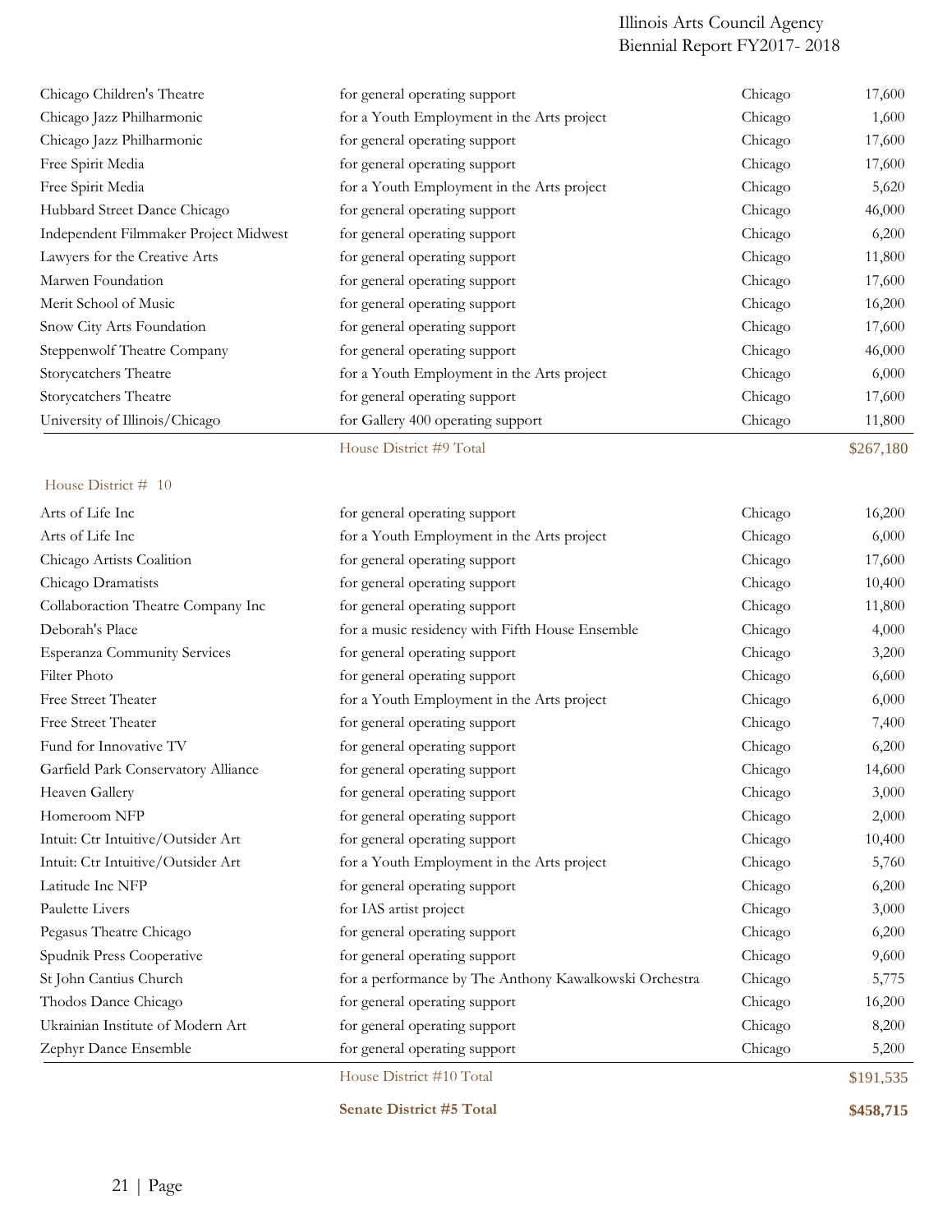| | | | |
|---|---|---|---|
| Chicago Children's Theatre | for general operating support | Chicago | 17,600 |
| Chicago Jazz Philharmonic | for a Youth Employment in the Arts project | Chicago | 1,600 |
| Chicago Jazz Philharmonic | for general operating support | Chicago | 17,600 |
| Free Spirit Media | for general operating support | Chicago | 17,600 |
| Free Spirit Media | for a Youth Employment in the Arts project | Chicago | 5,620 |
| Hubbard Street Dance Chicago | for general operating support | Chicago | 46,000 |
| Independent Filmmaker Project Midwest | for general operating support | Chicago | 6,200 |
| Lawyers for the Creative Arts | for general operating support | Chicago | 11,800 |
| Marwen Foundation | for general operating support | Chicago | 17,600 |
| Merit School of Music | for general operating support | Chicago | 16,200 |
| Snow City Arts Foundation | for general operating support | Chicago | 17,600 |
| Steppenwolf Theatre Company | for general operating support | Chicago | 46,000 |
| Storycatchers Theatre | for a Youth Employment in the Arts project | Chicago | 6,000 |
| Storycatchers Theatre | for general operating support | Chicago | 17,600 |
| University of Illinois/Chicago | for Gallery 400 operating support | Chicago | 11,800 |
| | House District #9 Total | | $267,180 |

House District # 10

| | | | |
|---|---|---|---|
| Arts of Life Inc | for general operating support | Chicago | 16,200 |
| Arts of Life Inc | for a Youth Employment in the Arts project | Chicago | 6,000 |
| Chicago Artists Coalition | for general operating support | Chicago | 17,600 |
| Chicago Dramatists | for general operating support | Chicago | 10,400 |
| Collaboraction Theatre Company Inc | for general operating support | Chicago | 11,800 |
| Deborah's Place | for a music residency with Fifth House Ensemble | Chicago | 4,000 |
| Esperanza Community Services | for general operating support | Chicago | 3,200 |
| Filter Photo | for general operating support | Chicago | 6,600 |
| Free Street Theater | for a Youth Employment in the Arts project | Chicago | 6,000 |
| Free Street Theater | for general operating support | Chicago | 7,400 |
| Fund for Innovative TV | for general operating support | Chicago | 6,200 |
| Garfield Park Conservatory Alliance | for general operating support | Chicago | 14,600 |
| Heaven Gallery | for general operating support | Chicago | 3,000 |
| Homeroom NFP | for general operating support | Chicago | 2,000 |
| Intuit: Ctr Intuitive/Outsider Art | for general operating support | Chicago | 10,400 |
| Intuit: Ctr Intuitive/Outsider Art | for a Youth Employment in the Arts project | Chicago | 5,760 |
| Latitude Inc NFP | for general operating support | Chicago | 6,200 |
| Paulette Livers | for IAS artist project | Chicago | 3,000 |
| Pegasus Theatre Chicago | for general operating support | Chicago | 6,200 |
| Spudnik Press Cooperative | for general operating support | Chicago | 9,600 |
| St John Cantius Church | for a performance by The Anthony Kawalkowski Orchestra | Chicago | 5,775 |
| Thodos Dance Chicago | for general operating support | Chicago | 16,200 |
| Ukrainian Institute of Modern Art | for general operating support | Chicago | 8,200 |
| Zephyr Dance Ensemble | for general operating support | Chicago | 5,200 |
| | House District #10 Total | | $191,535 |
| | **Senate District #5 Total** | | **$458,715** |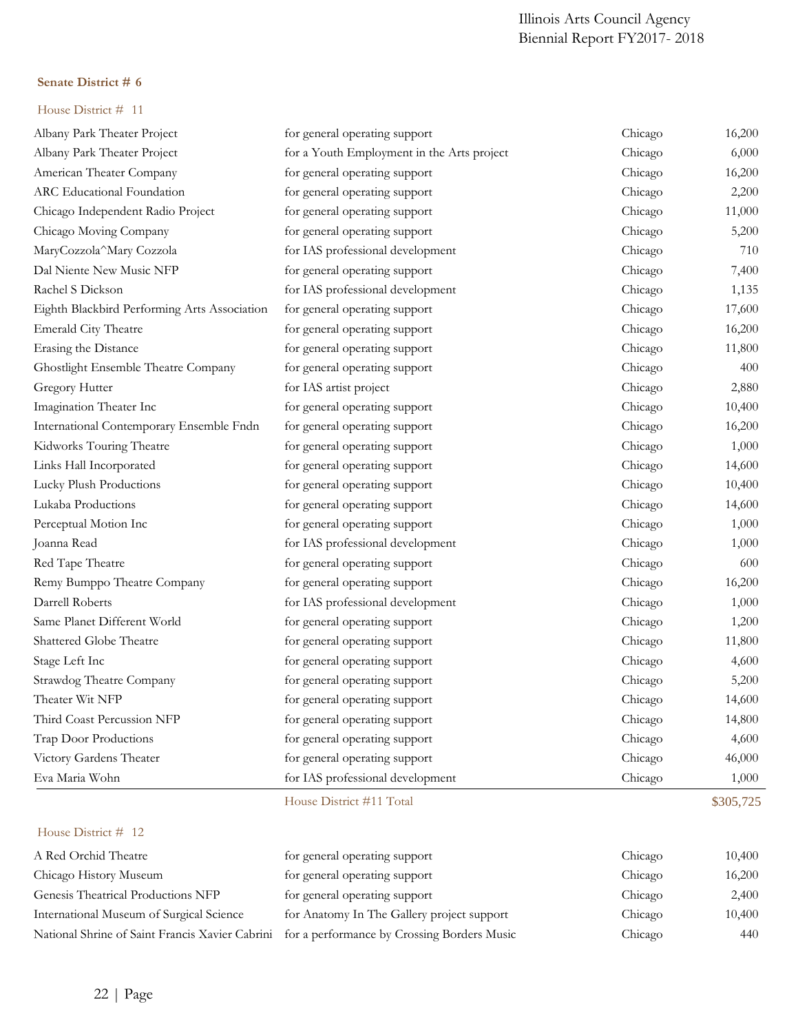**Senate District # 6**

House District # 11

| | | | |
|---|---|---|---|
| Albany Park Theater Project | for general operating support | Chicago | 16,200 |
| Albany Park Theater Project | for a Youth Employment in the Arts project | Chicago | 6,000 |
| American Theater Company | for general operating support | Chicago | 16,200 |
| ARC Educational Foundation | for general operating support | Chicago | 2,200 |
| Chicago Independent Radio Project | for general operating support | Chicago | 11,000 |
| Chicago Moving Company | for general operating support | Chicago | 5,200 |
| MaryCozzola^Mary Cozzola | for IAS professional development | Chicago | 710 |
| Dal Niente New Music NFP | for general operating support | Chicago | 7,400 |
| Rachel S Dickson | for IAS professional development | Chicago | 1,135 |
| Eighth Blackbird Performing Arts Association | for general operating support | Chicago | 17,600 |
| Emerald City Theatre | for general operating support | Chicago | 16,200 |
| Erasing the Distance | for general operating support | Chicago | 11,800 |
| Ghostlight Ensemble Theatre Company | for general operating support | Chicago | 400 |
| Gregory Hutter | for IAS artist project | Chicago | 2,880 |
| Imagination Theater Inc | for general operating support | Chicago | 10,400 |
| International Contemporary Ensemble Fndn | for general operating support | Chicago | 16,200 |
| Kidworks Touring Theatre | for general operating support | Chicago | 1,000 |
| Links Hall Incorporated | for general operating support | Chicago | 14,600 |
| Lucky Plush Productions | for general operating support | Chicago | 10,400 |
| Lukaba Productions | for general operating support | Chicago | 14,600 |
| Perceptual Motion Inc | for general operating support | Chicago | 1,000 |
| Joanna Read | for IAS professional development | Chicago | 1,000 |
| Red Tape Theatre | for general operating support | Chicago | 600 |
| Remy Bumppo Theatre Company | for general operating support | Chicago | 16,200 |
| Darrell Roberts | for IAS professional development | Chicago | 1,000 |
| Same Planet Different World | for general operating support | Chicago | 1,200 |
| Shattered Globe Theatre | for general operating support | Chicago | 11,800 |
| Stage Left Inc | for general operating support | Chicago | 4,600 |
| Strawdog Theatre Company | for general operating support | Chicago | 5,200 |
| Theater Wit NFP | for general operating support | Chicago | 14,600 |
| Third Coast Percussion NFP | for general operating support | Chicago | 14,800 |
| Trap Door Productions | for general operating support | Chicago | 4,600 |
| Victory Gardens Theater | for general operating support | Chicago | 46,000 |
| Eva Maria Wohn | for IAS professional development | Chicago | 1,000 |
| | House District #11 Total | | $305,725 |

House District # 12

| | | | |
|---|---|---|---|
| A Red Orchid Theatre | for general operating support | Chicago | 10,400 |
| Chicago History Museum | for general operating support | Chicago | 16,200 |
| Genesis Theatrical Productions NFP | for general operating support | Chicago | 2,400 |
| International Museum of Surgical Science | for Anatomy In The Gallery project support | Chicago | 10,400 |
| National Shrine of Saint Francis Xavier Cabrini | for a performance by Crossing Borders Music | Chicago | 440 |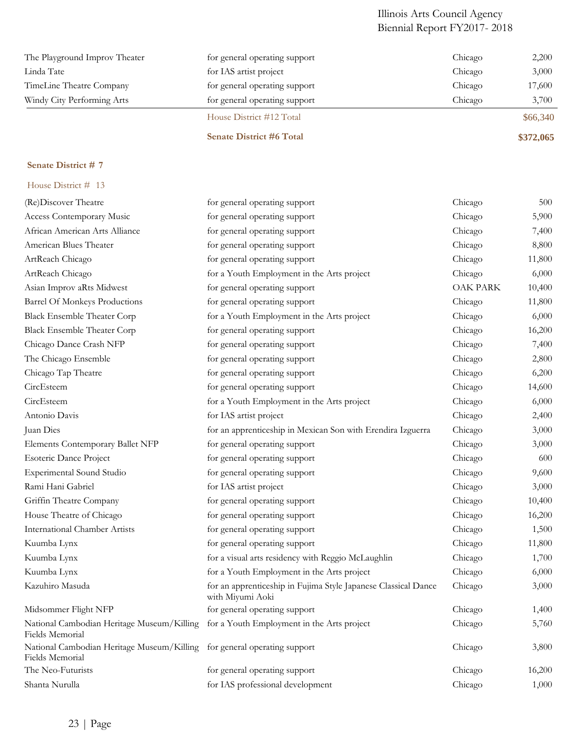| | | | |
|---|---|---|---|
| The Playground Improv Theater | for general operating support | Chicago | 2,200 |
| Linda Tate | for IAS artist project | Chicago | 3,000 |
| TimeLine Theatre Company | for general operating support | Chicago | 17,600 |
| Windy City Performing Arts | for general operating support | Chicago | 3,700 |
| | House District #12 Total | | $66,340 |
| | **Senate District #6 Total** | | **$372,065** |

**Senate District # 7**

House District # 13

| | | | |
|---|---|---|---|
| (Re)Discover Theatre | for general operating support | Chicago | 500 |
| Access Contemporary Music | for general operating support | Chicago | 5,900 |
| African American Arts Alliance | for general operating support | Chicago | 7,400 |
| American Blues Theater | for general operating support | Chicago | 8,800 |
| ArtReach Chicago | for general operating support | Chicago | 11,800 |
| ArtReach Chicago | for a Youth Employment in the Arts project | Chicago | 6,000 |
| Asian Improv aRts Midwest | for general operating support | OAK PARK | 10,400 |
| Barrel Of Monkeys Productions | for general operating support | Chicago | 11,800 |
| Black Ensemble Theater Corp | for a Youth Employment in the Arts project | Chicago | 6,000 |
| Black Ensemble Theater Corp | for general operating support | Chicago | 16,200 |
| Chicago Dance Crash NFP | for general operating support | Chicago | 7,400 |
| The Chicago Ensemble | for general operating support | Chicago | 2,800 |
| Chicago Tap Theatre | for general operating support | Chicago | 6,200 |
| CircEsteem | for general operating support | Chicago | 14,600 |
| CircEsteem | for a Youth Employment in the Arts project | Chicago | 6,000 |
| Antonio Davis | for IAS artist project | Chicago | 2,400 |
| Juan Dies | for an apprenticeship in Mexican Son with Erendira Izguerra | Chicago | 3,000 |
| Elements Contemporary Ballet NFP | for general operating support | Chicago | 3,000 |
| Esoteric Dance Project | for general operating support | Chicago | 600 |
| Experimental Sound Studio | for general operating support | Chicago | 9,600 |
| Rami Hani Gabriel | for IAS artist project | Chicago | 3,000 |
| Griffin Theatre Company | for general operating support | Chicago | 10,400 |
| House Theatre of Chicago | for general operating support | Chicago | 16,200 |
| International Chamber Artists | for general operating support | Chicago | 1,500 |
| Kuumba Lynx | for general operating support | Chicago | 11,800 |
| Kuumba Lynx | for a visual arts residency with Reggio McLaughlin | Chicago | 1,700 |
| Kuumba Lynx | for a Youth Employment in the Arts project | Chicago | 6,000 |
| Kazuhiro Masuda | for an apprenticeship in Fujima Style Japanese Classical Dance with Miyumi Aoki | Chicago | 3,000 |
| Midsommer Flight NFP | for general operating support | Chicago | 1,400 |
| National Cambodian Heritage Museum/Killing Fields Memorial | for a Youth Employment in the Arts project | Chicago | 5,760 |
| National Cambodian Heritage Museum/Killing Fields Memorial | for general operating support | Chicago | 3,800 |
| The Neo-Futurists | for general operating support | Chicago | 16,200 |
| Shanta Nurulla | for IAS professional development | Chicago | 1,000 |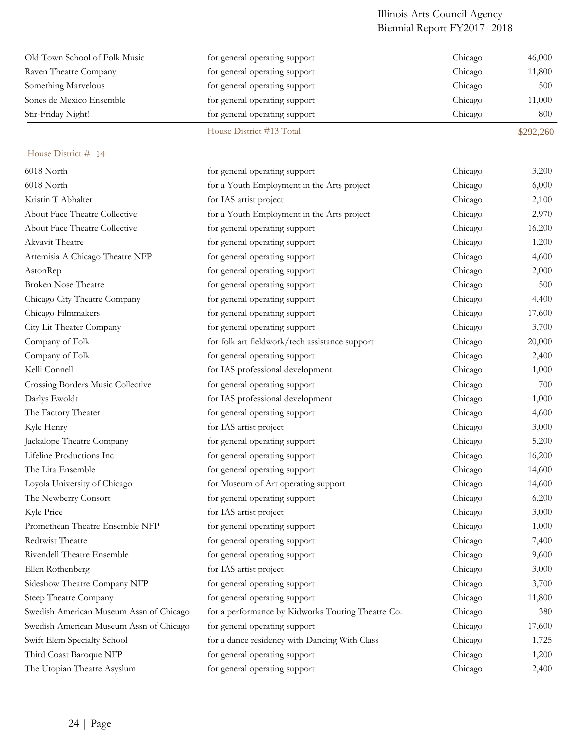| | | | |
|---|---|---|---|
| Old Town School of Folk Music | for general operating support | Chicago | 46,000 |
| Raven Theatre Company | for general operating support | Chicago | 11,800 |
| Something Marvelous | for general operating support | Chicago | 500 |
| Sones de Mexico Ensemble | for general operating support | Chicago | 11,000 |
| Stir-Friday Night! | for general operating support | Chicago | 800 |
| | House District #13 Total | | $292,260 |

House District # 14

| | | | |
|---|---|---|---|
| 6018 North | for general operating support | Chicago | 3,200 |
| 6018 North | for a Youth Employment in the Arts project | Chicago | 6,000 |
| Kristin T Abhalter | for IAS artist project | Chicago | 2,100 |
| About Face Theatre Collective | for a Youth Employment in the Arts project | Chicago | 2,970 |
| About Face Theatre Collective | for general operating support | Chicago | 16,200 |
| Akvavit Theatre | for general operating support | Chicago | 1,200 |
| Artemisia A Chicago Theatre NFP | for general operating support | Chicago | 4,600 |
| AstonRep | for general operating support | Chicago | 2,000 |
| Broken Nose Theatre | for general operating support | Chicago | 500 |
| Chicago City Theatre Company | for general operating support | Chicago | 4,400 |
| Chicago Filmmakers | for general operating support | Chicago | 17,600 |
| City Lit Theater Company | for general operating support | Chicago | 3,700 |
| Company of Folk | for folk art fieldwork/tech assistance support | Chicago | 20,000 |
| Company of Folk | for general operating support | Chicago | 2,400 |
| Kelli Connell | for IAS professional development | Chicago | 1,000 |
| Crossing Borders Music Collective | for general operating support | Chicago | 700 |
| Darlys Ewoldt | for IAS professional development | Chicago | 1,000 |
| The Factory Theater | for general operating support | Chicago | 4,600 |
| Kyle Henry | for IAS artist project | Chicago | 3,000 |
| Jackalope Theatre Company | for general operating support | Chicago | 5,200 |
| Lifeline Productions Inc | for general operating support | Chicago | 16,200 |
| The Lira Ensemble | for general operating support | Chicago | 14,600 |
| Loyola University of Chicago | for Museum of Art operating support | Chicago | 14,600 |
| The Newberry Consort | for general operating support | Chicago | 6,200 |
| Kyle Price | for IAS artist project | Chicago | 3,000 |
| Promethean Theatre Ensemble NFP | for general operating support | Chicago | 1,000 |
| Redtwist Theatre | for general operating support | Chicago | 7,400 |
| Rivendell Theatre Ensemble | for general operating support | Chicago | 9,600 |
| Ellen Rothenberg | for IAS artist project | Chicago | 3,000 |
| Sideshow Theatre Company NFP | for general operating support | Chicago | 3,700 |
| Steep Theatre Company | for general operating support | Chicago | 11,800 |
| Swedish American Museum Assn of Chicago | for a performance by Kidworks Touring Theatre Co. | Chicago | 380 |
| Swedish American Museum Assn of Chicago | for general operating support | Chicago | 17,600 |
| Swift Elem Specialty School | for a dance residency with Dancing With Class | Chicago | 1,725 |
| Third Coast Baroque NFP | for general operating support | Chicago | 1,200 |
| The Utopian Theatre Asyslum | for general operating support | Chicago | 2,400 |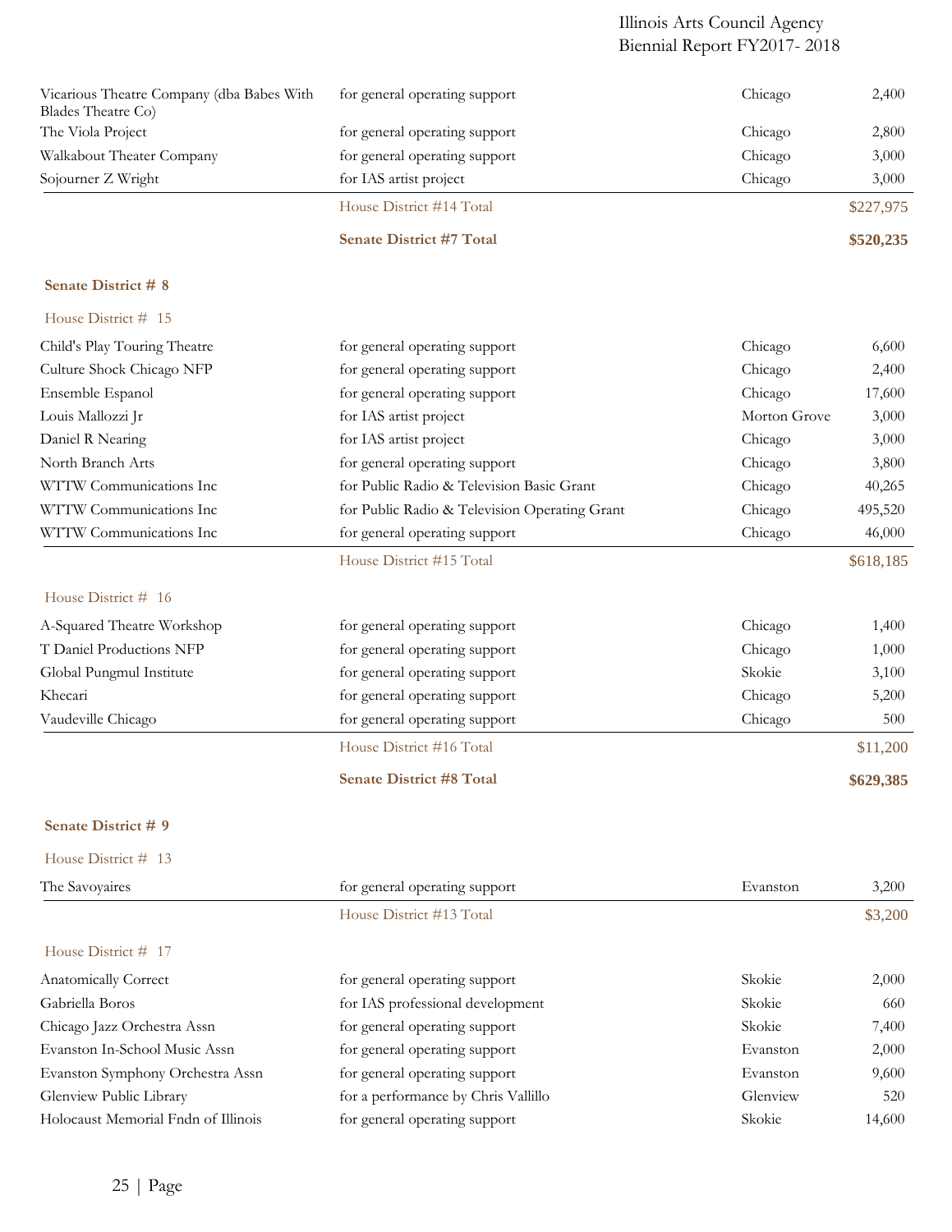| | | | |
|---|---|---|---|
| Vicarious Theatre Company (dba Babes With Blades Theatre Co) | for general operating support | Chicago | 2,400 |
| The Viola Project | for general operating support | Chicago | 2,800 |
| Walkabout Theater Company | for general operating support | Chicago | 3,000 |
| Sojourner Z Wright | for IAS artist project | Chicago | 3,000 |
| | House District #14 Total | | $227,975 |
| | **Senate District #7 Total** | | **$520,235** |

**Senate District # 8**

House District # 15

| | | | |
|---|---|---|---|
| Child's Play Touring Theatre | for general operating support | Chicago | 6,600 |
| Culture Shock Chicago NFP | for general operating support | Chicago | 2,400 |
| Ensemble Espanol | for general operating support | Chicago | 17,600 |
| Louis Mallozzi Jr | for IAS artist project | Morton Grove | 3,000 |
| Daniel R Nearing | for IAS artist project | Chicago | 3,000 |
| North Branch Arts | for general operating support | Chicago | 3,800 |
| WTTW Communications Inc | for Public Radio & Television Basic Grant | Chicago | 40,265 |
| WTTW Communications Inc | for Public Radio & Television Operating Grant | Chicago | 495,520 |
| WTTW Communications Inc | for general operating support | Chicago | 46,000 |
| | House District #15 Total | | $618,185 |

House District # 16

| | | | |
|---|---|---|---|
| A-Squared Theatre Workshop | for general operating support | Chicago | 1,400 |
| T Daniel Productions NFP | for general operating support | Chicago | 1,000 |
| Global Pungmul Institute | for general operating support | Skokie | 3,100 |
| Khecari | for general operating support | Chicago | 5,200 |
| Vaudeville Chicago | for general operating support | Chicago | 500 |
| | House District #16 Total | | $11,200 |
| | **Senate District #8 Total** | | **$629,385** |

**Senate District # 9**

House District # 13

| | | | |
|---|---|---|---|
| The Savoyaires | for general operating support | Evanston | 3,200 |
| | House District #13 Total | | $3,200 |

House District # 17

| | | | |
|---|---|---|---|
| Anatomically Correct | for general operating support | Skokie | 2,000 |
| Gabriella Boros | for IAS professional development | Skokie | 660 |
| Chicago Jazz Orchestra Assn | for general operating support | Skokie | 7,400 |
| Evanston In-School Music Assn | for general operating support | Evanston | 2,000 |
| Evanston Symphony Orchestra Assn | for general operating support | Evanston | 9,600 |
| Glenview Public Library | for a performance by Chris Vallillo | Glenview | 520 |
| Holocaust Memorial Fndn of Illinois | for general operating support | Skokie | 14,600 |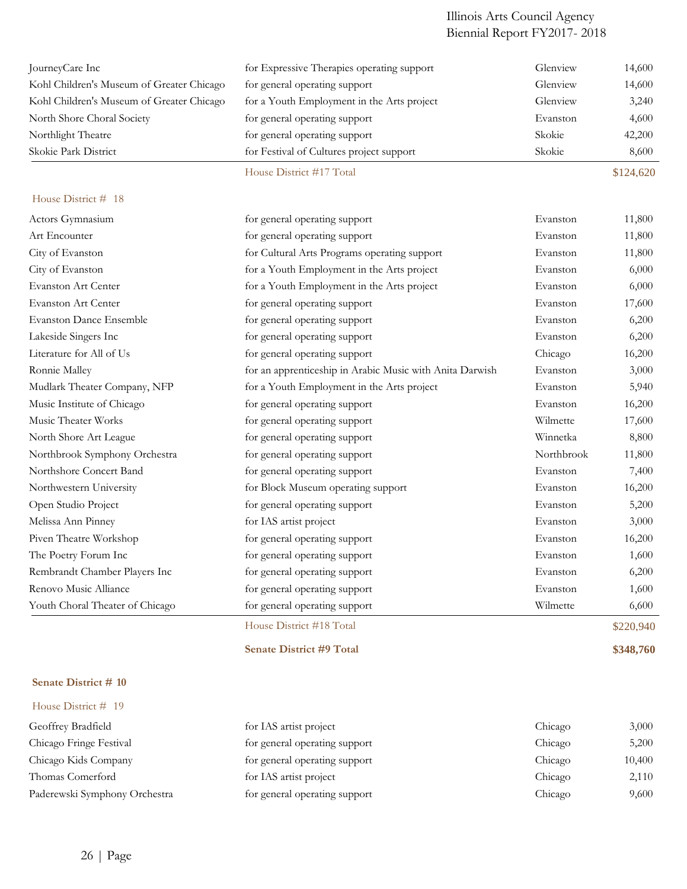| | | | |
|---|---|---|---|
| JourneyCare Inc | for Expressive Therapies operating support | Glenview | 14,600 |
| Kohl Children's Museum of Greater Chicago | for general operating support | Glenview | 14,600 |
| Kohl Children's Museum of Greater Chicago | for a Youth Employment in the Arts project | Glenview | 3,240 |
| North Shore Choral Society | for general operating support | Evanston | 4,600 |
| Northlight Theatre | for general operating support | Skokie | 42,200 |
| Skokie Park District | for Festival of Cultures project support | Skokie | 8,600 |
| | House District #17 Total | | $124,620 |

House District # 18

| | | | |
|---|---|---|---|
| Actors Gymnasium | for general operating support | Evanston | 11,800 |
| Art Encounter | for general operating support | Evanston | 11,800 |
| City of Evanston | for Cultural Arts Programs operating support | Evanston | 11,800 |
| City of Evanston | for a Youth Employment in the Arts project | Evanston | 6,000 |
| Evanston Art Center | for a Youth Employment in the Arts project | Evanston | 6,000 |
| Evanston Art Center | for general operating support | Evanston | 17,600 |
| Evanston Dance Ensemble | for general operating support | Evanston | 6,200 |
| Lakeside Singers Inc | for general operating support | Evanston | 6,200 |
| Literature for All of Us | for general operating support | Chicago | 16,200 |
| Ronnie Malley | for an apprenticeship in Arabic Music with Anita Darwish | Evanston | 3,000 |
| Mudlark Theater Company, NFP | for a Youth Employment in the Arts project | Evanston | 5,940 |
| Music Institute of Chicago | for general operating support | Evanston | 16,200 |
| Music Theater Works | for general operating support | Wilmette | 17,600 |
| North Shore Art League | for general operating support | Winnetka | 8,800 |
| Northbrook Symphony Orchestra | for general operating support | Northbrook | 11,800 |
| Northshore Concert Band | for general operating support | Evanston | 7,400 |
| Northwestern University | for Block Museum operating support | Evanston | 16,200 |
| Open Studio Project | for general operating support | Evanston | 5,200 |
| Melissa Ann Pinney | for IAS artist project | Evanston | 3,000 |
| Piven Theatre Workshop | for general operating support | Evanston | 16,200 |
| The Poetry Forum Inc | for general operating support | Evanston | 1,600 |
| Rembrandt Chamber Players Inc | for general operating support | Evanston | 6,200 |
| Renovo Music Alliance | for general operating support | Evanston | 1,600 |
| Youth Choral Theater of Chicago | for general operating support | Wilmette | 6,600 |
| | House District #18 Total | | $220,940 |
| | **Senate District #9 Total** | | **$348,760** |

**Senate District # 10**

House District # 19

| | | | |
|---|---|---|---|
| Geoffrey Bradfield | for IAS artist project | Chicago | 3,000 |
| Chicago Fringe Festival | for general operating support | Chicago | 5,200 |
| Chicago Kids Company | for general operating support | Chicago | 10,400 |
| Thomas Comerford | for IAS artist project | Chicago | 2,110 |
| Paderewski Symphony Orchestra | for general operating support | Chicago | 9,600 |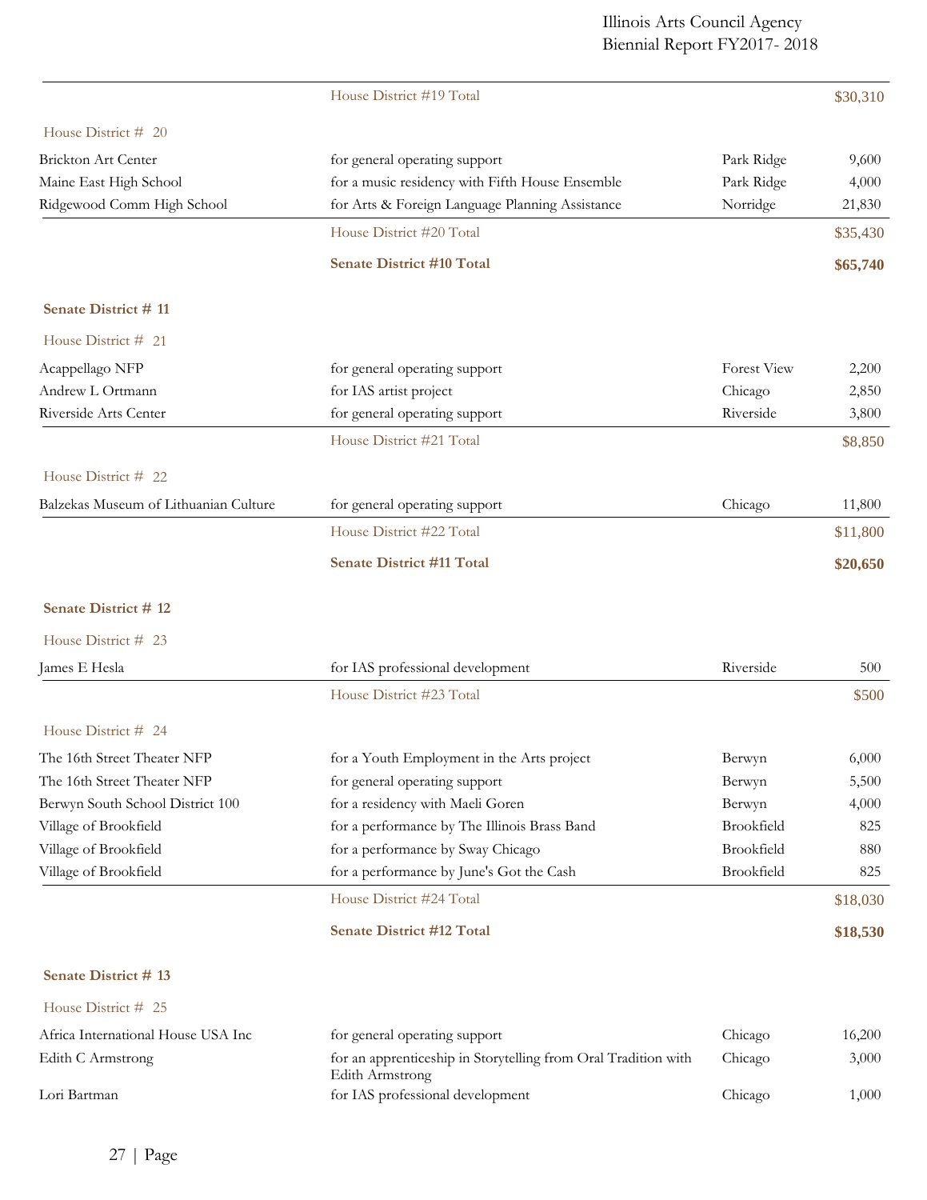| | | | |
|---|---|---|---|
| | House District #19 Total | | $30,310 |

House District # 20

| | | | |
|---|---|---|---|
| Brickton Art Center | for general operating support | Park Ridge | 9,600 |
| Maine East High School | for a music residency with Fifth House Ensemble | Park Ridge | 4,000 |
| Ridgewood Comm High School | for Arts & Foreign Language Planning Assistance | Norridge | 21,830 |
| | House District #20 Total | | $35,430 |
| | **Senate District #10 Total** | | **$65,740** |

**Senate District # 11**

House District # 21

| | | | |
|---|---|---|---|
| Acappellago NFP | for general operating support | Forest View | 2,200 |
| Andrew L Ortmann | for IAS artist project | Chicago | 2,850 |
| Riverside Arts Center | for general operating support | Riverside | 3,800 |
| | House District #21 Total | | $8,850 |

House District # 22

| | | | |
|---|---|---|---|
| Balzekas Museum of Lithuanian Culture | for general operating support | Chicago | 11,800 |
| | House District #22 Total | | $11,800 |
| | **Senate District #11 Total** | | **$20,650** |

**Senate District # 12**

House District # 23

| | | | |
|---|---|---|---|
| James E Hesla | for IAS professional development | Riverside | 500 |
| | House District #23 Total | | $500 |

House District # 24

| | | | |
|---|---|---|---|
| The 16th Street Theater NFP | for a Youth Employment in the Arts project | Berwyn | 6,000 |
| The 16th Street Theater NFP | for general operating support | Berwyn | 5,500 |
| Berwyn South School District 100 | for a residency with Maeli Goren | Berwyn | 4,000 |
| Village of Brookfield | for a performance by The Illinois Brass Band | Brookfield | 825 |
| Village of Brookfield | for a performance by Sway Chicago | Brookfield | 880 |
| Village of Brookfield | for a performance by June's Got the Cash | Brookfield | 825 |
| | House District #24 Total | | $18,030 |
| | **Senate District #12 Total** | | **$18,530** |

**Senate District # 13**

House District # 25

| | | | |
|---|---|---|---|
| Africa International House USA Inc | for general operating support | Chicago | 16,200 |
| Edith C Armstrong | for an apprenticeship in Storytelling from Oral Tradition with Edith Armstrong | Chicago | 3,000 |
| Lori Bartman | for IAS professional development | Chicago | 1,000 |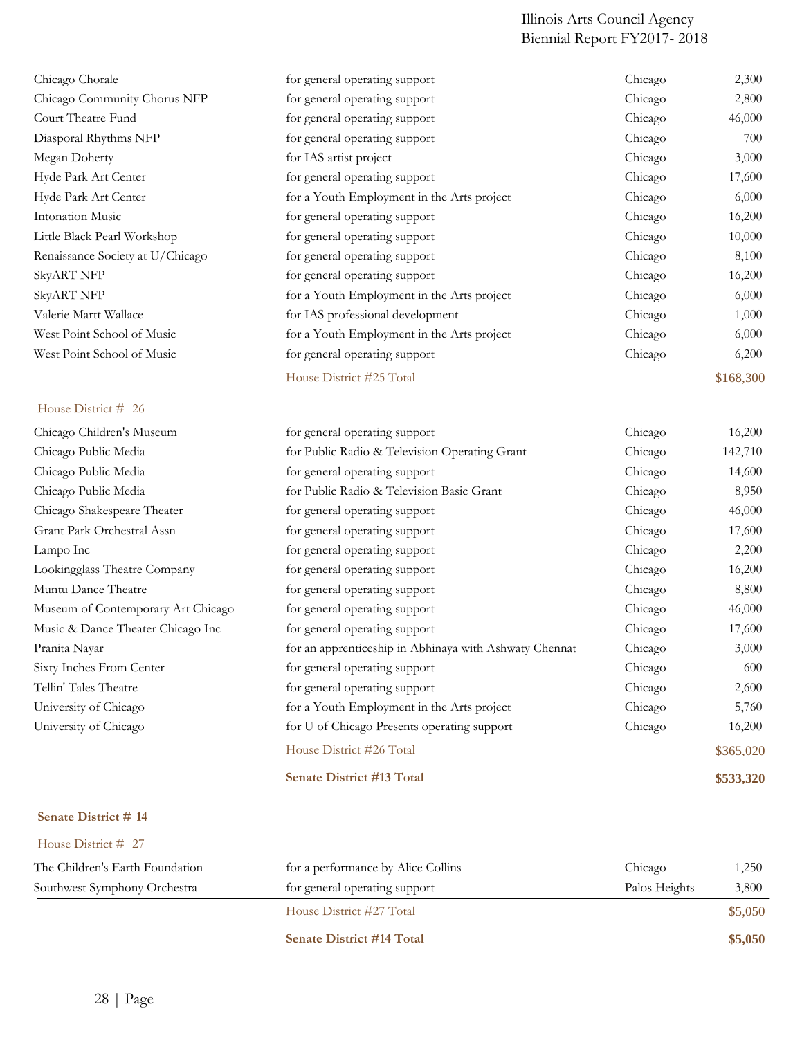| | | | |
|---|---|---|---|
| Chicago Chorale | for general operating support | Chicago | 2,300 |
| Chicago Community Chorus NFP | for general operating support | Chicago | 2,800 |
| Court Theatre Fund | for general operating support | Chicago | 46,000 |
| Diasporal Rhythms NFP | for general operating support | Chicago | 700 |
| Megan Doherty | for IAS artist project | Chicago | 3,000 |
| Hyde Park Art Center | for general operating support | Chicago | 17,600 |
| Hyde Park Art Center | for a Youth Employment in the Arts project | Chicago | 6,000 |
| Intonation Music | for general operating support | Chicago | 16,200 |
| Little Black Pearl Workshop | for general operating support | Chicago | 10,000 |
| Renaissance Society at U/Chicago | for general operating support | Chicago | 8,100 |
| SkyART NFP | for general operating support | Chicago | 16,200 |
| SkyART NFP | for a Youth Employment in the Arts project | Chicago | 6,000 |
| Valerie Martt Wallace | for IAS professional development | Chicago | 1,000 |
| West Point School of Music | for a Youth Employment in the Arts project | Chicago | 6,000 |
| West Point School of Music | for general operating support | Chicago | 6,200 |
| | House District #25 Total | | $168,300 |

House District # 26

| | | | |
|---|---|---|---|
| Chicago Children's Museum | for general operating support | Chicago | 16,200 |
| Chicago Public Media | for Public Radio & Television Operating Grant | Chicago | 142,710 |
| Chicago Public Media | for general operating support | Chicago | 14,600 |
| Chicago Public Media | for Public Radio & Television Basic Grant | Chicago | 8,950 |
| Chicago Shakespeare Theater | for general operating support | Chicago | 46,000 |
| Grant Park Orchestral Assn | for general operating support | Chicago | 17,600 |
| Lampo Inc | for general operating support | Chicago | 2,200 |
| Lookingglass Theatre Company | for general operating support | Chicago | 16,200 |
| Muntu Dance Theatre | for general operating support | Chicago | 8,800 |
| Museum of Contemporary Art Chicago | for general operating support | Chicago | 46,000 |
| Music & Dance Theater Chicago Inc | for general operating support | Chicago | 17,600 |
| Pranita Nayar | for an apprenticeship in Abhinaya with Ashwaty Chennat | Chicago | 3,000 |
| Sixty Inches From Center | for general operating support | Chicago | 600 |
| Tellin' Tales Theatre | for general operating support | Chicago | 2,600 |
| University of Chicago | for a Youth Employment in the Arts project | Chicago | 5,760 |
| University of Chicago | for U of Chicago Presents operating support | Chicago | 16,200 |
| | House District #26 Total | | $365,020 |
| | **Senate District #13 Total** | | **$533,320** |

**Senate District # 14**

House District # 27

| | | | |
|---|---|---|---|
| The Children's Earth Foundation | for a performance by Alice Collins | Chicago | 1,250 |
| Southwest Symphony Orchestra | for general operating support | Palos Heights | 3,800 |
| | House District #27 Total | | $5,050 |
| | **Senate District #14 Total** | | **$5,050** |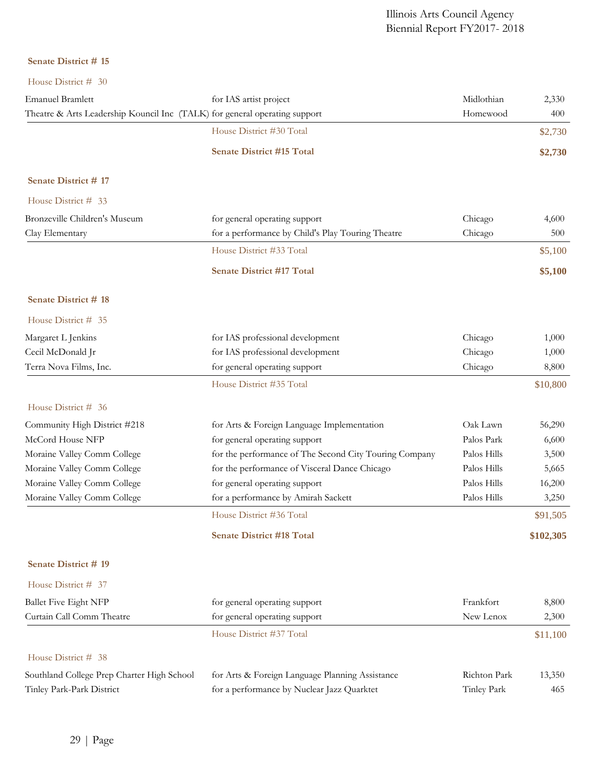**Senate District # 15**

House District # 30

| | | | |
|---|---|---|---|
| Emanuel Bramlett | for IAS artist project | Midlothian | 2,330 |
| Theatre & Arts Leadership Kouncil Inc (TALK) | for general operating support | Homewood | 400 |
| | House District #30 Total | | $2,730 |
| | **Senate District #15 Total** | | **$2,730** |

**Senate District # 17**

House District # 33

| | | | |
|---|---|---|---|
| Bronzeville Children's Museum | for general operating support | Chicago | 4,600 |
| Clay Elementary | for a performance by Child's Play Touring Theatre | Chicago | 500 |
| | House District #33 Total | | $5,100 |
| | **Senate District #17 Total** | | **$5,100** |

**Senate District # 18**

House District # 35

| | | | |
|---|---|---|---|
| Margaret L Jenkins | for IAS professional development | Chicago | 1,000 |
| Cecil McDonald Jr | for IAS professional development | Chicago | 1,000 |
| Terra Nova Films, Inc. | for general operating support | Chicago | 8,800 |
| | House District #35 Total | | $10,800 |

House District # 36

| | | | |
|---|---|---|---|
| Community High District #218 | for Arts & Foreign Language Implementation | Oak Lawn | 56,290 |
| McCord House NFP | for general operating support | Palos Park | 6,600 |
| Moraine Valley Comm College | for the performance of The Second City Touring Company | Palos Hills | 3,500 |
| Moraine Valley Comm College | for the performance of Visceral Dance Chicago | Palos Hills | 5,665 |
| Moraine Valley Comm College | for general operating support | Palos Hills | 16,200 |
| Moraine Valley Comm College | for a performance by Amirah Sackett | Palos Hills | 3,250 |
| | House District #36 Total | | $91,505 |
| | **Senate District #18 Total** | | **$102,305** |

**Senate District # 19**

House District # 37

| | | | |
|---|---|---|---|
| Ballet Five Eight NFP | for general operating support | Frankfort | 8,800 |
| Curtain Call Comm Theatre | for general operating support | New Lenox | 2,300 |
| | House District #37 Total | | $11,100 |

House District # 38

| | | | |
|---|---|---|---|
| Southland College Prep Charter High School | for Arts & Foreign Language Planning Assistance | Richton Park | 13,350 |
| Tinley Park-Park District | for a performance by Nuclear Jazz Quarktet | Tinley Park | 465 |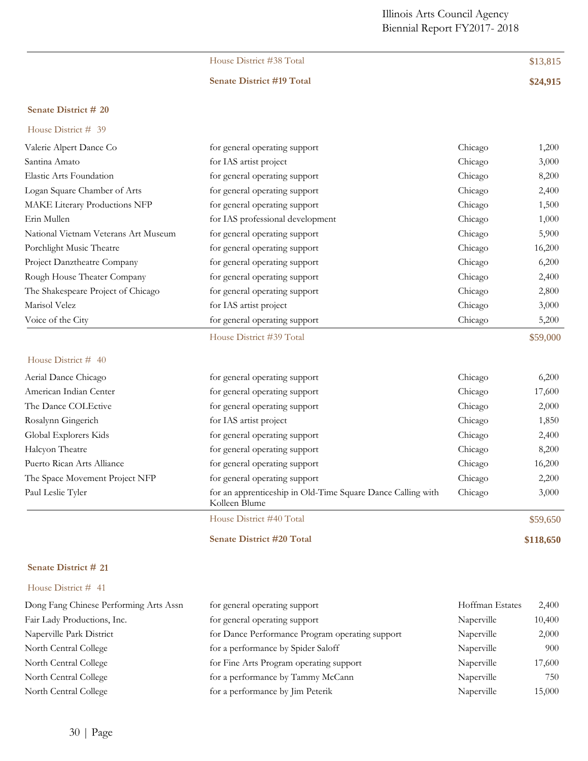| | | | |
|---|---|---|---|
| | House District #38 Total | | $13,815 |
| | **Senate District #19 Total** | | **$24,915** |

**Senate District # 20**

House District # 39

| | | | |
|---|---|---|---|
| Valerie Alpert Dance Co | for general operating support | Chicago | 1,200 |
| Santina Amato | for IAS artist project | Chicago | 3,000 |
| Elastic Arts Foundation | for general operating support | Chicago | 8,200 |
| Logan Square Chamber of Arts | for general operating support | Chicago | 2,400 |
| MAKE Literary Productions NFP | for general operating support | Chicago | 1,500 |
| Erin Mullen | for IAS professional development | Chicago | 1,000 |
| National Vietnam Veterans Art Museum | for general operating support | Chicago | 5,900 |
| Porchlight Music Theatre | for general operating support | Chicago | 16,200 |
| Project Danztheatre Company | for general operating support | Chicago | 6,200 |
| Rough House Theater Company | for general operating support | Chicago | 2,400 |
| The Shakespeare Project of Chicago | for general operating support | Chicago | 2,800 |
| Marisol Velez | for IAS artist project | Chicago | 3,000 |
| Voice of the City | for general operating support | Chicago | 5,200 |
| | House District #39 Total | | $59,000 |

House District # 40

| | | | |
|---|---|---|---|
| Aerial Dance Chicago | for general operating support | Chicago | 6,200 |
| American Indian Center | for general operating support | Chicago | 17,600 |
| The Dance COLEctive | for general operating support | Chicago | 2,000 |
| Rosalynn Gingerich | for IAS artist project | Chicago | 1,850 |
| Global Explorers Kids | for general operating support | Chicago | 2,400 |
| Halcyon Theatre | for general operating support | Chicago | 8,200 |
| Puerto Rican Arts Alliance | for general operating support | Chicago | 16,200 |
| The Space Movement Project NFP | for general operating support | Chicago | 2,200 |
| Paul Leslie Tyler | for an apprenticeship in Old-Time Square Dance Calling with Kolleen Blume | Chicago | 3,000 |
| | House District #40 Total | | $59,650 |
| | **Senate District #20 Total** | | **$118,650** |

**Senate District # 21**

House District # 41

| | | | |
|---|---|---|---|
| Dong Fang Chinese Performing Arts Assn | for general operating support | Hoffman Estates | 2,400 |
| Fair Lady Productions, Inc. | for general operating support | Naperville | 10,400 |
| Naperville Park District | for Dance Performance Program operating support | Naperville | 2,000 |
| North Central College | for a performance by Spider Saloff | Naperville | 900 |
| North Central College | for Fine Arts Program operating support | Naperville | 17,600 |
| North Central College | for a performance by Tammy McCann | Naperville | 750 |
| North Central College | for a performance by Jim Peterik | Naperville | 15,000 |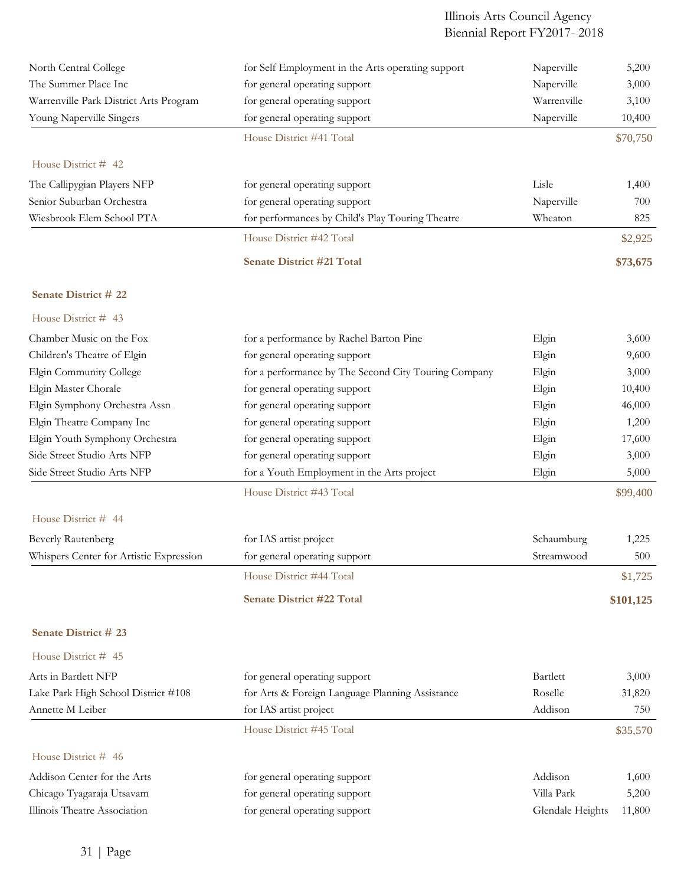| | | | |
|---|---|---|---|
| North Central College | for Self Employment in the Arts operating support | Naperville | 5,200 |
| The Summer Place Inc | for general operating support | Naperville | 3,000 |
| Warrenville Park District Arts Program | for general operating support | Warrenville | 3,100 |
| Young Naperville Singers | for general operating support | Naperville | 10,400 |
| | House District #41 Total | | $70,750 |

House District # 42

| | | | |
|---|---|---|---|
| The Callipygian Players NFP | for general operating support | Lisle | 1,400 |
| Senior Suburban Orchestra | for general operating support | Naperville | 700 |
| Wiesbrook Elem School PTA | for performances by Child's Play Touring Theatre | Wheaton | 825 |
| | House District #42 Total | | $2,925 |
| | **Senate District #21 Total** | | **$73,675** |

**Senate District # 22**

House District # 43

| | | | |
|---|---|---|---|
| Chamber Music on the Fox | for a performance by Rachel Barton Pine | Elgin | 3,600 |
| Children's Theatre of Elgin | for general operating support | Elgin | 9,600 |
| Elgin Community College | for a performance by The Second City Touring Company | Elgin | 3,000 |
| Elgin Master Chorale | for general operating support | Elgin | 10,400 |
| Elgin Symphony Orchestra Assn | for general operating support | Elgin | 46,000 |
| Elgin Theatre Company Inc | for general operating support | Elgin | 1,200 |
| Elgin Youth Symphony Orchestra | for general operating support | Elgin | 17,600 |
| Side Street Studio Arts NFP | for general operating support | Elgin | 3,000 |
| Side Street Studio Arts NFP | for a Youth Employment in the Arts project | Elgin | 5,000 |
| | House District #43 Total | | $99,400 |

House District # 44

| | | | |
|---|---|---|---|
| Beverly Rautenberg | for IAS artist project | Schaumburg | 1,225 |
| Whispers Center for Artistic Expression | for general operating support | Streamwood | 500 |
| | House District #44 Total | | $1,725 |
| | **Senate District #22 Total** | | **$101,125** |

**Senate District # 23**

House District # 45

| | | | |
|---|---|---|---|
| Arts in Bartlett NFP | for general operating support | Bartlett | 3,000 |
| Lake Park High School District #108 | for Arts & Foreign Language Planning Assistance | Roselle | 31,820 |
| Annette M Leiber | for IAS artist project | Addison | 750 |
| | House District #45 Total | | $35,570 |

House District # 46

| | | | |
|---|---|---|---|
| Addison Center for the Arts | for general operating support | Addison | 1,600 |
| Chicago Tyagaraja Utsavam | for general operating support | Villa Park | 5,200 |
| Illinois Theatre Association | for general operating support | Glendale Heights | 11,800 |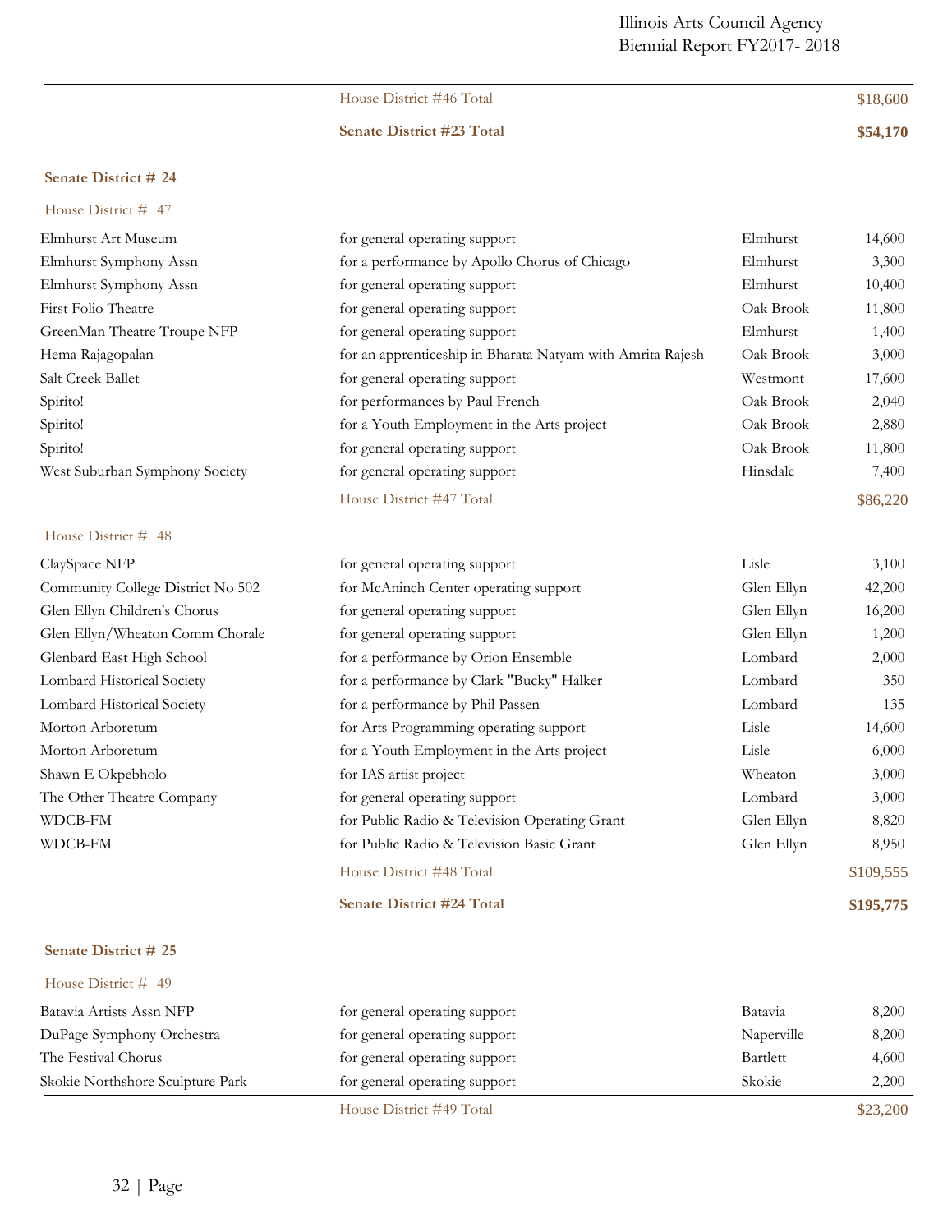| | | | |
|---|---|---|---|
| | House District #46 Total | | $18,600 |
| | **Senate District #23 Total** | | **$54,170** |

### Senate District # 24

#### House District # 47

| Organization | Purpose | City | Amount |
|---|---|---|---|
| Elmhurst Art Museum | for general operating support | Elmhurst | 14,600 |
| Elmhurst Symphony Assn | for a performance by Apollo Chorus of Chicago | Elmhurst | 3,300 |
| Elmhurst Symphony Assn | for general operating support | Elmhurst | 10,400 |
| First Folio Theatre | for general operating support | Oak Brook | 11,800 |
| GreenMan Theatre Troupe NFP | for general operating support | Elmhurst | 1,400 |
| Hema Rajagopalan | for an apprenticeship in Bharata Natyam with Amrita Rajesh | Oak Brook | 3,000 |
| Salt Creek Ballet | for general operating support | Westmont | 17,600 |
| Spirito! | for performances by Paul French | Oak Brook | 2,040 |
| Spirito! | for a Youth Employment in the Arts project | Oak Brook | 2,880 |
| Spirito! | for general operating support | Oak Brook | 11,800 |
| West Suburban Symphony Society | for general operating support | Hinsdale | 7,400 |
| | House District #47 Total | | $86,220 |

#### House District # 48

| Organization | Purpose | City | Amount |
|---|---|---|---|
| ClaySpace NFP | for general operating support | Lisle | 3,100 |
| Community College District No 502 | for McAninch Center operating support | Glen Ellyn | 42,200 |
| Glen Ellyn Children's Chorus | for general operating support | Glen Ellyn | 16,200 |
| Glen Ellyn/Wheaton Comm Chorale | for general operating support | Glen Ellyn | 1,200 |
| Glenbard East High School | for a performance by Orion Ensemble | Lombard | 2,000 |
| Lombard Historical Society | for a performance by Clark "Bucky" Halker | Lombard | 350 |
| Lombard Historical Society | for a performance by Phil Passen | Lombard | 135 |
| Morton Arboretum | for Arts Programming operating support | Lisle | 14,600 |
| Morton Arboretum | for a Youth Employment in the Arts project | Lisle | 6,000 |
| Shawn E Okpebholo | for IAS artist project | Wheaton | 3,000 |
| The Other Theatre Company | for general operating support | Lombard | 3,000 |
| WDCB-FM | for Public Radio & Television Operating Grant | Glen Ellyn | 8,820 |
| WDCB-FM | for Public Radio & Television Basic Grant | Glen Ellyn | 8,950 |
| | House District #48 Total | | $109,555 |
| | **Senate District #24 Total** | | **$195,775** |

### Senate District # 25

#### House District # 49

| Organization | Purpose | City | Amount |
|---|---|---|---|
| Batavia Artists Assn NFP | for general operating support | Batavia | 8,200 |
| DuPage Symphony Orchestra | for general operating support | Naperville | 8,200 |
| The Festival Chorus | for general operating support | Bartlett | 4,600 |
| Skokie Northshore Sculpture Park | for general operating support | Skokie | 2,200 |
| | House District #49 Total | | $23,200 |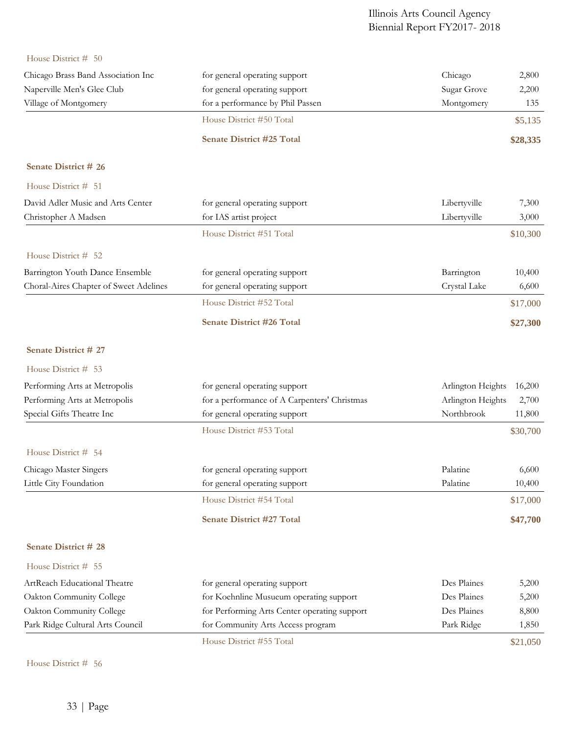House District # 50

| | | | |
|---|---|---|---|
| Chicago Brass Band Association Inc | for general operating support | Chicago | 2,800 |
| Naperville Men's Glee Club | for general operating support | Sugar Grove | 2,200 |
| Village of Montgomery | for a performance by Phil Passen | Montgomery | 135 |
| | House District #50 Total | | $5,135 |
| | **Senate District #25 Total** | | **$28,335** |

**Senate District # 26**

House District # 51

| | | | |
|---|---|---|---|
| David Adler Music and Arts Center | for general operating support | Libertyville | 7,300 |
| Christopher A Madsen | for IAS artist project | Libertyville | 3,000 |
| | House District #51 Total | | $10,300 |

House District # 52

| | | | |
|---|---|---|---|
| Barrington Youth Dance Ensemble | for general operating support | Barrington | 10,400 |
| Choral-Aires Chapter of Sweet Adelines | for general operating support | Crystal Lake | 6,600 |
| | House District #52 Total | | $17,000 |
| | **Senate District #26 Total** | | **$27,300** |

**Senate District # 27**

House District # 53

| | | | |
|---|---|---|---|
| Performing Arts at Metropolis | for general operating support | Arlington Heights | 16,200 |
| Performing Arts at Metropolis | for a performance of A Carpenters' Christmas | Arlington Heights | 2,700 |
| Special Gifts Theatre Inc | for general operating support | Northbrook | 11,800 |
| | House District #53 Total | | $30,700 |

House District # 54

| | | | |
|---|---|---|---|
| Chicago Master Singers | for general operating support | Palatine | 6,600 |
| Little City Foundation | for general operating support | Palatine | 10,400 |
| | House District #54 Total | | $17,000 |
| | **Senate District #27 Total** | | **$47,700** |

**Senate District # 28**

House District # 55

| | | | |
|---|---|---|---|
| ArtReach Educational Theatre | for general operating support | Des Plaines | 5,200 |
| Oakton Community College | for Koehnline Musueum operating support | Des Plaines | 5,200 |
| Oakton Community College | for Performing Arts Center operating support | Des Plaines | 8,800 |
| Park Ridge Cultural Arts Council | for Community Arts Access program | Park Ridge | 1,850 |
| | House District #55 Total | | $21,050 |

House District # 56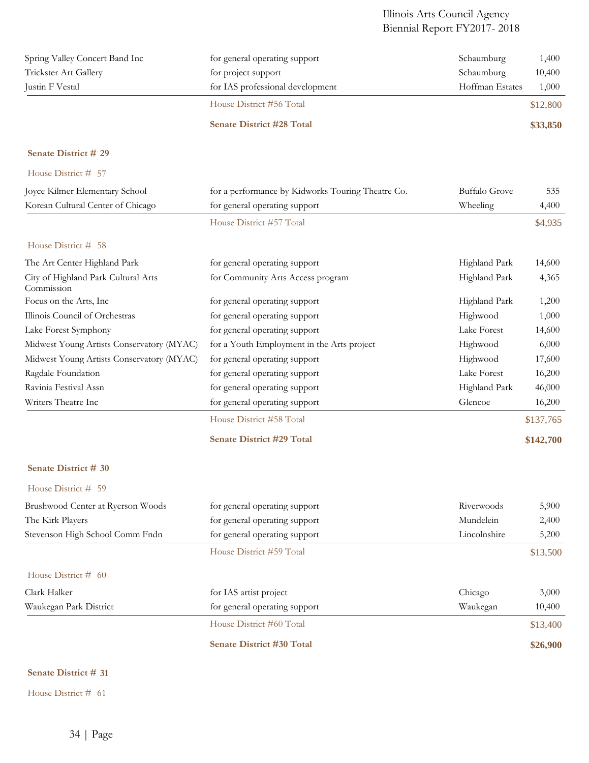| | | | |
|---|---|---|---|
| Spring Valley Concert Band Inc | for general operating support | Schaumburg | 1,400 |
| Trickster Art Gallery | for project support | Schaumburg | 10,400 |
| Justin F Vestal | for IAS professional development | Hoffman Estates | 1,000 |
| | House District #56 Total | | $12,800 |
| | **Senate District #28 Total** | | **$33,850** |

**Senate District # 29**

House District # 57

| | | | |
|---|---|---|---|
| Joyce Kilmer Elementary School | for a performance by Kidworks Touring Theatre Co. | Buffalo Grove | 535 |
| Korean Cultural Center of Chicago | for general operating support | Wheeling | 4,400 |
| | House District #57 Total | | $4,935 |

House District # 58

| | | | |
|---|---|---|---|
| The Art Center Highland Park | for general operating support | Highland Park | 14,600 |
| City of Highland Park Cultural Arts Commission | for Community Arts Access program | Highland Park | 4,365 |
| Focus on the Arts, Inc | for general operating support | Highland Park | 1,200 |
| Illinois Council of Orchestras | for general operating support | Highwood | 1,000 |
| Lake Forest Symphony | for general operating support | Lake Forest | 14,600 |
| Midwest Young Artists Conservatory (MYAC) | for a Youth Employment in the Arts project | Highwood | 6,000 |
| Midwest Young Artists Conservatory (MYAC) | for general operating support | Highwood | 17,600 |
| Ragdale Foundation | for general operating support | Lake Forest | 16,200 |
| Ravinia Festival Assn | for general operating support | Highland Park | 46,000 |
| Writers Theatre Inc | for general operating support | Glencoe | 16,200 |
| | House District #58 Total | | $137,765 |
| | **Senate District #29 Total** | | **$142,700** |

**Senate District # 30**

House District # 59

| | | | |
|---|---|---|---|
| Brushwood Center at Ryerson Woods | for general operating support | Riverwoods | 5,900 |
| The Kirk Players | for general operating support | Mundelein | 2,400 |
| Stevenson High School Comm Fndn | for general operating support | Lincolnshire | 5,200 |
| | House District #59 Total | | $13,500 |

House District # 60

| | | | |
|---|---|---|---|
| Clark Halker | for IAS artist project | Chicago | 3,000 |
| Waukegan Park District | for general operating support | Waukegan | 10,400 |
| | House District #60 Total | | $13,400 |
| | **Senate District #30 Total** | | **$26,900** |

**Senate District # 31**

House District # 61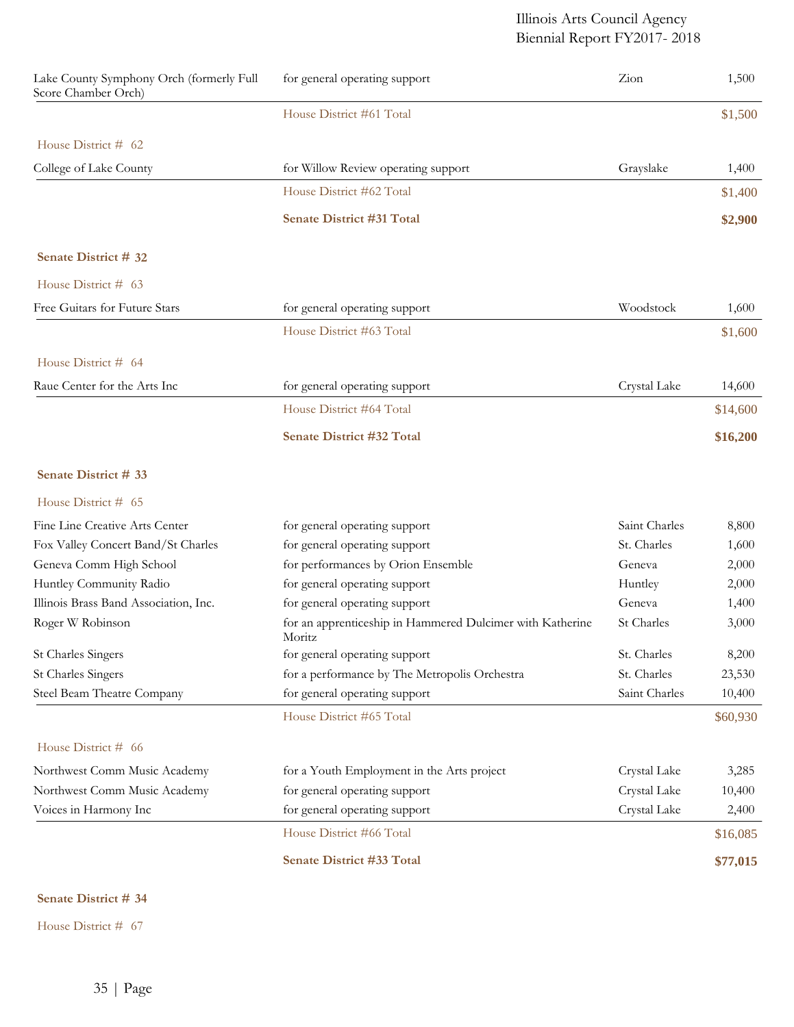| | | | |
|---|---|---|---|
| Lake County Symphony Orch (formerly Full Score Chamber Orch) | for general operating support | Zion | 1,500 |
| | House District #61 Total | | $1,500 |

House District # 62

| | | | |
|---|---|---|---|
| College of Lake County | for Willow Review operating support | Grayslake | 1,400 |
| | House District #62 Total | | $1,400 |
| | **Senate District #31 Total** | | **$2,900** |

**Senate District # 32**

House District # 63

| | | | |
|---|---|---|---|
| Free Guitars for Future Stars | for general operating support | Woodstock | 1,600 |
| | House District #63 Total | | $1,600 |

House District # 64

| | | | |
|---|---|---|---|
| Raue Center for the Arts Inc | for general operating support | Crystal Lake | 14,600 |
| | House District #64 Total | | $14,600 |
| | **Senate District #32 Total** | | **$16,200** |

**Senate District # 33**

House District # 65

| | | | |
|---|---|---|---|
| Fine Line Creative Arts Center | for general operating support | Saint Charles | 8,800 |
| Fox Valley Concert Band/St Charles | for general operating support | St. Charles | 1,600 |
| Geneva Comm High School | for performances by Orion Ensemble | Geneva | 2,000 |
| Huntley Community Radio | for general operating support | Huntley | 2,000 |
| Illinois Brass Band Association, Inc. | for general operating support | Geneva | 1,400 |
| Roger W Robinson | for an apprenticeship in Hammered Dulcimer with Katherine Moritz | St Charles | 3,000 |
| St Charles Singers | for general operating support | St. Charles | 8,200 |
| St Charles Singers | for a performance by The Metropolis Orchestra | St. Charles | 23,530 |
| Steel Beam Theatre Company | for general operating support | Saint Charles | 10,400 |
| | House District #65 Total | | $60,930 |

House District # 66

| | | | |
|---|---|---|---|
| Northwest Comm Music Academy | for a Youth Employment in the Arts project | Crystal Lake | 3,285 |
| Northwest Comm Music Academy | for general operating support | Crystal Lake | 10,400 |
| Voices in Harmony Inc | for general operating support | Crystal Lake | 2,400 |
| | House District #66 Total | | $16,085 |
| | **Senate District #33 Total** | | **$77,015** |

**Senate District # 34**

House District # 67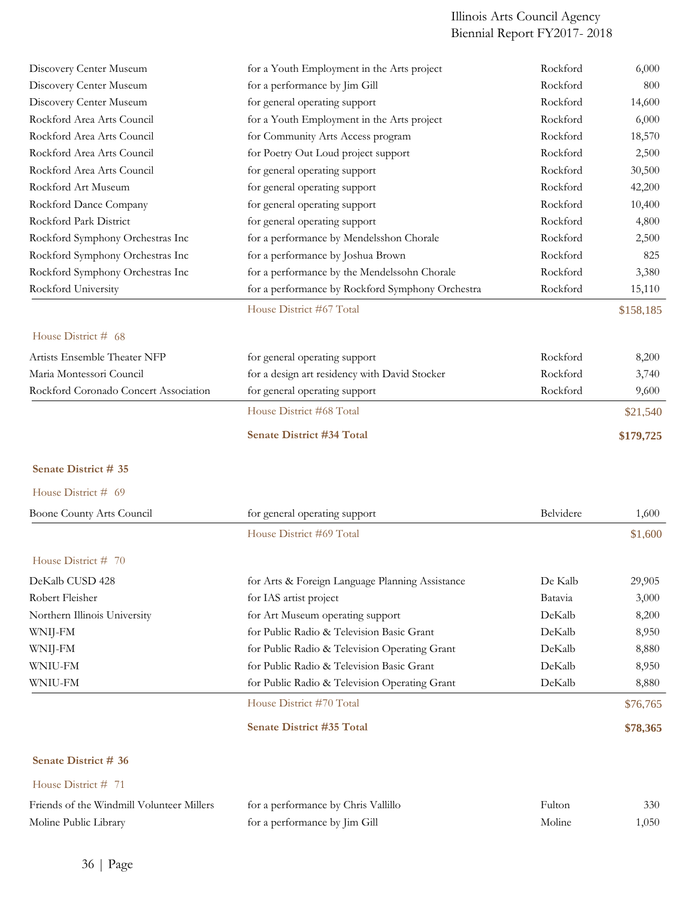| | | | |
|---|---|---|---|
| Discovery Center Museum | for a Youth Employment in the Arts project | Rockford | 6,000 |
| Discovery Center Museum | for a performance by Jim Gill | Rockford | 800 |
| Discovery Center Museum | for general operating support | Rockford | 14,600 |
| Rockford Area Arts Council | for a Youth Employment in the Arts project | Rockford | 6,000 |
| Rockford Area Arts Council | for Community Arts Access program | Rockford | 18,570 |
| Rockford Area Arts Council | for Poetry Out Loud project support | Rockford | 2,500 |
| Rockford Area Arts Council | for general operating support | Rockford | 30,500 |
| Rockford Art Museum | for general operating support | Rockford | 42,200 |
| Rockford Dance Company | for general operating support | Rockford | 10,400 |
| Rockford Park District | for general operating support | Rockford | 4,800 |
| Rockford Symphony Orchestras Inc | for a performance by Mendelsshon Chorale | Rockford | 2,500 |
| Rockford Symphony Orchestras Inc | for a performance by Joshua Brown | Rockford | 825 |
| Rockford Symphony Orchestras Inc | for a performance by the Mendelssohn Chorale | Rockford | 3,380 |
| Rockford University | for a performance by Rockford Symphony Orchestra | Rockford | 15,110 |
| | House District #67 Total | | $158,185 |

House District # 68

| | | | |
|---|---|---|---|
| Artists Ensemble Theater NFP | for general operating support | Rockford | 8,200 |
| Maria Montessori Council | for a design art residency with David Stocker | Rockford | 3,740 |
| Rockford Coronado Concert Association | for general operating support | Rockford | 9,600 |
| | House District #68 Total | | $21,540 |
| | **Senate District #34 Total** | | **$179,725** |

**Senate District # 35**

House District # 69

| | | | |
|---|---|---|---|
| Boone County Arts Council | for general operating support | Belvidere | 1,600 |
| | House District #69 Total | | $1,600 |

House District # 70

| | | | |
|---|---|---|---|
| DeKalb CUSD 428 | for Arts & Foreign Language Planning Assistance | De Kalb | 29,905 |
| Robert Fleisher | for IAS artist project | Batavia | 3,000 |
| Northern Illinois University | for Art Museum operating support | DeKalb | 8,200 |
| WNIJ-FM | for Public Radio & Television Basic Grant | DeKalb | 8,950 |
| WNIJ-FM | for Public Radio & Television Operating Grant | DeKalb | 8,880 |
| WNIU-FM | for Public Radio & Television Basic Grant | DeKalb | 8,950 |
| WNIU-FM | for Public Radio & Television Operating Grant | DeKalb | 8,880 |
| | House District #70 Total | | $76,765 |
| | **Senate District #35 Total** | | **$78,365** |

**Senate District # 36**

House District # 71

| | | | |
|---|---|---|---|
| Friends of the Windmill Volunteer Millers | for a performance by Chris Vallillo | Fulton | 330 |
| Moline Public Library | for a performance by Jim Gill | Moline | 1,050 |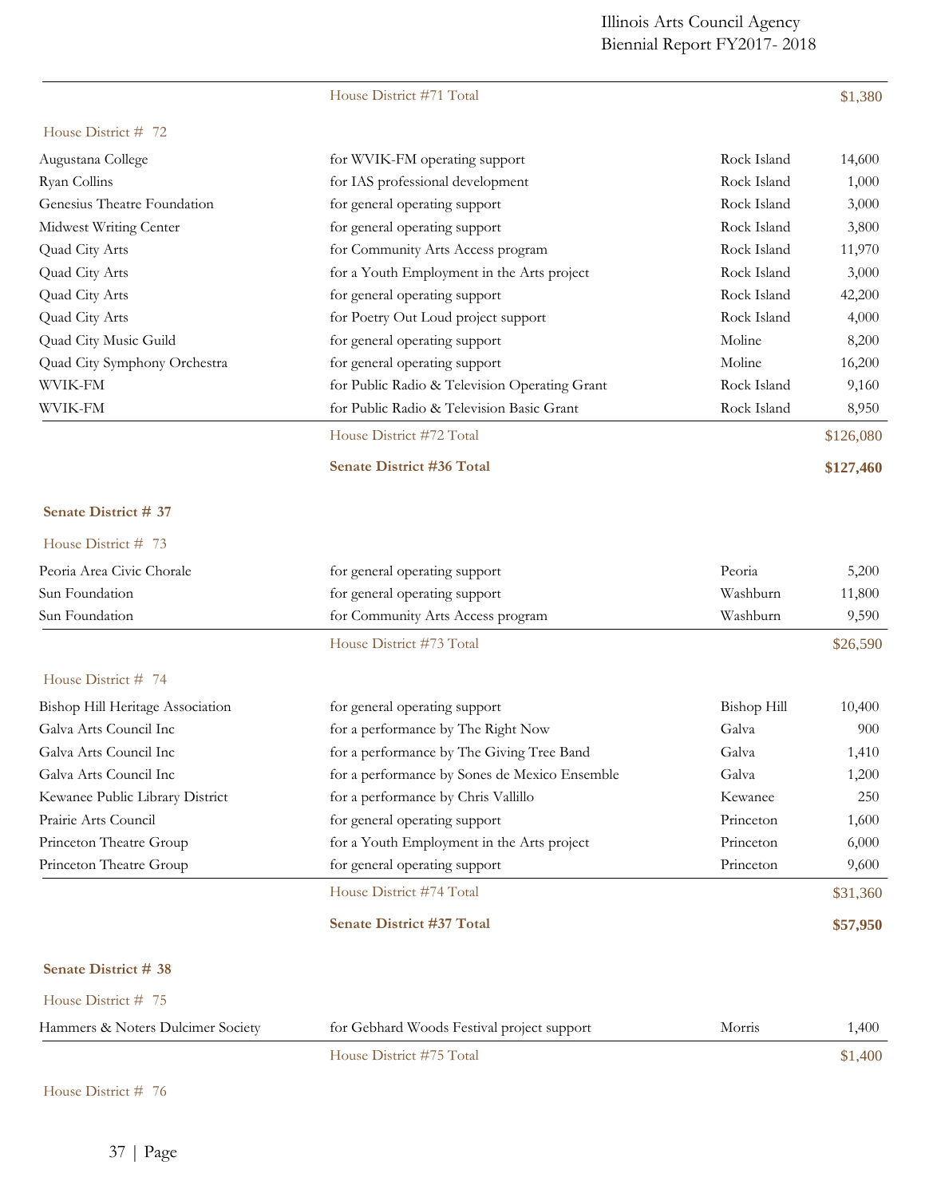| | | | |
|---|---|---|---|
| | House District #71 Total | | $1,380 |

House District # 72

| Grantee | Purpose | City | Amount |
|---|---|---|---|
| Augustana College | for WVIK-FM operating support | Rock Island | 14,600 |
| Ryan Collins | for IAS professional development | Rock Island | 1,000 |
| Genesius Theatre Foundation | for general operating support | Rock Island | 3,000 |
| Midwest Writing Center | for general operating support | Rock Island | 3,800 |
| Quad City Arts | for Community Arts Access program | Rock Island | 11,970 |
| Quad City Arts | for a Youth Employment in the Arts project | Rock Island | 3,000 |
| Quad City Arts | for general operating support | Rock Island | 42,200 |
| Quad City Arts | for Poetry Out Loud project support | Rock Island | 4,000 |
| Quad City Music Guild | for general operating support | Moline | 8,200 |
| Quad City Symphony Orchestra | for general operating support | Moline | 16,200 |
| WVIK-FM | for Public Radio & Television Operating Grant | Rock Island | 9,160 |
| WVIK-FM | for Public Radio & Television Basic Grant | Rock Island | 8,950 |
| | House District #72 Total | | $126,080 |
| | **Senate District #36 Total** | | **$127,460** |

**Senate District # 37**

House District # 73

| Grantee | Purpose | City | Amount |
|---|---|---|---|
| Peoria Area Civic Chorale | for general operating support | Peoria | 5,200 |
| Sun Foundation | for general operating support | Washburn | 11,800 |
| Sun Foundation | for Community Arts Access program | Washburn | 9,590 |
| | House District #73 Total | | $26,590 |

House District # 74

| Grantee | Purpose | City | Amount |
|---|---|---|---|
| Bishop Hill Heritage Association | for general operating support | Bishop Hill | 10,400 |
| Galva Arts Council Inc | for a performance by The Right Now | Galva | 900 |
| Galva Arts Council Inc | for a performance by The Giving Tree Band | Galva | 1,410 |
| Galva Arts Council Inc | for a performance by Sones de Mexico Ensemble | Galva | 1,200 |
| Kewanee Public Library District | for a performance by Chris Vallillo | Kewanee | 250 |
| Prairie Arts Council | for general operating support | Princeton | 1,600 |
| Princeton Theatre Group | for a Youth Employment in the Arts project | Princeton | 6,000 |
| Princeton Theatre Group | for general operating support | Princeton | 9,600 |
| | House District #74 Total | | $31,360 |
| | **Senate District #37 Total** | | **$57,950** |

**Senate District # 38**

House District # 75

| Grantee | Purpose | City | Amount |
|---|---|---|---|
| Hammers & Noters Dulcimer Society | for Gebhard Woods Festival project support | Morris | 1,400 |
| | House District #75 Total | | $1,400 |

House District # 76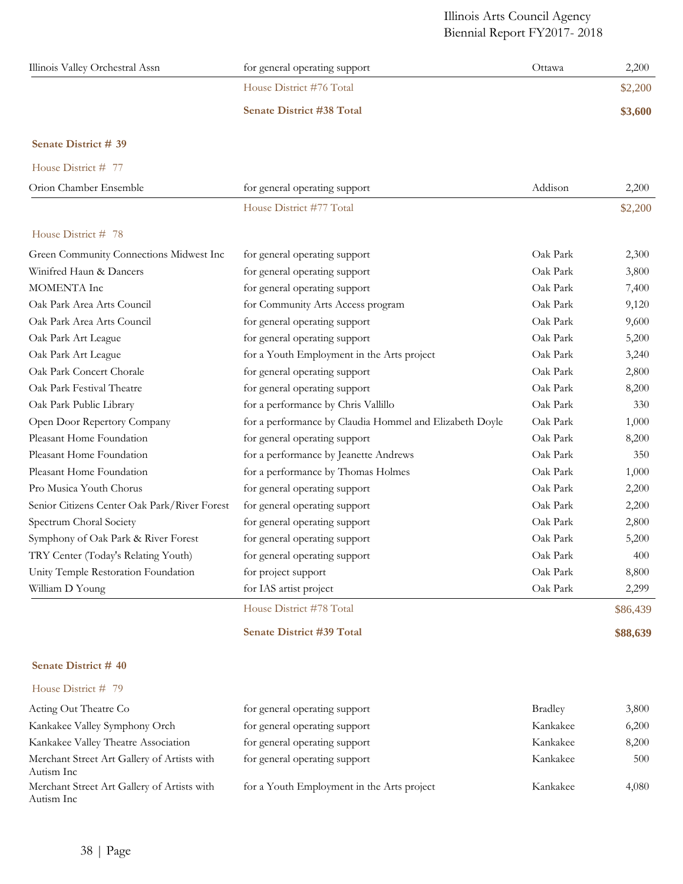| | | | |
|---|---|---|---|
| Illinois Valley Orchestral Assn | for general operating support | Ottawa | 2,200 |
| | House District #76 Total | | $2,200 |
| | **Senate District #38 Total** | | **$3,600** |

**Senate District # 39**

House District # 77

| | | | |
|---|---|---|---|
| Orion Chamber Ensemble | for general operating support | Addison | 2,200 |
| | House District #77 Total | | $2,200 |

House District # 78

| | | | |
|---|---|---|---|
| Green Community Connections Midwest Inc | for general operating support | Oak Park | 2,300 |
| Winifred Haun & Dancers | for general operating support | Oak Park | 3,800 |
| MOMENTA Inc | for general operating support | Oak Park | 7,400 |
| Oak Park Area Arts Council | for Community Arts Access program | Oak Park | 9,120 |
| Oak Park Area Arts Council | for general operating support | Oak Park | 9,600 |
| Oak Park Art League | for general operating support | Oak Park | 5,200 |
| Oak Park Art League | for a Youth Employment in the Arts project | Oak Park | 3,240 |
| Oak Park Concert Chorale | for general operating support | Oak Park | 2,800 |
| Oak Park Festival Theatre | for general operating support | Oak Park | 8,200 |
| Oak Park Public Library | for a performance by Chris Vallillo | Oak Park | 330 |
| Open Door Repertory Company | for a performance by Claudia Hommel and Elizabeth Doyle | Oak Park | 1,000 |
| Pleasant Home Foundation | for general operating support | Oak Park | 8,200 |
| Pleasant Home Foundation | for a performance by Jeanette Andrews | Oak Park | 350 |
| Pleasant Home Foundation | for a performance by Thomas Holmes | Oak Park | 1,000 |
| Pro Musica Youth Chorus | for general operating support | Oak Park | 2,200 |
| Senior Citizens Center Oak Park/River Forest | for general operating support | Oak Park | 2,200 |
| Spectrum Choral Society | for general operating support | Oak Park | 2,800 |
| Symphony of Oak Park & River Forest | for general operating support | Oak Park | 5,200 |
| TRY Center (Today's Relating Youth) | for general operating support | Oak Park | 400 |
| Unity Temple Restoration Foundation | for project support | Oak Park | 8,800 |
| William D Young | for IAS artist project | Oak Park | 2,299 |
| | House District #78 Total | | $86,439 |
| | **Senate District #39 Total** | | **$88,639** |

**Senate District # 40**

House District # 79

| | | | |
|---|---|---|---|
| Acting Out Theatre Co | for general operating support | Bradley | 3,800 |
| Kankakee Valley Symphony Orch | for general operating support | Kankakee | 6,200 |
| Kankakee Valley Theatre Association | for general operating support | Kankakee | 8,200 |
| Merchant Street Art Gallery of Artists with Autism Inc | for general operating support | Kankakee | 500 |
| Merchant Street Art Gallery of Artists with Autism Inc | for a Youth Employment in the Arts project | Kankakee | 4,080 |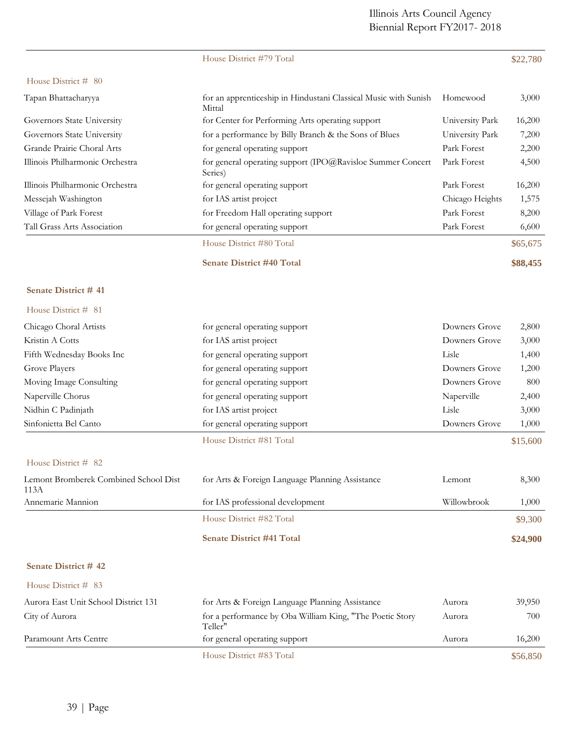| | | | |
|---|---|---|---|
| | House District #79 Total | | $22,780 |

House District # 80

| Recipient | Purpose | City | Amount |
|---|---|---|---|
| Tapan Bhattacharyya | for an apprenticeship in Hindustani Classical Music with Sunish Mittal | Homewood | 3,000 |
| Governors State University | for Center for Performing Arts operating support | University Park | 16,200 |
| Governors State University | for a performance by Billy Branch & the Sons of Blues | University Park | 7,200 |
| Grande Prairie Choral Arts | for general operating support | Park Forest | 2,200 |
| Illinois Philharmonic Orchestra | for general operating support (IPO@Ravisloe Summer Concert Series) | Park Forest | 4,500 |
| Illinois Philharmonic Orchestra | for general operating support | Park Forest | 16,200 |
| Messejah Washington | for IAS artist project | Chicago Heights | 1,575 |
| Village of Park Forest | for Freedom Hall operating support | Park Forest | 8,200 |
| Tall Grass Arts Association | for general operating support | Park Forest | 6,600 |
| | House District #80 Total | | $65,675 |
| | **Senate District #40 Total** | | **$88,455** |

**Senate District # 41**

House District # 81

| Recipient | Purpose | City | Amount |
|---|---|---|---|
| Chicago Choral Artists | for general operating support | Downers Grove | 2,800 |
| Kristin A Cotts | for IAS artist project | Downers Grove | 3,000 |
| Fifth Wednesday Books Inc | for general operating support | Lisle | 1,400 |
| Grove Players | for general operating support | Downers Grove | 1,200 |
| Moving Image Consulting | for general operating support | Downers Grove | 800 |
| Naperville Chorus | for general operating support | Naperville | 2,400 |
| Nidhin C Padinjath | for IAS artist project | Lisle | 3,000 |
| Sinfonietta Bel Canto | for general operating support | Downers Grove | 1,000 |
| | House District #81 Total | | $15,600 |

House District # 82

| Recipient | Purpose | City | Amount |
|---|---|---|---|
| Lemont Bromberek Combined School Dist 113A | for Arts & Foreign Language Planning Assistance | Lemont | 8,300 |
| Annemarie Mannion | for IAS professional development | Willowbrook | 1,000 |
| | House District #82 Total | | $9,300 |
| | **Senate District #41 Total** | | **$24,900** |

**Senate District # 42**

House District # 83

| Recipient | Purpose | City | Amount |
|---|---|---|---|
| Aurora East Unit School District 131 | for Arts & Foreign Language Planning Assistance | Aurora | 39,950 |
| City of Aurora | for a performance by Oba William King, "The Poetic Story Teller" | Aurora | 700 |
| Paramount Arts Centre | for general operating support | Aurora | 16,200 |
| | House District #83 Total | | $56,850 |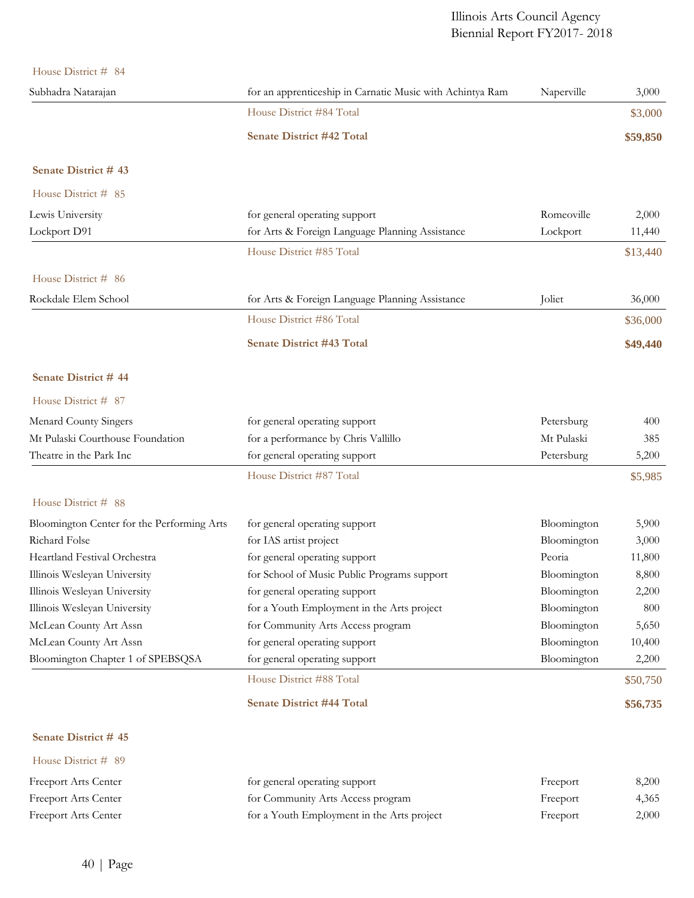House District # 84

| | | | |
|---|---|---|---|
| Subhadra Natarajan | for an apprenticeship in Carnatic Music with Achintya Ram | Naperville | 3,000 |
| | House District #84 Total | | $3,000 |
| | **Senate District #42 Total** | | **$59,850** |

**Senate District # 43**

House District # 85

| | | | |
|---|---|---|---|
| Lewis University | for general operating support | Romeoville | 2,000 |
| Lockport D91 | for Arts & Foreign Language Planning Assistance | Lockport | 11,440 |
| | House District #85 Total | | $13,440 |

House District # 86

| | | | |
|---|---|---|---|
| Rockdale Elem School | for Arts & Foreign Language Planning Assistance | Joliet | 36,000 |
| | House District #86 Total | | $36,000 |
| | **Senate District #43 Total** | | **$49,440** |

**Senate District # 44**

House District # 87

| | | | |
|---|---|---|---|
| Menard County Singers | for general operating support | Petersburg | 400 |
| Mt Pulaski Courthouse Foundation | for a performance by Chris Vallillo | Mt Pulaski | 385 |
| Theatre in the Park Inc | for general operating support | Petersburg | 5,200 |
| | House District #87 Total | | $5,985 |

House District # 88

| | | | |
|---|---|---|---|
| Bloomington Center for the Performing Arts | for general operating support | Bloomington | 5,900 |
| Richard Folse | for IAS artist project | Bloomington | 3,000 |
| Heartland Festival Orchestra | for general operating support | Peoria | 11,800 |
| Illinois Wesleyan University | for School of Music Public Programs support | Bloomington | 8,800 |
| Illinois Wesleyan University | for general operating support | Bloomington | 2,200 |
| Illinois Wesleyan University | for a Youth Employment in the Arts project | Bloomington | 800 |
| McLean County Art Assn | for Community Arts Access program | Bloomington | 5,650 |
| McLean County Art Assn | for general operating support | Bloomington | 10,400 |
| Bloomington Chapter 1 of SPEBSQSA | for general operating support | Bloomington | 2,200 |
| | House District #88 Total | | $50,750 |
| | **Senate District #44 Total** | | **$56,735** |

**Senate District # 45**

House District # 89

| | | | |
|---|---|---|---|
| Freeport Arts Center | for general operating support | Freeport | 8,200 |
| Freeport Arts Center | for Community Arts Access program | Freeport | 4,365 |
| Freeport Arts Center | for a Youth Employment in the Arts project | Freeport | 2,000 |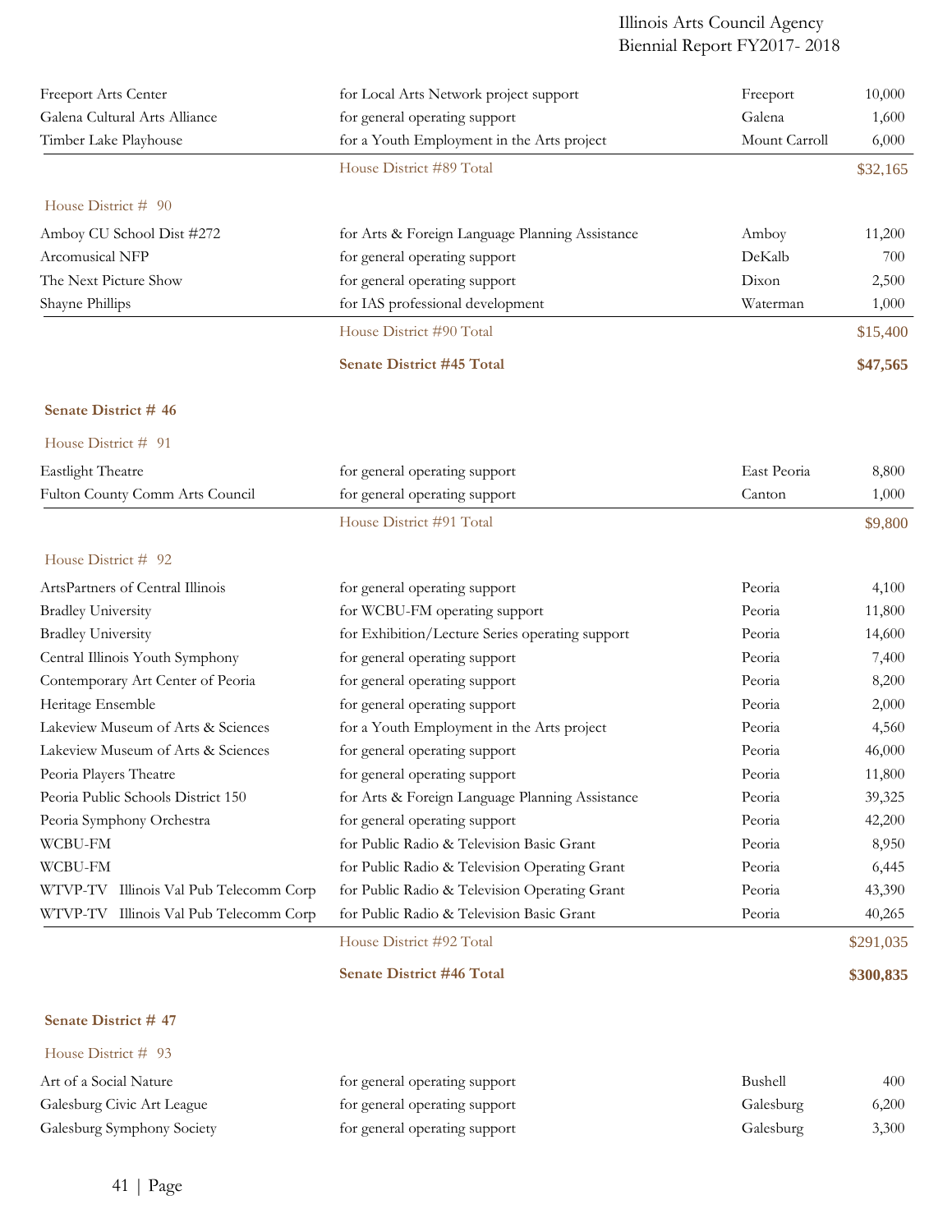| | | | |
|---|---|---|---|
| Freeport Arts Center | for Local Arts Network project support | Freeport | 10,000 |
| Galena Cultural Arts Alliance | for general operating support | Galena | 1,600 |
| Timber Lake Playhouse | for a Youth Employment in the Arts project | Mount Carroll | 6,000 |
| | House District #89 Total | | $32,165 |

House District # 90

| | | | |
|---|---|---|---|
| Amboy CU School Dist #272 | for Arts & Foreign Language Planning Assistance | Amboy | 11,200 |
| Arcomusical NFP | for general operating support | DeKalb | 700 |
| The Next Picture Show | for general operating support | Dixon | 2,500 |
| Shayne Phillips | for IAS professional development | Waterman | 1,000 |
| | House District #90 Total | | $15,400 |
| | **Senate District #45 Total** | | **$47,565** |

**Senate District # 46**

House District # 91

| | | | |
|---|---|---|---|
| Eastlight Theatre | for general operating support | East Peoria | 8,800 |
| Fulton County Comm Arts Council | for general operating support | Canton | 1,000 |
| | House District #91 Total | | $9,800 |

House District # 92

| | | | |
|---|---|---|---|
| ArtsPartners of Central Illinois | for general operating support | Peoria | 4,100 |
| Bradley University | for WCBU-FM operating support | Peoria | 11,800 |
| Bradley University | for Exhibition/Lecture Series operating support | Peoria | 14,600 |
| Central Illinois Youth Symphony | for general operating support | Peoria | 7,400 |
| Contemporary Art Center of Peoria | for general operating support | Peoria | 8,200 |
| Heritage Ensemble | for general operating support | Peoria | 2,000 |
| Lakeview Museum of Arts & Sciences | for a Youth Employment in the Arts project | Peoria | 4,560 |
| Lakeview Museum of Arts & Sciences | for general operating support | Peoria | 46,000 |
| Peoria Players Theatre | for general operating support | Peoria | 11,800 |
| Peoria Public Schools District 150 | for Arts & Foreign Language Planning Assistance | Peoria | 39,325 |
| Peoria Symphony Orchestra | for general operating support | Peoria | 42,200 |
| WCBU-FM | for Public Radio & Television Basic Grant | Peoria | 8,950 |
| WCBU-FM | for Public Radio & Television Operating Grant | Peoria | 6,445 |
| WTVP-TV Illinois Val Pub Telecomm Corp | for Public Radio & Television Operating Grant | Peoria | 43,390 |
| WTVP-TV Illinois Val Pub Telecomm Corp | for Public Radio & Television Basic Grant | Peoria | 40,265 |
| | House District #92 Total | | $291,035 |
| | **Senate District #46 Total** | | **$300,835** |

**Senate District # 47**

House District # 93

| | | | |
|---|---|---|---|
| Art of a Social Nature | for general operating support | Bushell | 400 |
| Galesburg Civic Art League | for general operating support | Galesburg | 6,200 |
| Galesburg Symphony Society | for general operating support | Galesburg | 3,300 |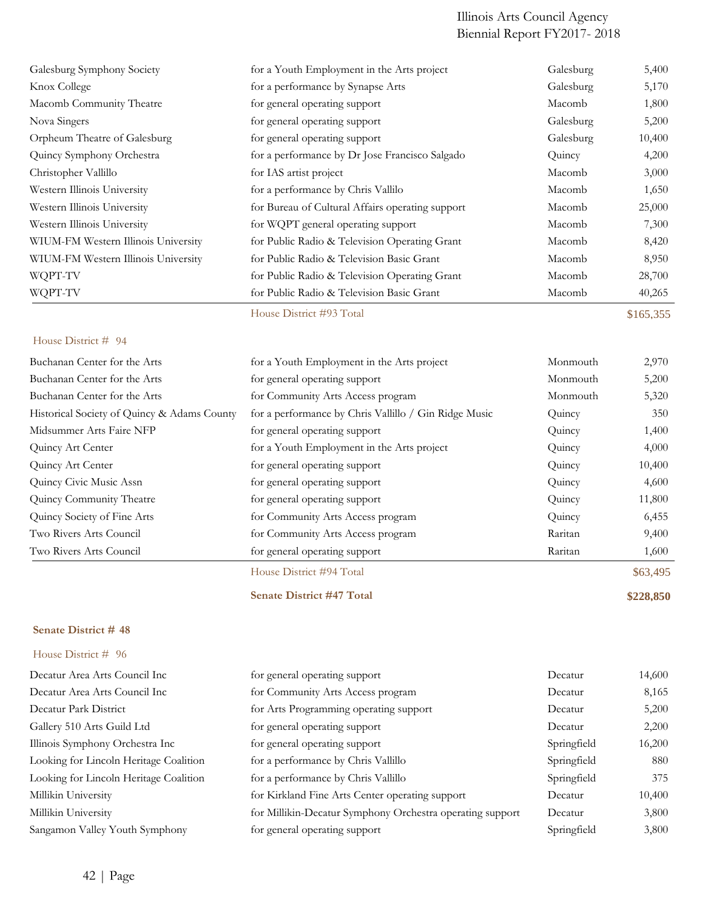| | | | |
|---|---|---|---|
| Galesburg Symphony Society | for a Youth Employment in the Arts project | Galesburg | 5,400 |
| Knox College | for a performance by Synapse Arts | Galesburg | 5,170 |
| Macomb Community Theatre | for general operating support | Macomb | 1,800 |
| Nova Singers | for general operating support | Galesburg | 5,200 |
| Orpheum Theatre of Galesburg | for general operating support | Galesburg | 10,400 |
| Quincy Symphony Orchestra | for a performance by Dr Jose Francisco Salgado | Quincy | 4,200 |
| Christopher Vallillo | for IAS artist project | Macomb | 3,000 |
| Western Illinois University | for a performance by Chris Vallilo | Macomb | 1,650 |
| Western Illinois University | for Bureau of Cultural Affairs operating support | Macomb | 25,000 |
| Western Illinois University | for WQPT general operating support | Macomb | 7,300 |
| WIUM-FM Western Illinois University | for Public Radio & Television Operating Grant | Macomb | 8,420 |
| WIUM-FM Western Illinois University | for Public Radio & Television Basic Grant | Macomb | 8,950 |
| WQPT-TV | for Public Radio & Television Operating Grant | Macomb | 28,700 |
| WQPT-TV | for Public Radio & Television Basic Grant | Macomb | 40,265 |
| | House District #93 Total | | $165,355 |

House District # 94

| | | | |
|---|---|---|---|
| Buchanan Center for the Arts | for a Youth Employment in the Arts project | Monmouth | 2,970 |
| Buchanan Center for the Arts | for general operating support | Monmouth | 5,200 |
| Buchanan Center for the Arts | for Community Arts Access program | Monmouth | 5,320 |
| Historical Society of Quincy & Adams County | for a performance by Chris Vallillo / Gin Ridge Music | Quincy | 350 |
| Midsummer Arts Faire NFP | for general operating support | Quincy | 1,400 |
| Quincy Art Center | for a Youth Employment in the Arts project | Quincy | 4,000 |
| Quincy Art Center | for general operating support | Quincy | 10,400 |
| Quincy Civic Music Assn | for general operating support | Quincy | 4,600 |
| Quincy Community Theatre | for general operating support | Quincy | 11,800 |
| Quincy Society of Fine Arts | for Community Arts Access program | Quincy | 6,455 |
| Two Rivers Arts Council | for Community Arts Access program | Raritan | 9,400 |
| Two Rivers Arts Council | for general operating support | Raritan | 1,600 |
| | House District #94 Total | | $63,495 |
| | **Senate District #47 Total** | | **$228,850** |

**Senate District # 48**

House District # 96

| | | | |
|---|---|---|---|
| Decatur Area Arts Council Inc | for general operating support | Decatur | 14,600 |
| Decatur Area Arts Council Inc | for Community Arts Access program | Decatur | 8,165 |
| Decatur Park District | for Arts Programming operating support | Decatur | 5,200 |
| Gallery 510 Arts Guild Ltd | for general operating support | Decatur | 2,200 |
| Illinois Symphony Orchestra Inc | for general operating support | Springfield | 16,200 |
| Looking for Lincoln Heritage Coalition | for a performance by Chris Vallillo | Springfield | 880 |
| Looking for Lincoln Heritage Coalition | for a performance by Chris Vallillo | Springfield | 375 |
| Millikin University | for Kirkland Fine Arts Center operating support | Decatur | 10,400 |
| Millikin University | for Millikin-Decatur Symphony Orchestra operating support | Decatur | 3,800 |
| Sangamon Valley Youth Symphony | for general operating support | Springfield | 3,800 |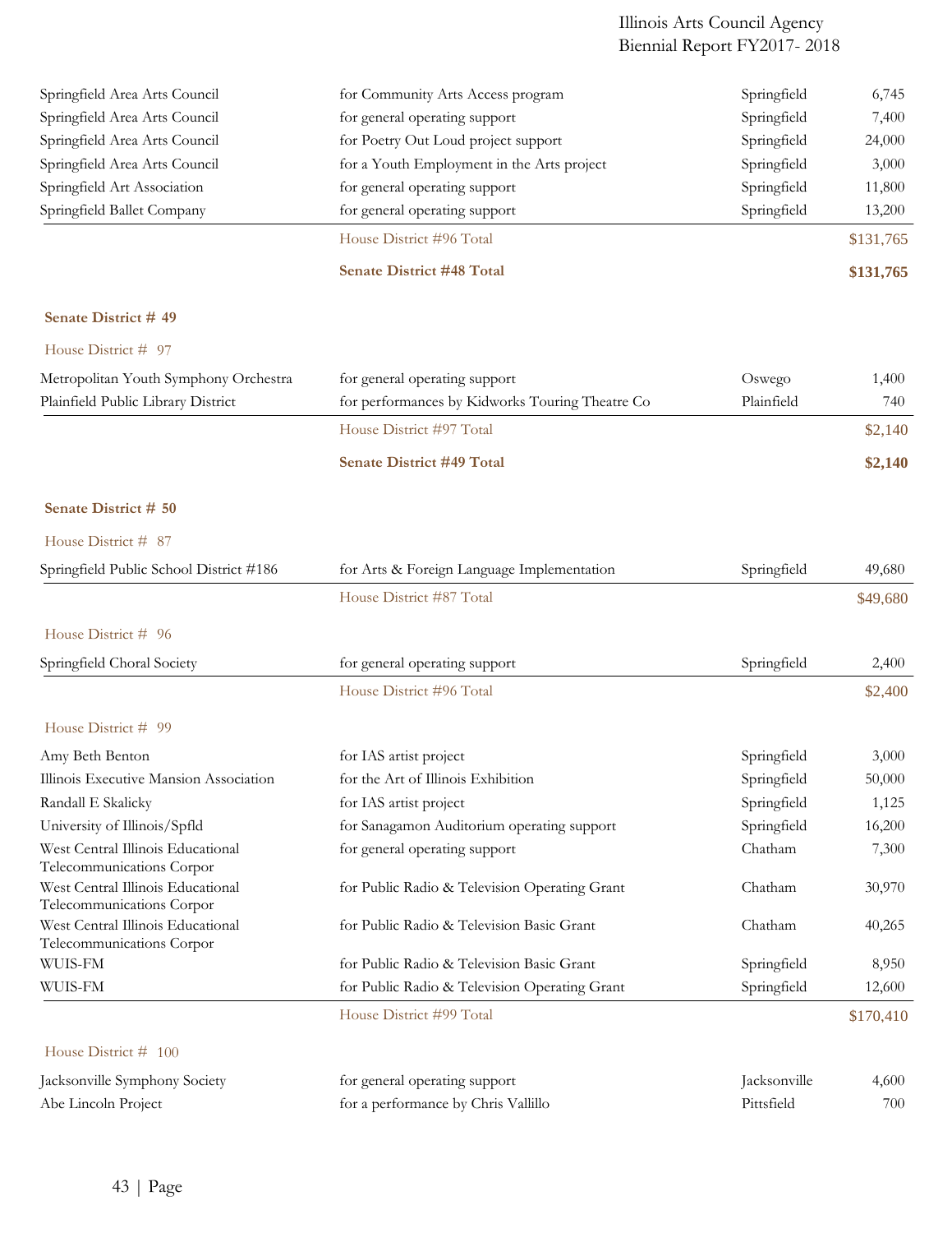| | | | |
|---|---|---|---|
| Springfield Area Arts Council | for Community Arts Access program | Springfield | 6,745 |
| Springfield Area Arts Council | for general operating support | Springfield | 7,400 |
| Springfield Area Arts Council | for Poetry Out Loud project support | Springfield | 24,000 |
| Springfield Area Arts Council | for a Youth Employment in the Arts project | Springfield | 3,000 |
| Springfield Art Association | for general operating support | Springfield | 11,800 |
| Springfield Ballet Company | for general operating support | Springfield | 13,200 |
| | House District #96 Total | | $131,765 |
| | **Senate District #48 Total** | | **$131,765** |

**Senate District # 49**

House District # 97

| | | | |
|---|---|---|---|
| Metropolitan Youth Symphony Orchestra | for general operating support | Oswego | 1,400 |
| Plainfield Public Library District | for performances by Kidworks Touring Theatre Co | Plainfield | 740 |
| | House District #97 Total | | $2,140 |
| | **Senate District #49 Total** | | **$2,140** |

**Senate District # 50**

House District # 87

| | | | |
|---|---|---|---|
| Springfield Public School District #186 | for Arts & Foreign Language Implementation | Springfield | 49,680 |
| | House District #87 Total | | $49,680 |

House District # 96

| | | | |
|---|---|---|---|
| Springfield Choral Society | for general operating support | Springfield | 2,400 |
| | House District #96 Total | | $2,400 |

House District # 99

| | | | |
|---|---|---|---|
| Amy Beth Benton | for IAS artist project | Springfield | 3,000 |
| Illinois Executive Mansion Association | for the Art of Illinois Exhibition | Springfield | 50,000 |
| Randall E Skalicky | for IAS artist project | Springfield | 1,125 |
| University of Illinois/Spfld | for Sanagamon Auditorium operating support | Springfield | 16,200 |
| West Central Illinois Educational Telecommunications Corpor | for general operating support | Chatham | 7,300 |
| West Central Illinois Educational Telecommunications Corpor | for Public Radio & Television Operating Grant | Chatham | 30,970 |
| West Central Illinois Educational Telecommunications Corpor | for Public Radio & Television Basic Grant | Chatham | 40,265 |
| WUIS-FM | for Public Radio & Television Basic Grant | Springfield | 8,950 |
| WUIS-FM | for Public Radio & Television Operating Grant | Springfield | 12,600 |
| | House District #99 Total | | $170,410 |

House District # 100

| | | | |
|---|---|---|---|
| Jacksonville Symphony Society | for general operating support | Jacksonville | 4,600 |
| Abe Lincoln Project | for a performance by Chris Vallillo | Pittsfield | 700 |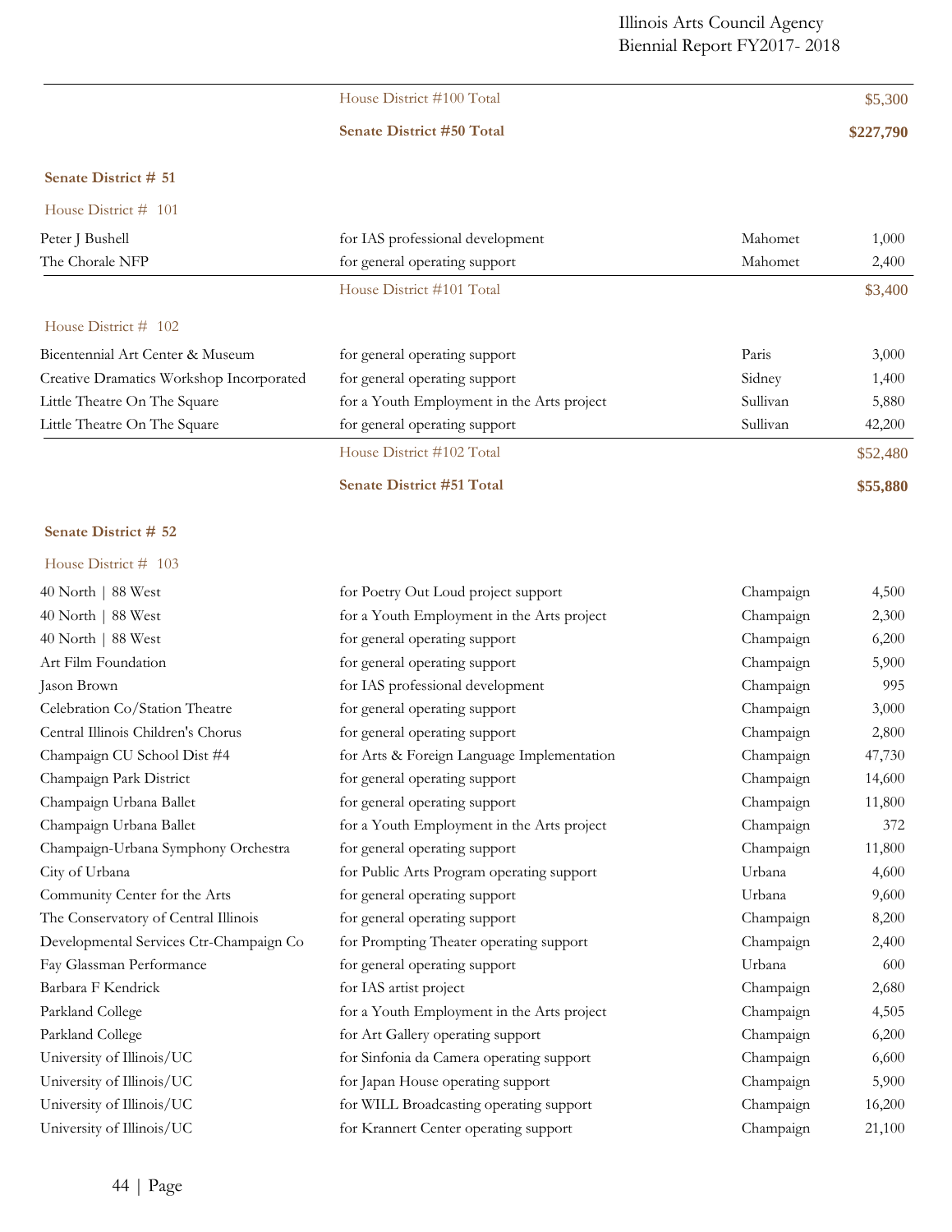| | | | |
|---|---|---|---|
| | House District #100 Total | | $5,300 |
| | **Senate District #50 Total** | | **$227,790** |

**Senate District # 51**

House District # 101

| | | | |
|---|---|---|---|
| Peter J Bushell | for IAS professional development | Mahomet | 1,000 |
| The Chorale NFP | for general operating support | Mahomet | 2,400 |
| | House District #101 Total | | $3,400 |

House District # 102

| | | | |
|---|---|---|---|
| Bicentennial Art Center & Museum | for general operating support | Paris | 3,000 |
| Creative Dramatics Workshop Incorporated | for general operating support | Sidney | 1,400 |
| Little Theatre On The Square | for a Youth Employment in the Arts project | Sullivan | 5,880 |
| Little Theatre On The Square | for general operating support | Sullivan | 42,200 |
| | House District #102 Total | | $52,480 |
| | **Senate District #51 Total** | | **$55,880** |

**Senate District # 52**

House District # 103

| | | | |
|---|---|---|---|
| 40 North \| 88 West | for Poetry Out Loud project support | Champaign | 4,500 |
| 40 North \| 88 West | for a Youth Employment in the Arts project | Champaign | 2,300 |
| 40 North \| 88 West | for general operating support | Champaign | 6,200 |
| Art Film Foundation | for general operating support | Champaign | 5,900 |
| Jason Brown | for IAS professional development | Champaign | 995 |
| Celebration Co/Station Theatre | for general operating support | Champaign | 3,000 |
| Central Illinois Children's Chorus | for general operating support | Champaign | 2,800 |
| Champaign CU School Dist #4 | for Arts & Foreign Language Implementation | Champaign | 47,730 |
| Champaign Park District | for general operating support | Champaign | 14,600 |
| Champaign Urbana Ballet | for general operating support | Champaign | 11,800 |
| Champaign Urbana Ballet | for a Youth Employment in the Arts project | Champaign | 372 |
| Champaign-Urbana Symphony Orchestra | for general operating support | Champaign | 11,800 |
| City of Urbana | for Public Arts Program operating support | Urbana | 4,600 |
| Community Center for the Arts | for general operating support | Urbana | 9,600 |
| The Conservatory of Central Illinois | for general operating support | Champaign | 8,200 |
| Developmental Services Ctr-Champaign Co | for Prompting Theater operating support | Champaign | 2,400 |
| Fay Glassman Performance | for general operating support | Urbana | 600 |
| Barbara F Kendrick | for IAS artist project | Champaign | 2,680 |
| Parkland College | for a Youth Employment in the Arts project | Champaign | 4,505 |
| Parkland College | for Art Gallery operating support | Champaign | 6,200 |
| University of Illinois/UC | for Sinfonia da Camera operating support | Champaign | 6,600 |
| University of Illinois/UC | for Japan House operating support | Champaign | 5,900 |
| University of Illinois/UC | for WILL Broadcasting operating support | Champaign | 16,200 |
| University of Illinois/UC | for Krannert Center operating support | Champaign | 21,100 |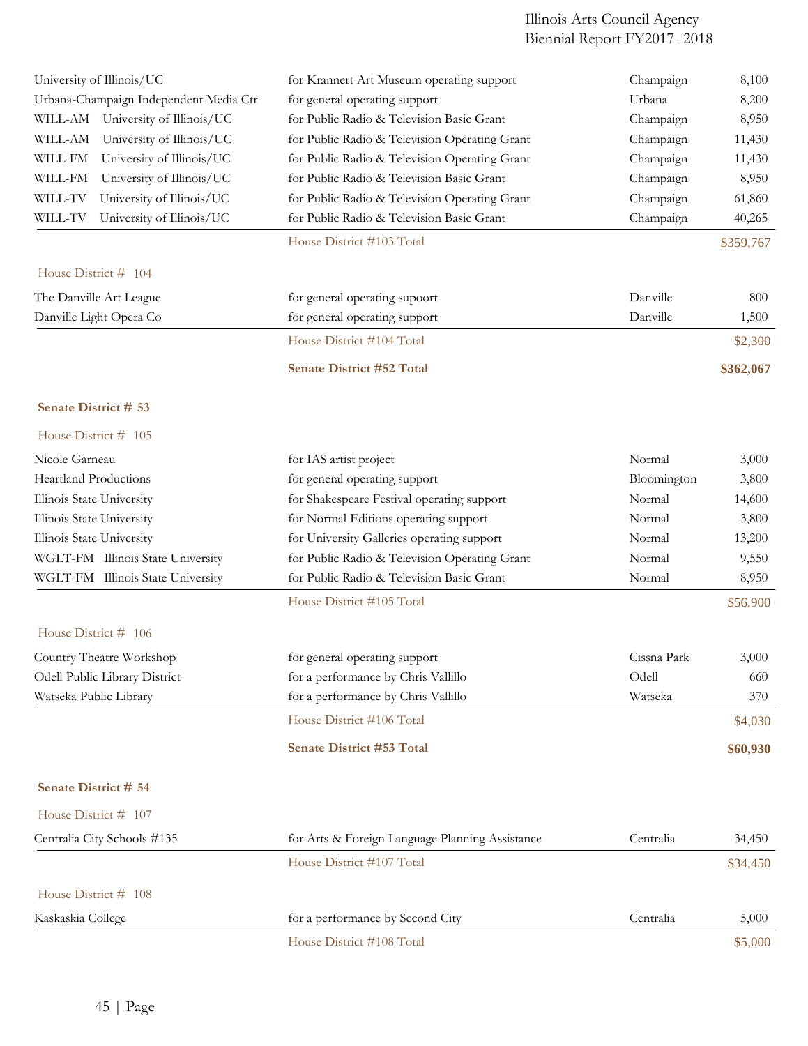| | | | |
|---|---|---|---|
| University of Illinois/UC | for Krannert Art Museum operating support | Champaign | 8,100 |
| Urbana-Champaign Independent Media Ctr | for general operating support | Urbana | 8,200 |
| WILL-AM University of Illinois/UC | for Public Radio & Television Basic Grant | Champaign | 8,950 |
| WILL-AM University of Illinois/UC | for Public Radio & Television Operating Grant | Champaign | 11,430 |
| WILL-FM University of Illinois/UC | for Public Radio & Television Operating Grant | Champaign | 11,430 |
| WILL-FM University of Illinois/UC | for Public Radio & Television Basic Grant | Champaign | 8,950 |
| WILL-TV University of Illinois/UC | for Public Radio & Television Operating Grant | Champaign | 61,860 |
| WILL-TV University of Illinois/UC | for Public Radio & Television Basic Grant | Champaign | 40,265 |
| | House District #103 Total | | $359,767 |

House District # 104

| | | | |
|---|---|---|---|
| The Danville Art League | for general operating supoort | Danville | 800 |
| Danville Light Opera Co | for general operating support | Danville | 1,500 |
| | House District #104 Total | | $2,300 |
| | **Senate District #52 Total** | | **$362,067** |

**Senate District # 53**

House District # 105

| | | | |
|---|---|---|---|
| Nicole Garneau | for IAS artist project | Normal | 3,000 |
| Heartland Productions | for general operating support | Bloomington | 3,800 |
| Illinois State University | for Shakespeare Festival operating support | Normal | 14,600 |
| Illinois State University | for Normal Editions operating support | Normal | 3,800 |
| Illinois State University | for University Galleries operating support | Normal | 13,200 |
| WGLT-FM Illinois State University | for Public Radio & Television Operating Grant | Normal | 9,550 |
| WGLT-FM Illinois State University | for Public Radio & Television Basic Grant | Normal | 8,950 |
| | House District #105 Total | | $56,900 |

House District # 106

| | | | |
|---|---|---|---|
| Country Theatre Workshop | for general operating support | Cissna Park | 3,000 |
| Odell Public Library District | for a performance by Chris Vallillo | Odell | 660 |
| Watseka Public Library | for a performance by Chris Vallillo | Watseka | 370 |
| | House District #106 Total | | $4,030 |
| | **Senate District #53 Total** | | **$60,930** |

**Senate District # 54**

House District # 107

| | | | |
|---|---|---|---|
| Centralia City Schools #135 | for Arts & Foreign Language Planning Assistance | Centralia | 34,450 |
| | House District #107 Total | | $34,450 |

House District # 108

| | | | |
|---|---|---|---|
| Kaskaskia College | for a performance by Second City | Centralia | 5,000 |
| | House District #108 Total | | $5,000 |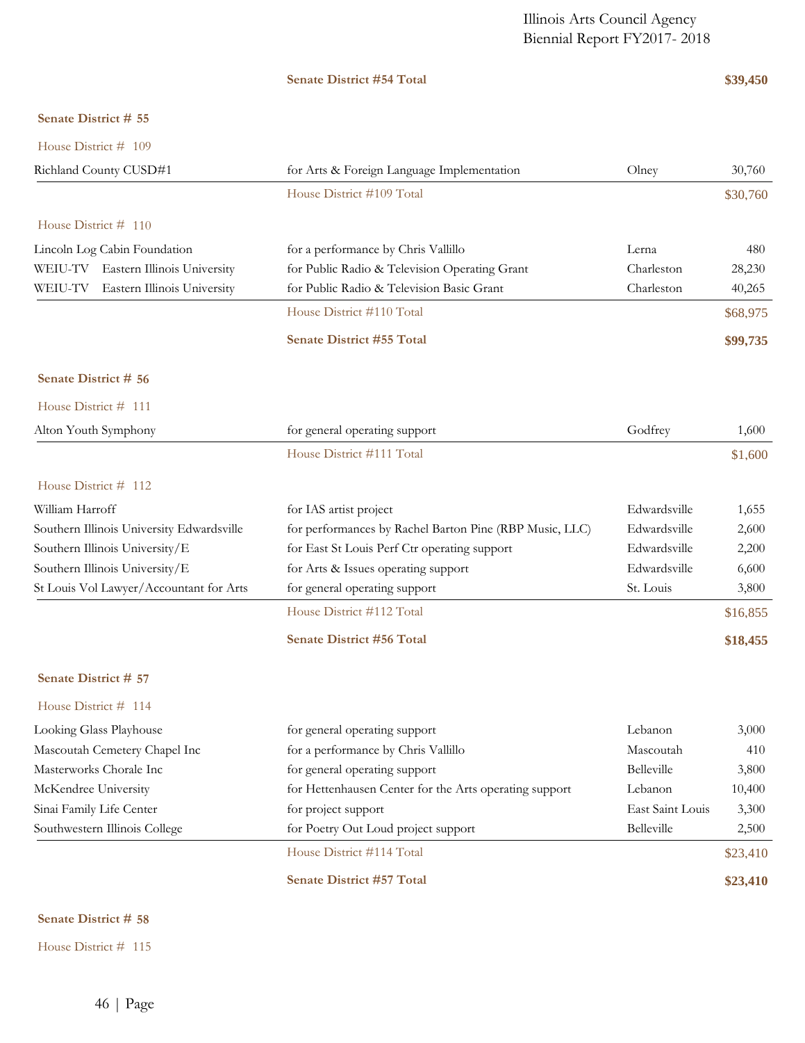| | **Senate District #54 Total** | | **$39,450** |
|---|---|---|---|

**Senate District # 55**

House District # 109

| | | | |
|---|---|---|---|
| Richland County CUSD#1 | for Arts & Foreign Language Implementation | Olney | 30,760 |
| | House District #109 Total | | $30,760 |

House District # 110

| | | | |
|---|---|---|---|
| Lincoln Log Cabin Foundation | for a performance by Chris Vallillo | Lerna | 480 |
| WEIU-TV Eastern Illinois University | for Public Radio & Television Operating Grant | Charleston | 28,230 |
| WEIU-TV Eastern Illinois University | for Public Radio & Television Basic Grant | Charleston | 40,265 |
| | House District #110 Total | | $68,975 |
| | **Senate District #55 Total** | | **$99,735** |

**Senate District # 56**

House District # 111

| | | | |
|---|---|---|---|
| Alton Youth Symphony | for general operating support | Godfrey | 1,600 |
| | House District #111 Total | | $1,600 |

House District # 112

| | | | |
|---|---|---|---|
| William Harroff | for IAS artist project | Edwardsville | 1,655 |
| Southern Illinois University Edwardsville | for performances by Rachel Barton Pine (RBP Music, LLC) | Edwardsville | 2,600 |
| Southern Illinois University/E | for East St Louis Perf Ctr operating support | Edwardsville | 2,200 |
| Southern Illinois University/E | for Arts & Issues operating support | Edwardsville | 6,600 |
| St Louis Vol Lawyer/Accountant for Arts | for general operating support | St. Louis | 3,800 |
| | House District #112 Total | | $16,855 |
| | **Senate District #56 Total** | | **$18,455** |

**Senate District # 57**

House District # 114

| | | | |
|---|---|---|---|
| Looking Glass Playhouse | for general operating support | Lebanon | 3,000 |
| Mascoutah Cemetery Chapel Inc | for a performance by Chris Vallillo | Mascoutah | 410 |
| Masterworks Chorale Inc | for general operating support | Belleville | 3,800 |
| McKendree University | for Hettenhausen Center for the Arts operating support | Lebanon | 10,400 |
| Sinai Family Life Center | for project support | East Saint Louis | 3,300 |
| Southwestern Illinois College | for Poetry Out Loud project support | Belleville | 2,500 |
| | House District #114 Total | | $23,410 |
| | **Senate District #57 Total** | | **$23,410** |

**Senate District # 58**

House District # 115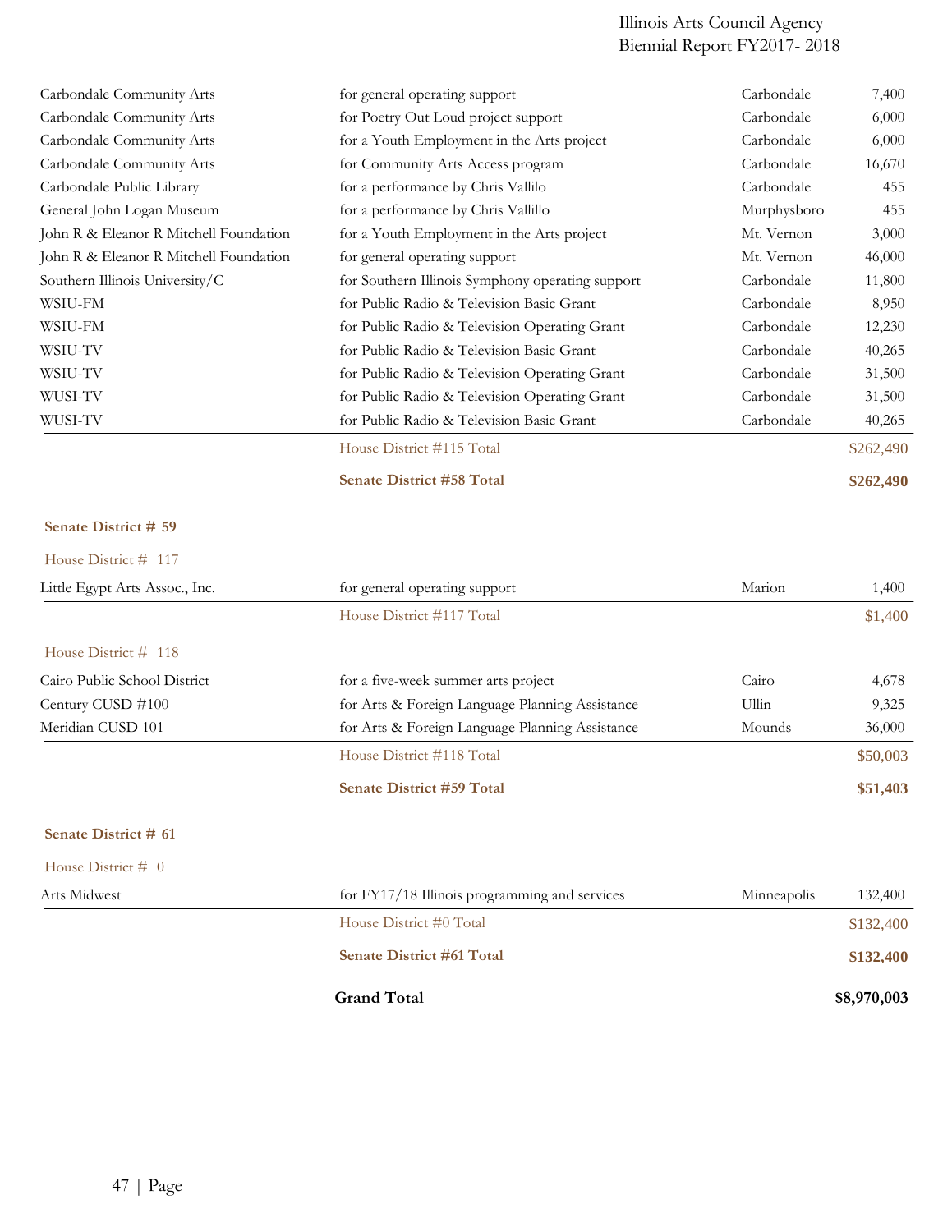| | | | |
|---|---|---|---|
| Carbondale Community Arts | for general operating support | Carbondale | 7,400 |
| Carbondale Community Arts | for Poetry Out Loud project support | Carbondale | 6,000 |
| Carbondale Community Arts | for a Youth Employment in the Arts project | Carbondale | 6,000 |
| Carbondale Community Arts | for Community Arts Access program | Carbondale | 16,670 |
| Carbondale Public Library | for a performance by Chris Vallilo | Carbondale | 455 |
| General John Logan Museum | for a performance by Chris Vallillo | Murphysboro | 455 |
| John R & Eleanor R Mitchell Foundation | for a Youth Employment in the Arts project | Mt. Vernon | 3,000 |
| John R & Eleanor R Mitchell Foundation | for general operating support | Mt. Vernon | 46,000 |
| Southern Illinois University/C | for Southern Illinois Symphony operating support | Carbondale | 11,800 |
| WSIU-FM | for Public Radio & Television Basic Grant | Carbondale | 8,950 |
| WSIU-FM | for Public Radio & Television Operating Grant | Carbondale | 12,230 |
| WSIU-TV | for Public Radio & Television Basic Grant | Carbondale | 40,265 |
| WSIU-TV | for Public Radio & Television Operating Grant | Carbondale | 31,500 |
| WUSI-TV | for Public Radio & Television Operating Grant | Carbondale | 31,500 |
| WUSI-TV | for Public Radio & Television Basic Grant | Carbondale | 40,265 |
| | House District #115 Total | | $262,490 |
| | **Senate District #58 Total** | | **$262,490** |

**Senate District # 59**

House District # 117

| | | | |
|---|---|---|---|
| Little Egypt Arts Assoc., Inc. | for general operating support | Marion | 1,400 |
| | House District #117 Total | | $1,400 |

House District # 118

| | | | |
|---|---|---|---|
| Cairo Public School District | for a five-week summer arts project | Cairo | 4,678 |
| Century CUSD #100 | for Arts & Foreign Language Planning Assistance | Ullin | 9,325 |
| Meridian CUSD 101 | for Arts & Foreign Language Planning Assistance | Mounds | 36,000 |
| | House District #118 Total | | $50,003 |
| | **Senate District #59 Total** | | **$51,403** |

**Senate District # 61**

House District # 0

| | | | |
|---|---|---|---|
| Arts Midwest | for FY17/18 Illinois programming and services | Minneapolis | 132,400 |
| | House District #0 Total | | $132,400 |
| | **Senate District #61 Total** | | **$132,400** |
| | **Grand Total** | | **$8,970,003** |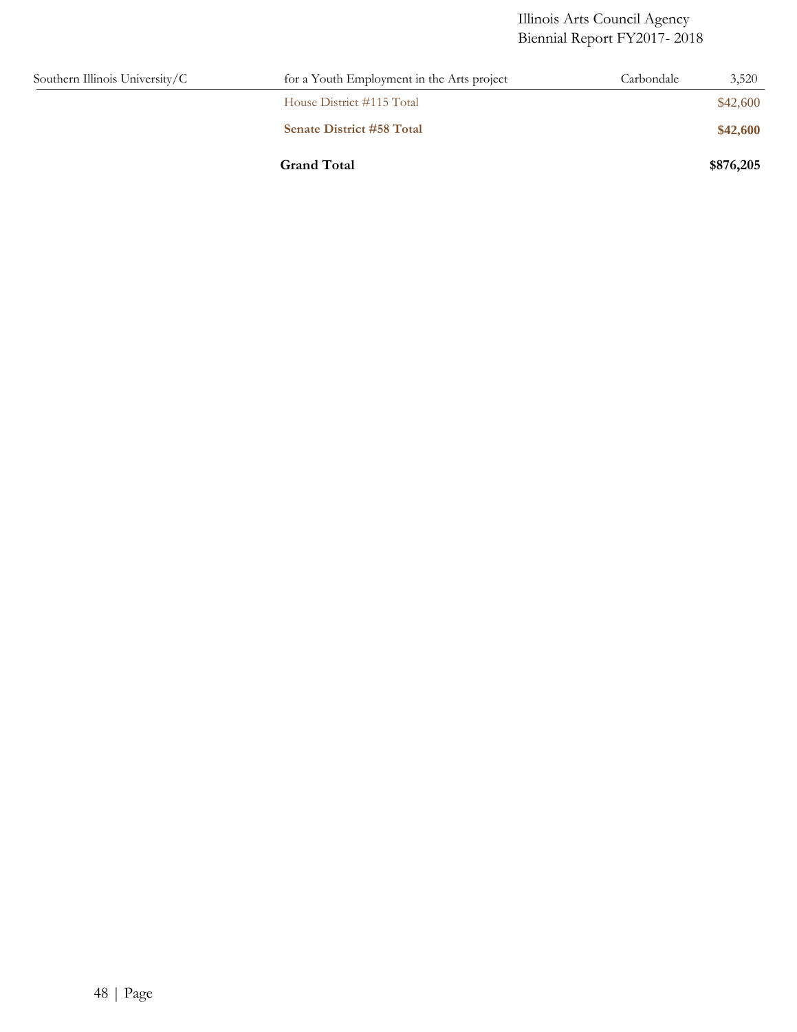| | | | |
|---|---|---|---|
| Southern Illinois University/C | for a Youth Employment in the Arts project | Carbondale | 3,520 |
| | House District #115 Total | | $42,600 |
| | **Senate District #58 Total** | | **$42,600** |
| | **Grand Total** | | **$876,205** |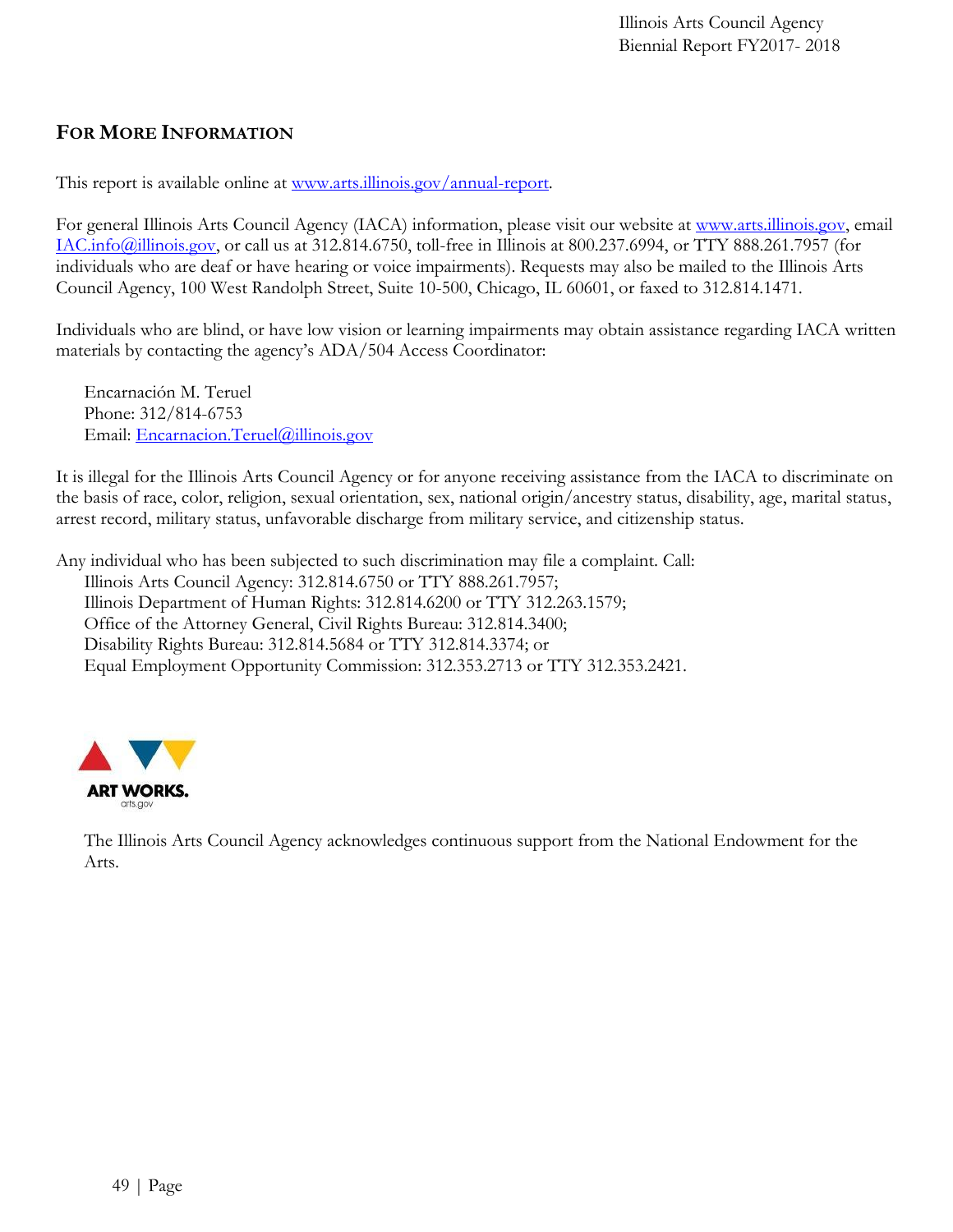## For More Information

This report is available online at www.arts.illinois.gov/annual-report.

For general Illinois Arts Council Agency (IACA) information, please visit our website at www.arts.illinois.gov, email IAC.info@illinois.gov, or call us at 312.814.6750, toll-free in Illinois at 800.237.6994, or TTY 888.261.7957 (for individuals who are deaf or have hearing or voice impairments). Requests may also be mailed to the Illinois Arts Council Agency, 100 West Randolph Street, Suite 10-500, Chicago, IL 60601, or faxed to 312.814.1471.

Individuals who are blind, or have low vision or learning impairments may obtain assistance regarding IACA written materials by contacting the agency's ADA/504 Access Coordinator:

Encarnación M. Teruel
Phone: 312/814-6753
Email: Encarnacion.Teruel@illinois.gov

It is illegal for the Illinois Arts Council Agency or for anyone receiving assistance from the IACA to discriminate on the basis of race, color, religion, sexual orientation, sex, national origin/ancestry status, disability, age, marital status, arrest record, military status, unfavorable discharge from military service, and citizenship status.

Any individual who has been subjected to such discrimination may file a complaint. Call:
Illinois Arts Council Agency: 312.814.6750 or TTY 888.261.7957;
Illinois Department of Human Rights: 312.814.6200 or TTY 312.263.1579;
Office of the Attorney General, Civil Rights Bureau: 312.814.3400;
Disability Rights Bureau: 312.814.5684 or TTY 312.814.3374; or
Equal Employment Opportunity Commission: 312.353.2713 or TTY 312.353.2421.

ART WORKS.
arts.gov

The Illinois Arts Council Agency acknowledges continuous support from the National Endowment for the Arts.